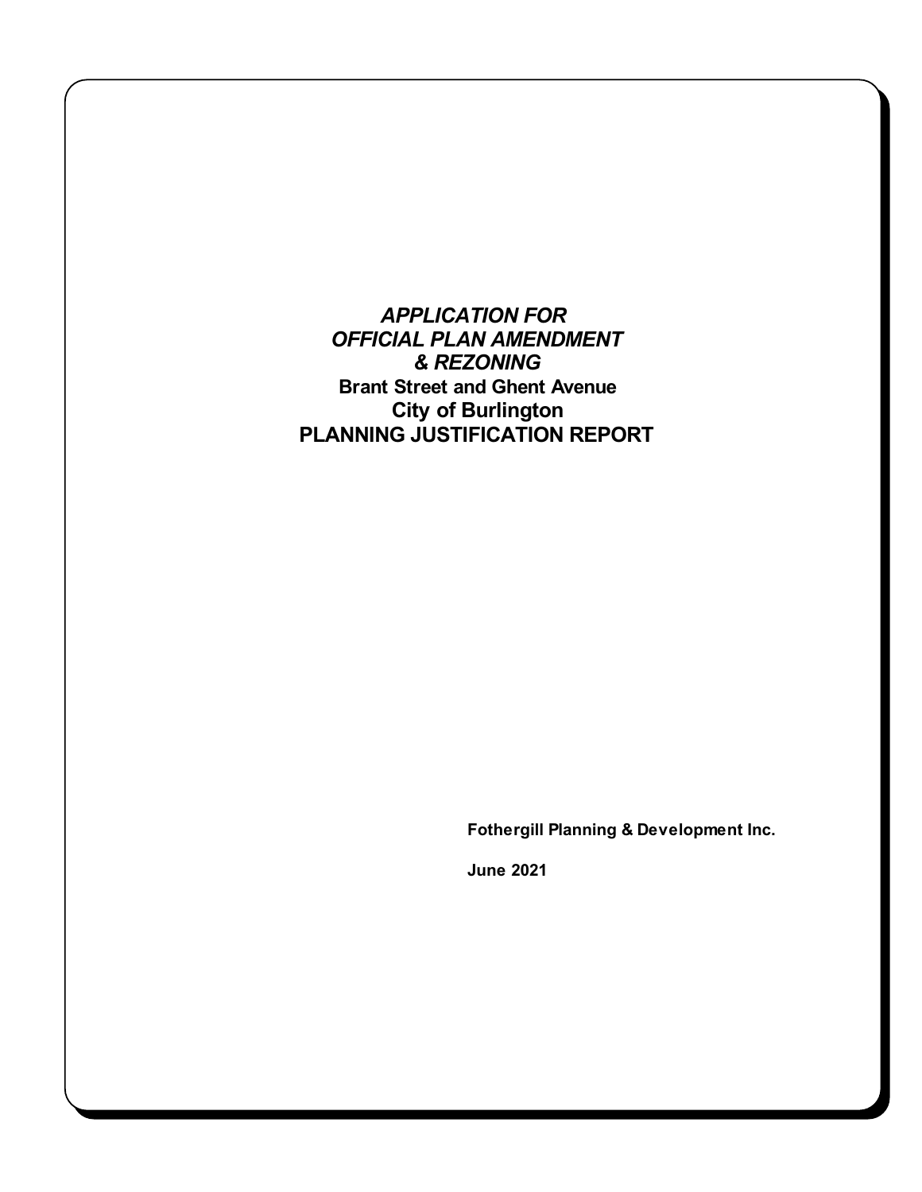# *APPLICATION FOR OFFICIAL PLAN AMENDMENT & REZONING*

**Brant Street and Ghent Avenue**

**City of Burlington**

# PLANNING JUSTIFICATION REPORT

**Fothergill Planning & Development Inc.**

**June 2021**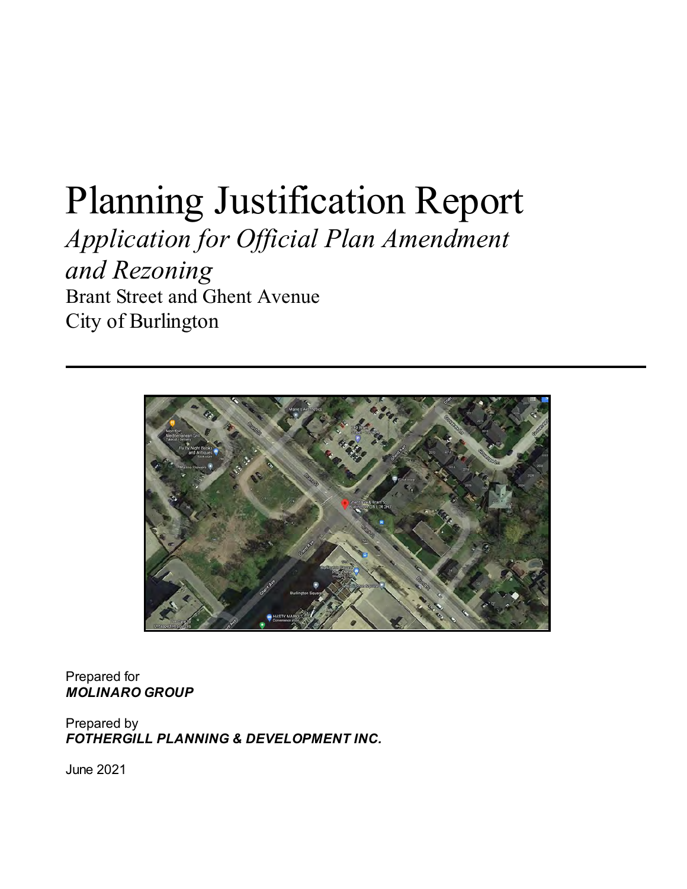# Planning Justification Report

*Application for Official Plan Amendment and Rezoning*

Brant Street and Ghent Avenue
City of Burlington

---

Prepared for
***MOLINARO GROUP***

Prepared by
***FOTHERGILL PLANNING & DEVELOPMENT INC.***

June 2021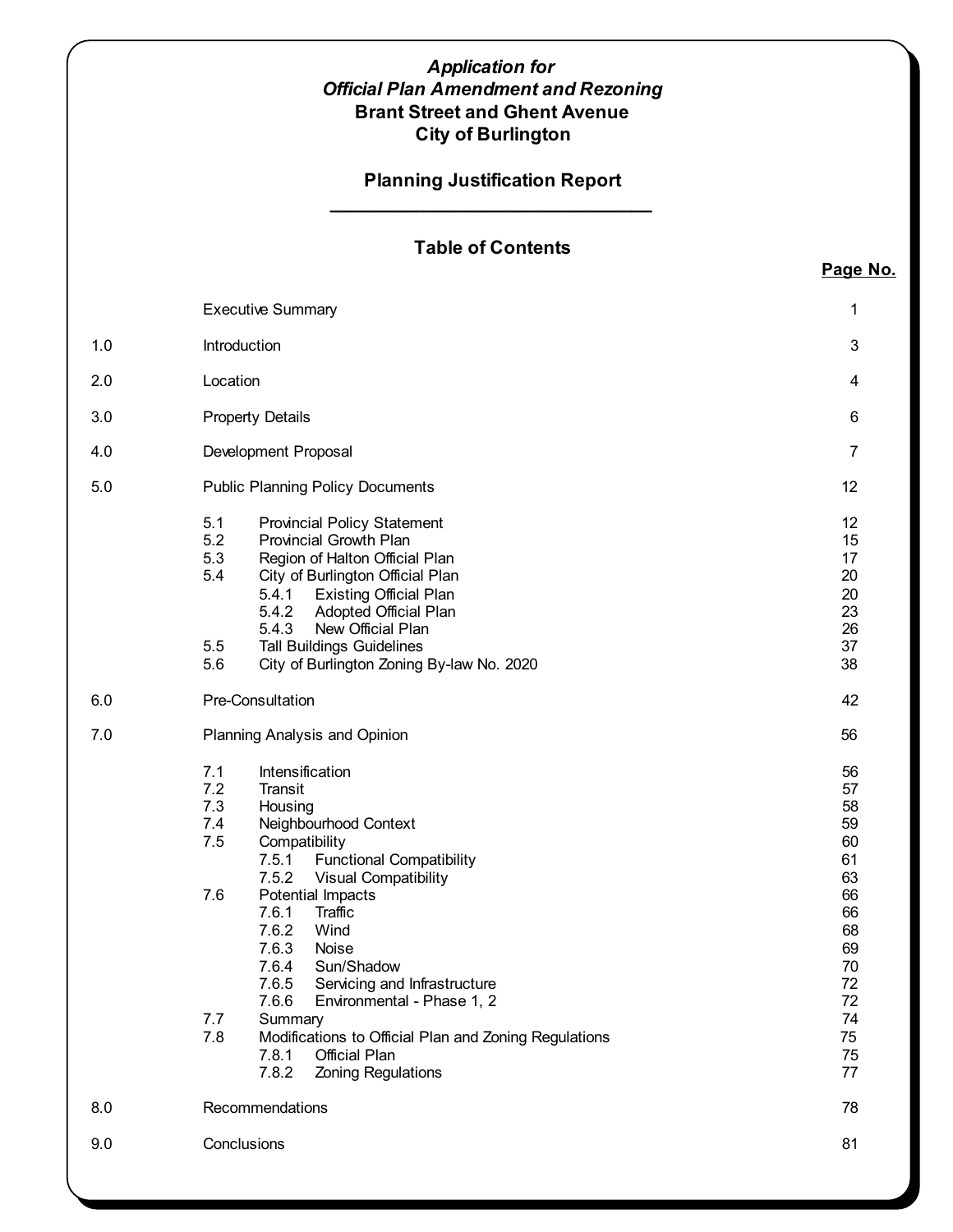***Application for***
***Official Plan Amendment and Rezoning***
**Brant Street and Ghent Avenue**
**City of Burlington**

**Planning Justification Report**

## Table of Contents

| | | **Page No.** |
|---|---|---|
| | Executive Summary | 1 |
| 1.0 | Introduction | 3 |
| 2.0 | Location | 4 |
| 3.0 | Property Details | 6 |
| 4.0 | Development Proposal | 7 |
| 5.0 | Public Planning Policy Documents | 12 |
| | 5.1 Provincial Policy Statement | 12 |
| | 5.2 Provincial Growth Plan | 15 |
| | 5.3 Region of Halton Official Plan | 17 |
| | 5.4 City of Burlington Official Plan | 20 |
| | 5.4.1 Existing Official Plan | 20 |
| | 5.4.2 Adopted Official Plan | 23 |
| | 5.4.3 New Official Plan | 26 |
| | 5.5 Tall Buildings Guidelines | 37 |
| | 5.6 City of Burlington Zoning By-law No. 2020 | 38 |
| 6.0 | Pre-Consultation | 42 |
| 7.0 | Planning Analysis and Opinion | 56 |
| | 7.1 Intensification | 56 |
| | 7.2 Transit | 57 |
| | 7.3 Housing | 58 |
| | 7.4 Neighbourhood Context | 59 |
| | 7.5 Compatibility | 60 |
| | 7.5.1 Functional Compatibility | 61 |
| | 7.5.2 Visual Compatibility | 63 |
| | 7.6 Potential Impacts | 66 |
| | 7.6.1 Traffic | 66 |
| | 7.6.2 Wind | 68 |
| | 7.6.3 Noise | 69 |
| | 7.6.4 Sun/Shadow | 70 |
| | 7.6.5 Servicing and Infrastructure | 72 |
| | 7.6.6 Environmental - Phase 1, 2 | 72 |
| | 7.7 Summary | 74 |
| | 7.8 Modifications to Official Plan and Zoning Regulations | 75 |
| | 7.8.1 Official Plan | 75 |
| | 7.8.2 Zoning Regulations | 77 |
| 8.0 | Recommendations | 78 |
| 9.0 | Conclusions | 81 |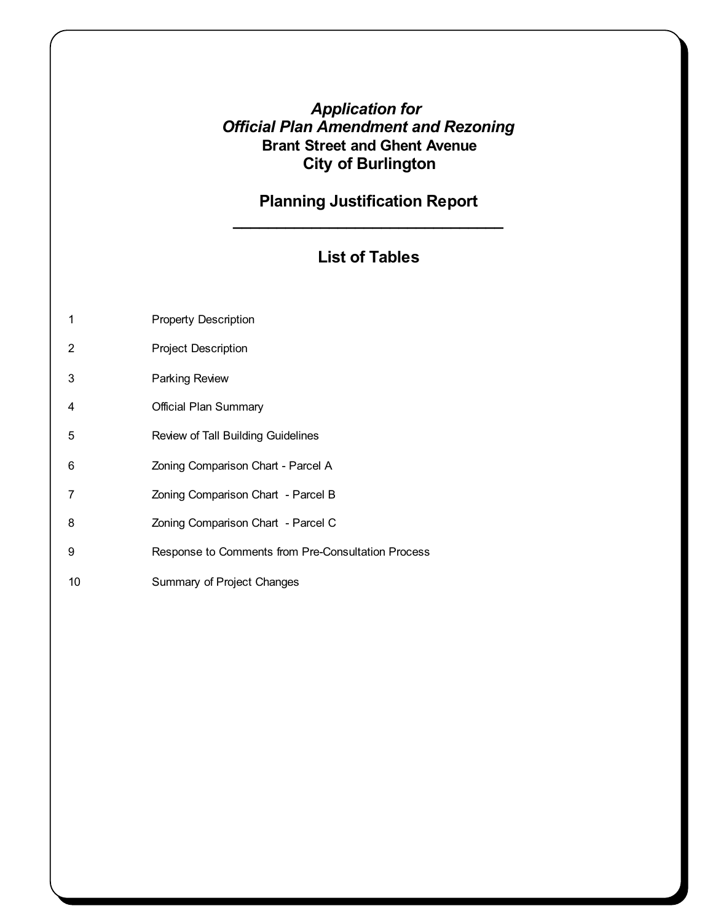*Application for*
*Official Plan Amendment and Rezoning*
**Brant Street and Ghent Avenue**
**City of Burlington**

# Planning Justification Report

---

## List of Tables

| | |
|---|---|
| 1 | Property Description |
| 2 | Project Description |
| 3 | Parking Review |
| 4 | Official Plan Summary |
| 5 | Review of Tall Building Guidelines |
| 6 | Zoning Comparison Chart - Parcel A |
| 7 | Zoning Comparison Chart - Parcel B |
| 8 | Zoning Comparison Chart - Parcel C |
| 9 | Response to Comments from Pre-Consultation Process |
| 10 | Summary of Project Changes |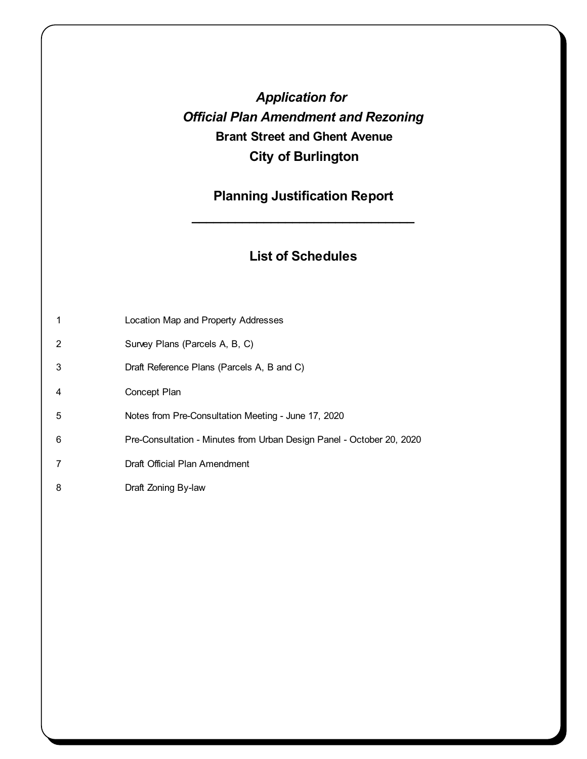*Application for*

*Official Plan Amendment and Rezoning*

**Brant Street and Ghent Avenue**

**City of Burlington**

## Planning Justification Report

---

## List of Schedules

| | |
|---|---|
| 1 | Location Map and Property Addresses |
| 2 | Survey Plans (Parcels A, B, C) |
| 3 | Draft Reference Plans (Parcels A, B and C) |
| 4 | Concept Plan |
| 5 | Notes from Pre-Consultation Meeting - June 17, 2020 |
| 6 | Pre-Consultation - Minutes from Urban Design Panel - October 20, 2020 |
| 7 | Draft Official Plan Amendment |
| 8 | Draft Zoning By-law |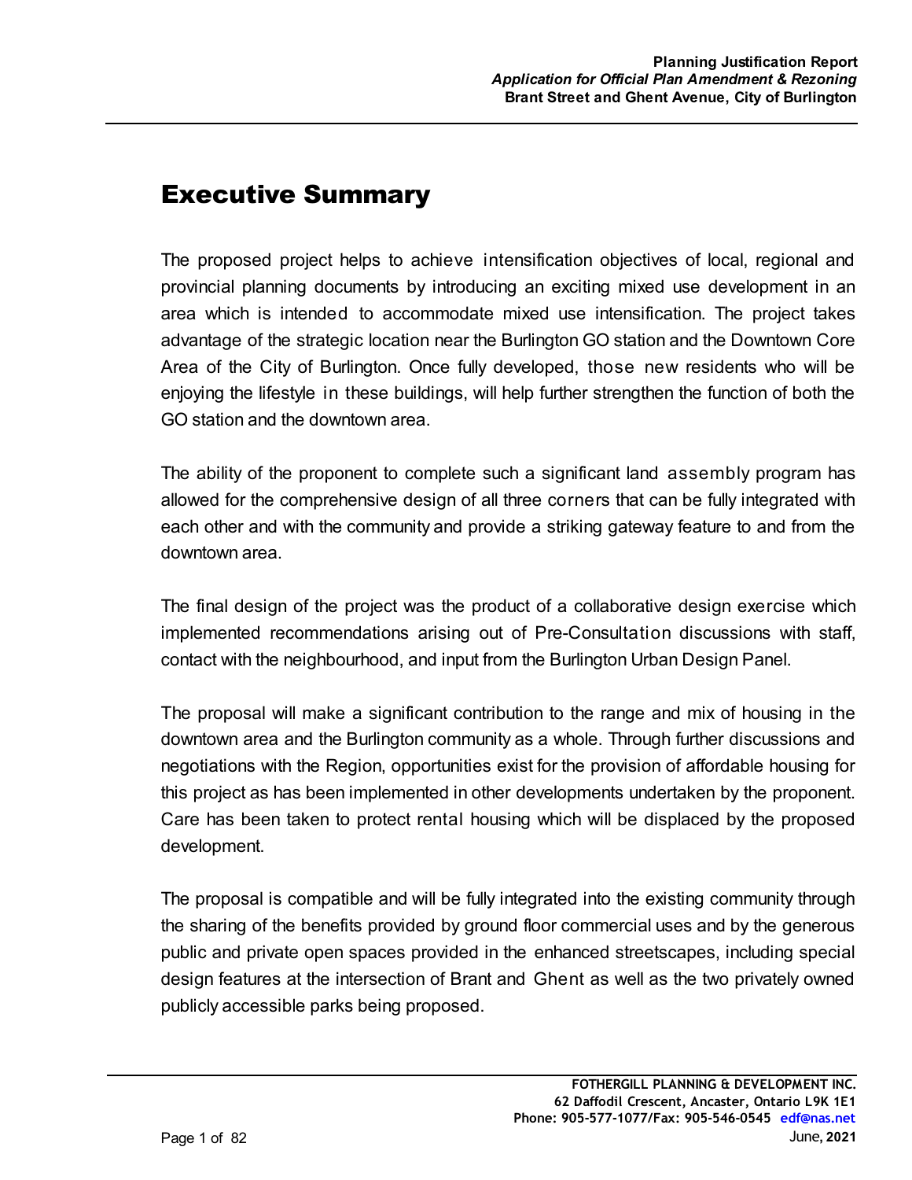# Executive Summary

The proposed project helps to achieve intensification objectives of local, regional and provincial planning documents by introducing an exciting mixed use development in an area which is intended to accommodate mixed use intensification. The project takes advantage of the strategic location near the Burlington GO station and the Downtown Core Area of the City of Burlington. Once fully developed, those new residents who will be enjoying the lifestyle in these buildings, will help further strengthen the function of both the GO station and the downtown area.

The ability of the proponent to complete such a significant land assembly program has allowed for the comprehensive design of all three corners that can be fully integrated with each other and with the community and provide a striking gateway feature to and from the downtown area.

The final design of the project was the product of a collaborative design exercise which implemented recommendations arising out of Pre-Consultation discussions with staff, contact with the neighbourhood, and input from the Burlington Urban Design Panel.

The proposal will make a significant contribution to the range and mix of housing in the downtown area and the Burlington community as a whole. Through further discussions and negotiations with the Region, opportunities exist for the provision of affordable housing for this project as has been implemented in other developments undertaken by the proponent. Care has been taken to protect rental housing which will be displaced by the proposed development.

The proposal is compatible and will be fully integrated into the existing community through the sharing of the benefits provided by ground floor commercial uses and by the generous public and private open spaces provided in the enhanced streetscapes, including special design features at the intersection of Brant and Ghent as well as the two privately owned publicly accessible parks being proposed.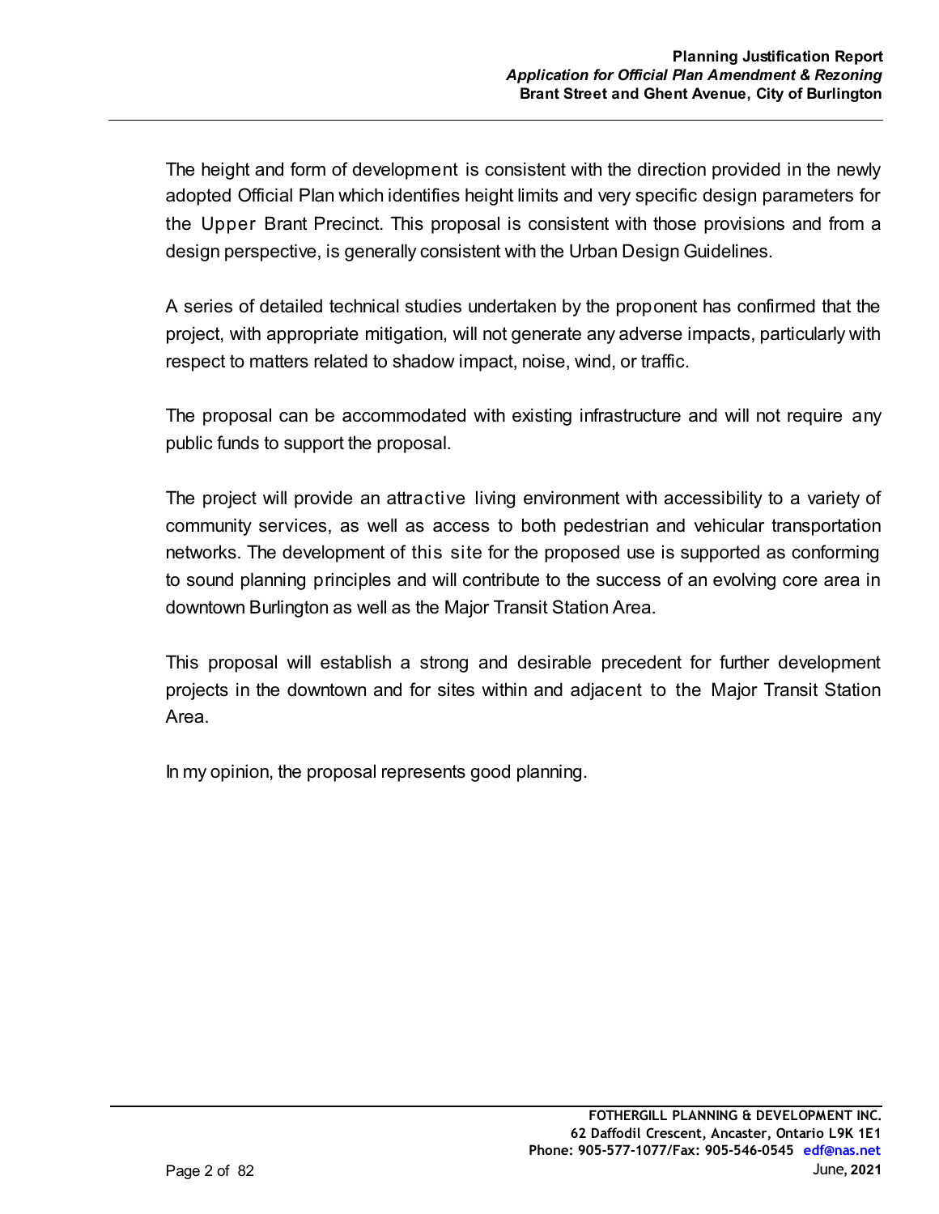The height and form of development is consistent with the direction provided in the newly adopted Official Plan which identifies height limits and very specific design parameters for the Upper Brant Precinct. This proposal is consistent with those provisions and from a design perspective, is generally consistent with the Urban Design Guidelines.

A series of detailed technical studies undertaken by the proponent has confirmed that the project, with appropriate mitigation, will not generate any adverse impacts, particularly with respect to matters related to shadow impact, noise, wind, or traffic.

The proposal can be accommodated with existing infrastructure and will not require any public funds to support the proposal.

The project will provide an attractive living environment with accessibility to a variety of community services, as well as access to both pedestrian and vehicular transportation networks. The development of this site for the proposed use is supported as conforming to sound planning principles and will contribute to the success of an evolving core area in downtown Burlington as well as the Major Transit Station Area.

This proposal will establish a strong and desirable precedent for further development projects in the downtown and for sites within and adjacent to the Major Transit Station Area.

In my opinion, the proposal represents good planning.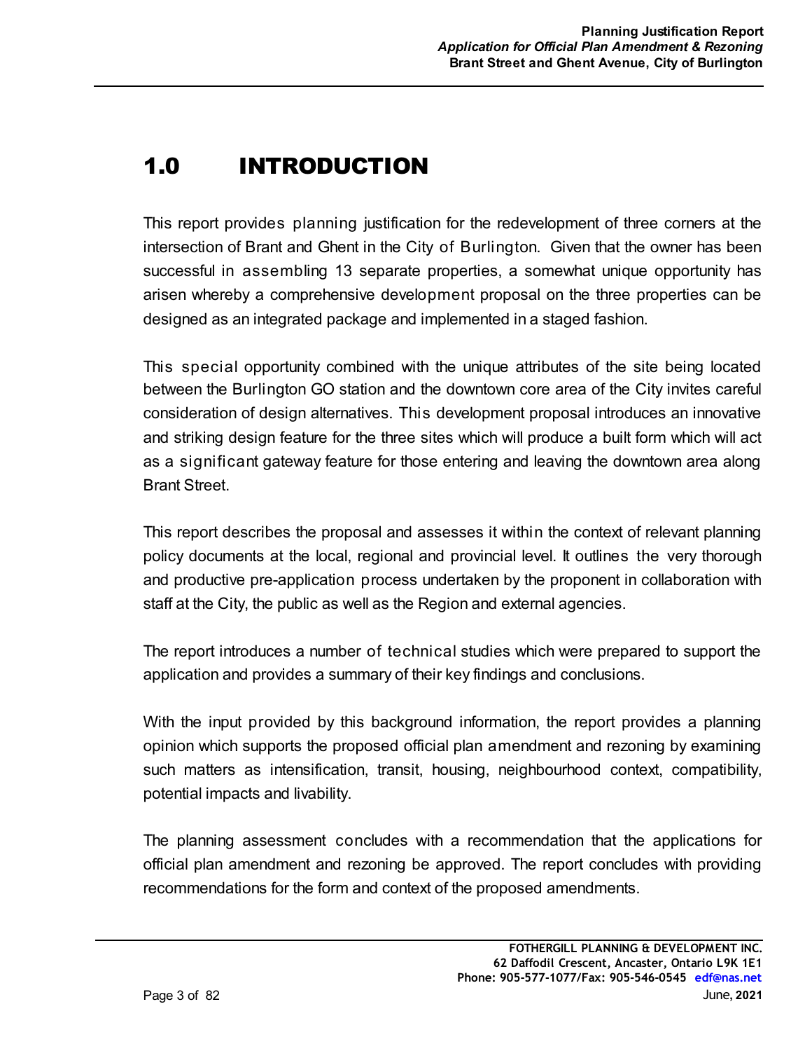# 1.0 INTRODUCTION

This report provides planning justification for the redevelopment of three corners at the intersection of Brant and Ghent in the City of Burlington. Given that the owner has been successful in assembling 13 separate properties, a somewhat unique opportunity has arisen whereby a comprehensive development proposal on the three properties can be designed as an integrated package and implemented in a staged fashion.

This special opportunity combined with the unique attributes of the site being located between the Burlington GO station and the downtown core area of the City invites careful consideration of design alternatives. This development proposal introduces an innovative and striking design feature for the three sites which will produce a built form which will act as a significant gateway feature for those entering and leaving the downtown area along Brant Street.

This report describes the proposal and assesses it within the context of relevant planning policy documents at the local, regional and provincial level. It outlines the very thorough and productive pre-application process undertaken by the proponent in collaboration with staff at the City, the public as well as the Region and external agencies.

The report introduces a number of technical studies which were prepared to support the application and provides a summary of their key findings and conclusions.

With the input provided by this background information, the report provides a planning opinion which supports the proposed official plan amendment and rezoning by examining such matters as intensification, transit, housing, neighbourhood context, compatibility, potential impacts and livability.

The planning assessment concludes with a recommendation that the applications for official plan amendment and rezoning be approved. The report concludes with providing recommendations for the form and context of the proposed amendments.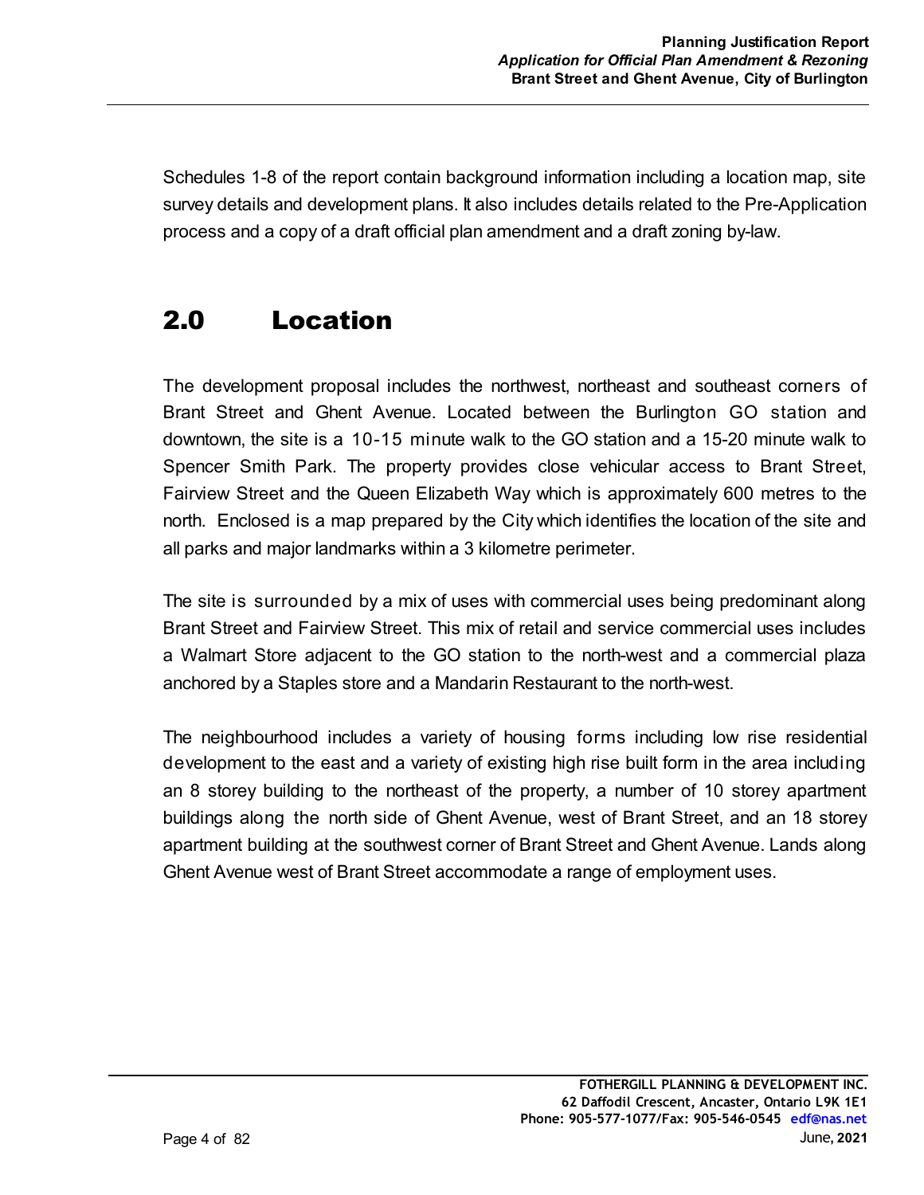Schedules 1-8 of the report contain background information including a location map, site survey details and development plans. It also includes details related to the Pre-Application process and a copy of a draft official plan amendment and a draft zoning by-law.

## 2.0 Location

The development proposal includes the northwest, northeast and southeast corners of Brant Street and Ghent Avenue. Located between the Burlington GO station and downtown, the site is a 10-15 minute walk to the GO station and a 15-20 minute walk to Spencer Smith Park. The property provides close vehicular access to Brant Street, Fairview Street and the Queen Elizabeth Way which is approximately 600 metres to the north. Enclosed is a map prepared by the City which identifies the location of the site and all parks and major landmarks within a 3 kilometre perimeter.

The site is surrounded by a mix of uses with commercial uses being predominant along Brant Street and Fairview Street. This mix of retail and service commercial uses includes a Walmart Store adjacent to the GO station to the north-west and a commercial plaza anchored by a Staples store and a Mandarin Restaurant to the north-west.

The neighbourhood includes a variety of housing forms including low rise residential development to the east and a variety of existing high rise built form in the area including an 8 storey building to the northeast of the property, a number of 10 storey apartment buildings along the north side of Ghent Avenue, west of Brant Street, and an 18 storey apartment building at the southwest corner of Brant Street and Ghent Avenue. Lands along Ghent Avenue west of Brant Street accommodate a range of employment uses.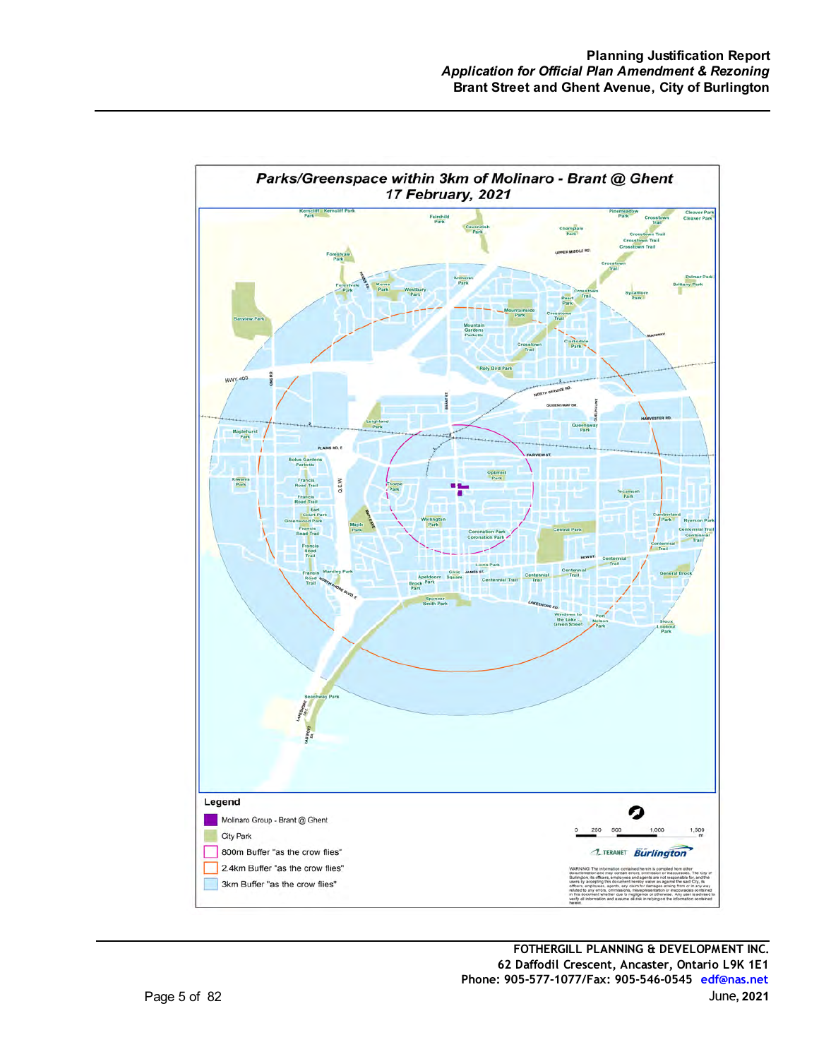## Parks/Greenspace within 3km of Molinaro - Brant @ Ghent

*17 February, 2021*

**Legend**

- Molinaro Group - Brant @ Ghent
- City Park
- 800m Buffer "as the crow flies"
- 2.4km Buffer "as the crow flies"
- 3km Buffer "as the crow flies"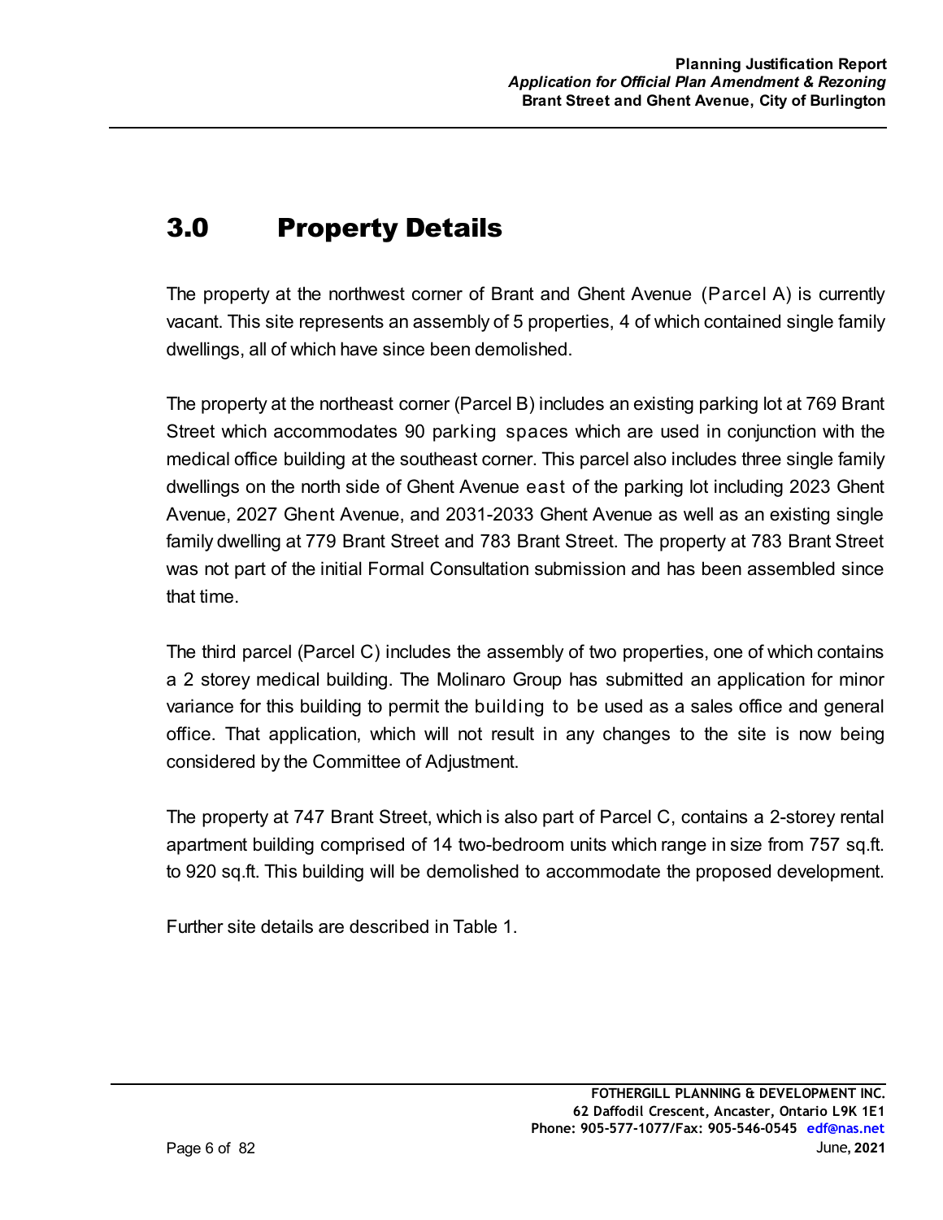# 3.0 Property Details

The property at the northwest corner of Brant and Ghent Avenue (Parcel A) is currently vacant. This site represents an assembly of 5 properties, 4 of which contained single family dwellings, all of which have since been demolished.

The property at the northeast corner (Parcel B) includes an existing parking lot at 769 Brant Street which accommodates 90 parking spaces which are used in conjunction with the medical office building at the southeast corner. This parcel also includes three single family dwellings on the north side of Ghent Avenue east of the parking lot including 2023 Ghent Avenue, 2027 Ghent Avenue, and 2031-2033 Ghent Avenue as well as an existing single family dwelling at 779 Brant Street and 783 Brant Street. The property at 783 Brant Street was not part of the initial Formal Consultation submission and has been assembled since that time.

The third parcel (Parcel C) includes the assembly of two properties, one of which contains a 2 storey medical building. The Molinaro Group has submitted an application for minor variance for this building to permit the building to be used as a sales office and general office. That application, which will not result in any changes to the site is now being considered by the Committee of Adjustment.

The property at 747 Brant Street, which is also part of Parcel C, contains a 2-storey rental apartment building comprised of 14 two-bedroom units which range in size from 757 sq.ft. to 920 sq.ft. This building will be demolished to accommodate the proposed development.

Further site details are described in Table 1.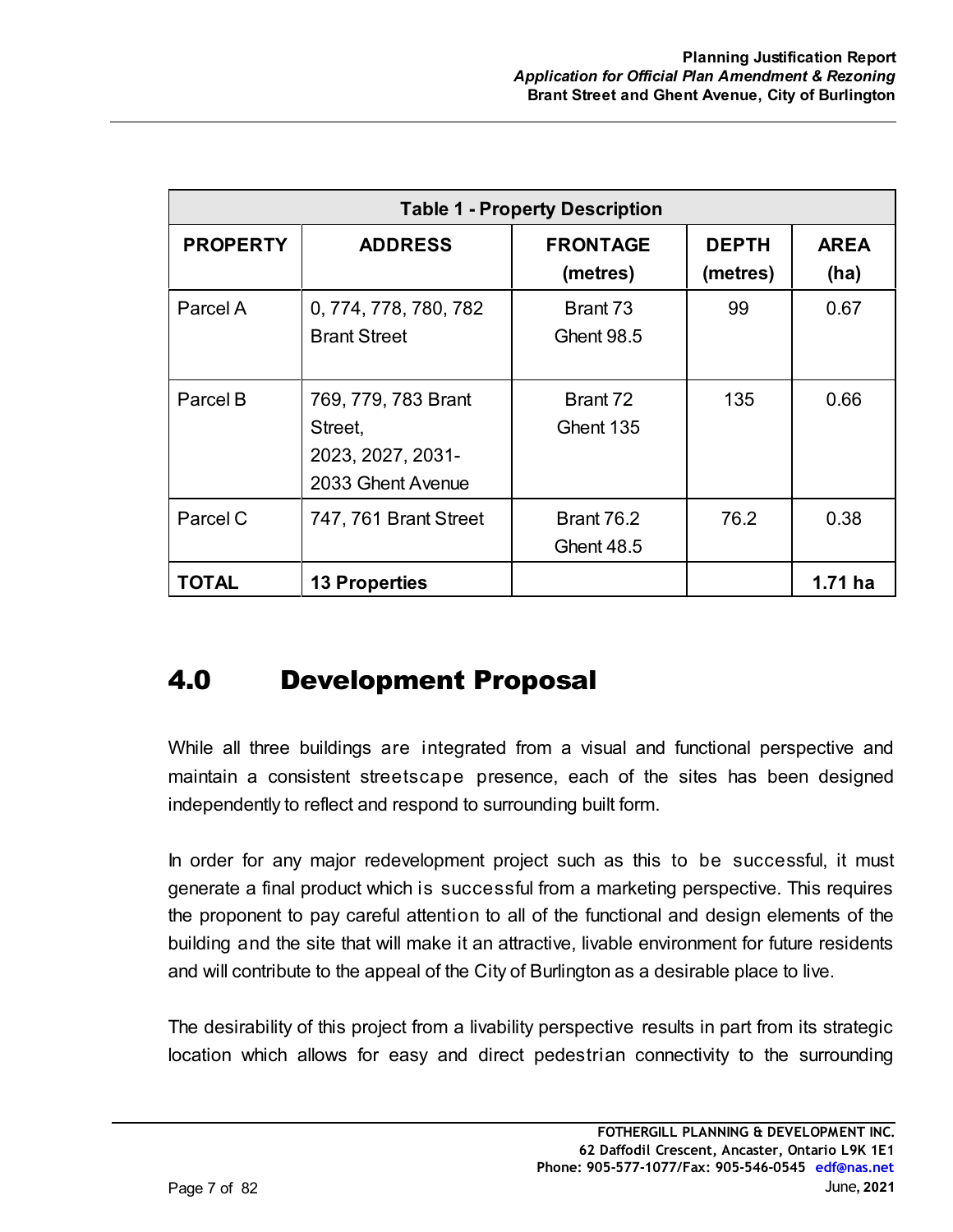| Table 1 - Property Description | | | | |
|---|---|---|---|---|
| **PROPERTY** | **ADDRESS** | **FRONTAGE (metres)** | **DEPTH (metres)** | **AREA (ha)** |
| Parcel A | 0, 774, 778, 780, 782 Brant Street | Brant 73<br>Ghent 98.5 | 99 | 0.67 |
| Parcel B | 769, 779, 783 Brant Street,<br>2023, 2027, 2031-2033 Ghent Avenue | Brant 72<br>Ghent 135 | 135 | 0.66 |
| Parcel C | 747, 761 Brant Street | Brant 76.2<br>Ghent 48.5 | 76.2 | 0.38 |
| **TOTAL** | **13 Properties** | | | **1.71 ha** |

# 4.0 Development Proposal

While all three buildings are integrated from a visual and functional perspective and maintain a consistent streetscape presence, each of the sites has been designed independently to reflect and respond to surrounding built form.

In order for any major redevelopment project such as this to be successful, it must generate a final product which is successful from a marketing perspective. This requires the proponent to pay careful attention to all of the functional and design elements of the building and the site that will make it an attractive, livable environment for future residents and will contribute to the appeal of the City of Burlington as a desirable place to live.

The desirability of this project from a livability perspective results in part from its strategic location which allows for easy and direct pedestrian connectivity to the surrounding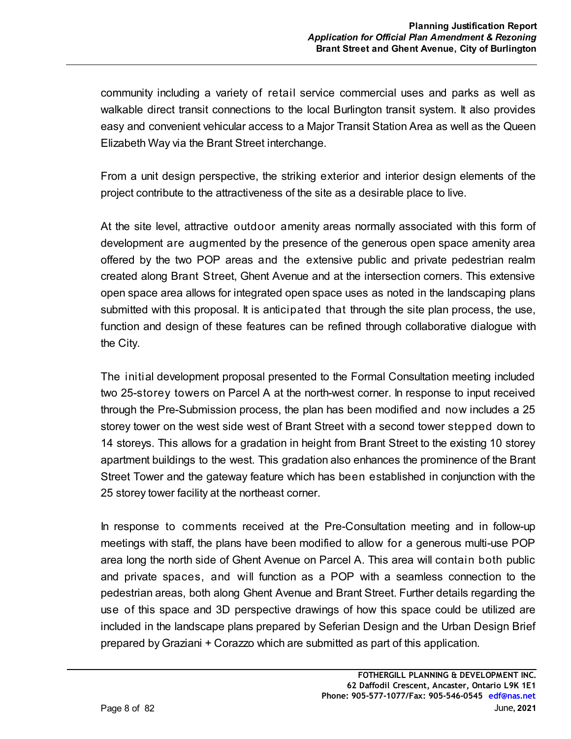community including a variety of retail service commercial uses and parks as well as walkable direct transit connections to the local Burlington transit system. It also provides easy and convenient vehicular access to a Major Transit Station Area as well as the Queen Elizabeth Way via the Brant Street interchange.

From a unit design perspective, the striking exterior and interior design elements of the project contribute to the attractiveness of the site as a desirable place to live.

At the site level, attractive outdoor amenity areas normally associated with this form of development are augmented by the presence of the generous open space amenity area offered by the two POP areas and the extensive public and private pedestrian realm created along Brant Street, Ghent Avenue and at the intersection corners. This extensive open space area allows for integrated open space uses as noted in the landscaping plans submitted with this proposal. It is anticipated that through the site plan process, the use, function and design of these features can be refined through collaborative dialogue with the City.

The initial development proposal presented to the Formal Consultation meeting included two 25-storey towers on Parcel A at the north-west corner. In response to input received through the Pre-Submission process, the plan has been modified and now includes a 25 storey tower on the west side west of Brant Street with a second tower stepped down to 14 storeys. This allows for a gradation in height from Brant Street to the existing 10 storey apartment buildings to the west. This gradation also enhances the prominence of the Brant Street Tower and the gateway feature which has been established in conjunction with the 25 storey tower facility at the northeast corner.

In response to comments received at the Pre-Consultation meeting and in follow-up meetings with staff, the plans have been modified to allow for a generous multi-use POP area long the north side of Ghent Avenue on Parcel A. This area will contain both public and private spaces, and will function as a POP with a seamless connection to the pedestrian areas, both along Ghent Avenue and Brant Street. Further details regarding the use of this space and 3D perspective drawings of how this space could be utilized are included in the landscape plans prepared by Seferian Design and the Urban Design Brief prepared by Graziani + Corazzo which are submitted as part of this application.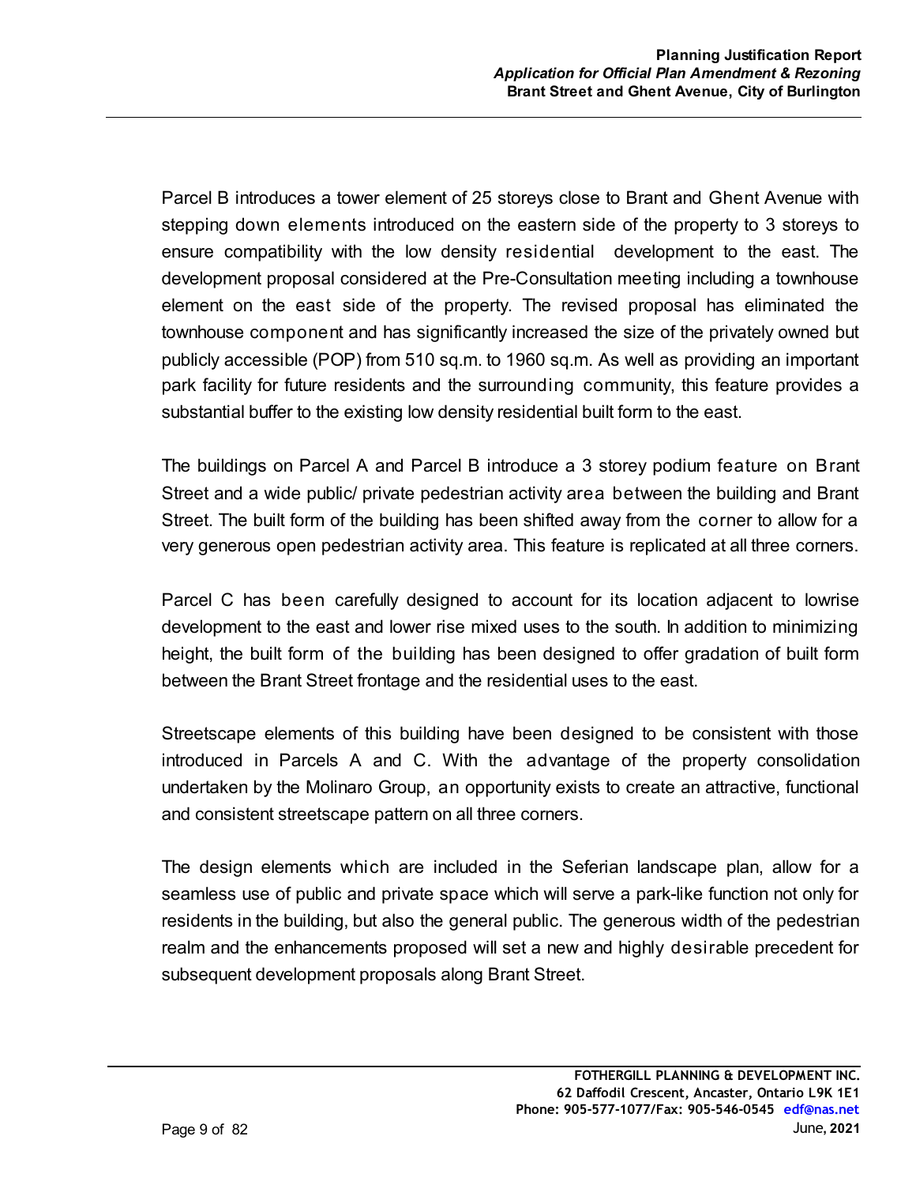Parcel B introduces a tower element of 25 storeys close to Brant and Ghent Avenue with stepping down elements introduced on the eastern side of the property to 3 storeys to ensure compatibility with the low density residential development to the east. The development proposal considered at the Pre-Consultation meeting including a townhouse element on the east side of the property. The revised proposal has eliminated the townhouse component and has significantly increased the size of the privately owned but publicly accessible (POP) from 510 sq.m. to 1960 sq.m. As well as providing an important park facility for future residents and the surrounding community, this feature provides a substantial buffer to the existing low density residential built form to the east.

The buildings on Parcel A and Parcel B introduce a 3 storey podium feature on Brant Street and a wide public/ private pedestrian activity area between the building and Brant Street. The built form of the building has been shifted away from the corner to allow for a very generous open pedestrian activity area. This feature is replicated at all three corners.

Parcel C has been carefully designed to account for its location adjacent to lowrise development to the east and lower rise mixed uses to the south. In addition to minimizing height, the built form of the building has been designed to offer gradation of built form between the Brant Street frontage and the residential uses to the east.

Streetscape elements of this building have been designed to be consistent with those introduced in Parcels A and C. With the advantage of the property consolidation undertaken by the Molinaro Group, an opportunity exists to create an attractive, functional and consistent streetscape pattern on all three corners.

The design elements which are included in the Seferian landscape plan, allow for a seamless use of public and private space which will serve a park-like function not only for residents in the building, but also the general public. The generous width of the pedestrian realm and the enhancements proposed will set a new and highly desirable precedent for subsequent development proposals along Brant Street.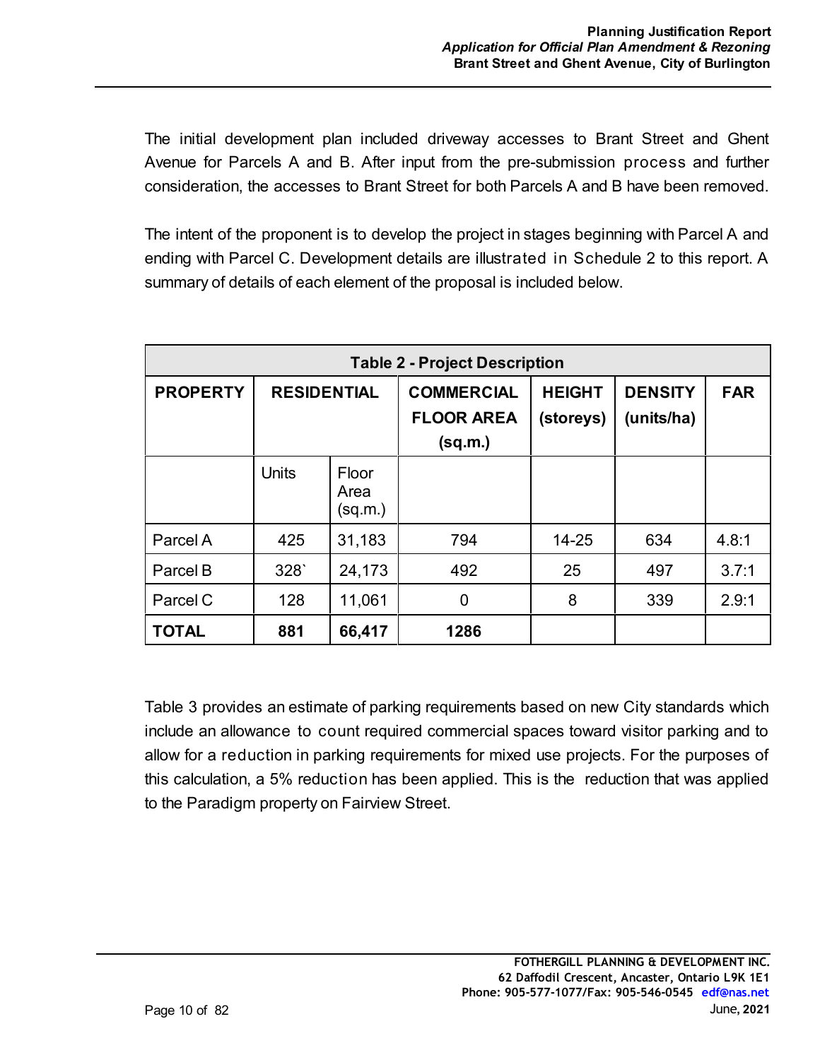The initial development plan included driveway accesses to Brant Street and Ghent Avenue for Parcels A and B. After input from the pre-submission process and further consideration, the accesses to Brant Street for both Parcels A and B have been removed.

The intent of the proponent is to develop the project in stages beginning with Parcel A and ending with Parcel C. Development details are illustrated in Schedule 2 to this report. A summary of details of each element of the proposal is included below.

| **Table 2 - Project Description** | | | | | | |
|---|---|---|---|---|---|---|
| **PROPERTY** | **RESIDENTIAL** | | **COMMERCIAL FLOOR AREA (sq.m.)** | **HEIGHT (storeys)** | **DENSITY (units/ha)** | **FAR** |
| | Units | Floor Area (sq.m.) | | | | |
| Parcel A | 425 | 31,183 | 794 | 14-25 | 634 | 4.8:1 |
| Parcel B | 328` | 24,173 | 492 | 25 | 497 | 3.7:1 |
| Parcel C | 128 | 11,061 | 0 | 8 | 339 | 2.9:1 |
| **TOTAL** | **881** | **66,417** | **1286** | | | |

Table 3 provides an estimate of parking requirements based on new City standards which include an allowance to count required commercial spaces toward visitor parking and to allow for a reduction in parking requirements for mixed use projects. For the purposes of this calculation, a 5% reduction has been applied. This is the reduction that was applied to the Paradigm property on Fairview Street.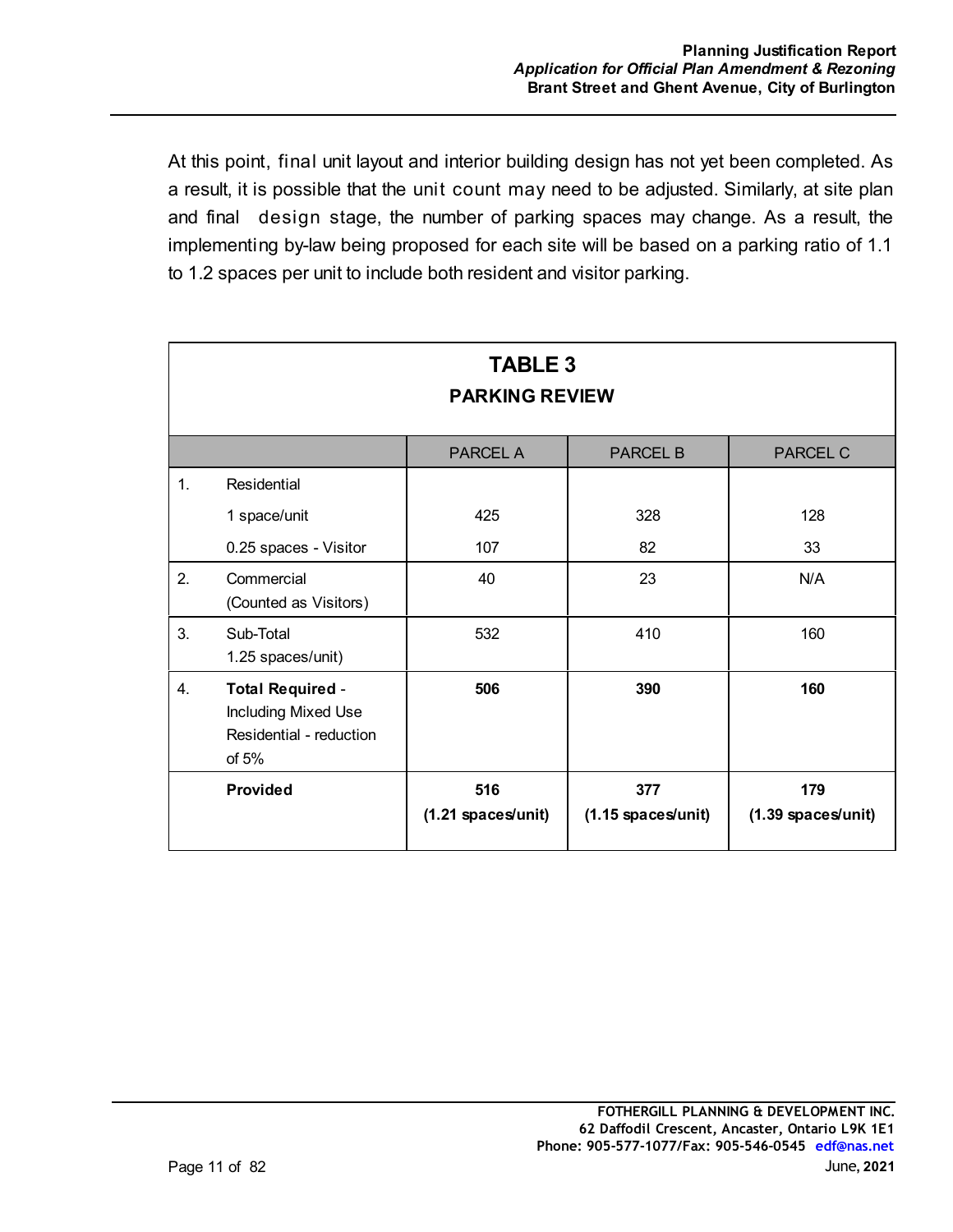At this point, final unit layout and interior building design has not yet been completed. As a result, it is possible that the unit count may need to be adjusted. Similarly, at site plan and final design stage, the number of parking spaces may change. As a result, the implementing by-law being proposed for each site will be based on a parking ratio of 1.1 to 1.2 spaces per unit to include both resident and visitor parking.

**TABLE 3**
**PARKING REVIEW**

| | | PARCEL A | PARCEL B | PARCEL C |
|---|---|---|---|---|
| 1. | Residential | | | |
| | 1 space/unit | 425 | 328 | 128 |
| | 0.25 spaces - Visitor | 107 | 82 | 33 |
| 2. | Commercial (Counted as Visitors) | 40 | 23 | N/A |
| 3. | Sub-Total 1.25 spaces/unit) | 532 | 410 | 160 |
| 4. | **Total Required** - Including Mixed Use Residential - reduction of 5% | **506** | **390** | **160** |
| | **Provided** | **516 (1.21 spaces/unit)** | **377 (1.15 spaces/unit)** | **179 (1.39 spaces/unit)** |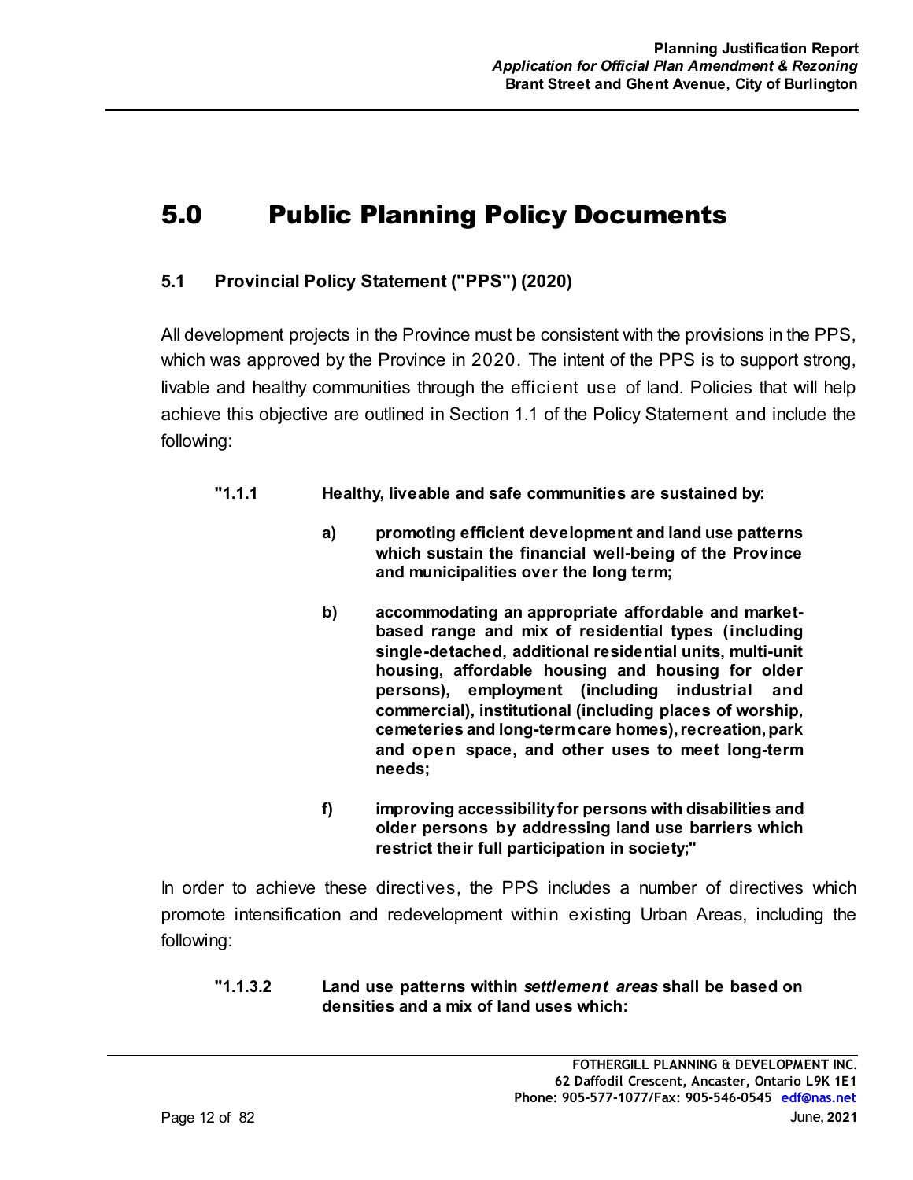# 5.0 Public Planning Policy Documents

## 5.1 Provincial Policy Statement ("PPS") (2020)

All development projects in the Province must be consistent with the provisions in the PPS, which was approved by the Province in 2020. The intent of the PPS is to support strong, livable and healthy communities through the efficient use of land. Policies that will help achieve this objective are outlined in Section 1.1 of the Policy Statement and include the following:

> **"1.1.1 Healthy, liveable and safe communities are sustained by:**
>
> **a) promoting efficient development and land use patterns which sustain the financial well-being of the Province and municipalities over the long term;**
>
> **b) accommodating an appropriate affordable and market-based range and mix of residential types (including single-detached, additional residential units, multi-unit housing, affordable housing and housing for older persons), employment (including industrial and commercial), institutional (including places of worship, cemeteries and long-term care homes), recreation, park and open space, and other uses to meet long-term needs;**
>
> **f) improving accessibility for persons with disabilities and older persons by addressing land use barriers which restrict their full participation in society;"**

In order to achieve these directives, the PPS includes a number of directives which promote intensification and redevelopment within existing Urban Areas, including the following:

> **"1.1.3.2 Land use patterns within *settlement areas* shall be based on densities and a mix of land uses which:**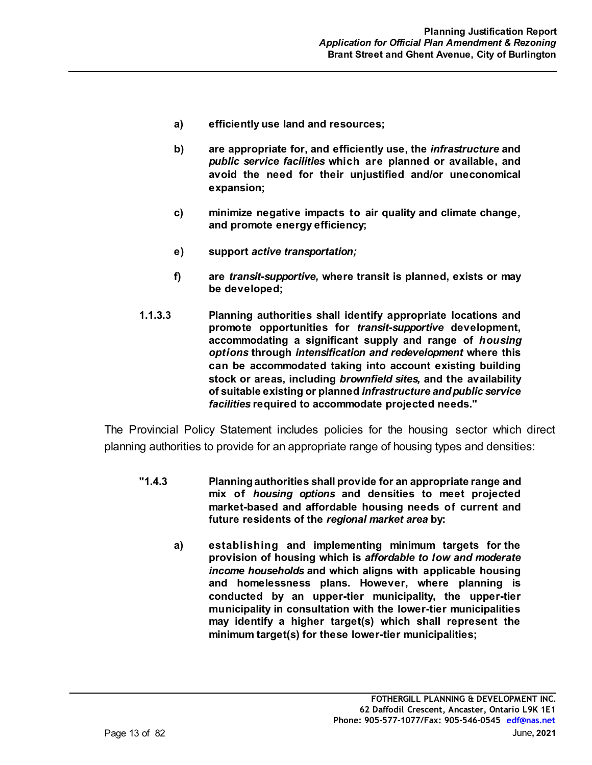> **a)** **efficiently use land and resources;**
>
> **b)** **are appropriate for, and efficiently use, the *infrastructure* and *public service facilities* which are planned or available, and avoid the need for their unjustified and/or uneconomical expansion;**
>
> **c)** **minimize negative impacts to air quality and climate change, and promote energy efficiency;**
>
> **e)** **support *active transportation;***
>
> **f)** **are *transit-supportive,* where transit is planned, exists or may be developed;**
>
> **1.1.3.3** **Planning authorities shall identify appropriate locations and promote opportunities for *transit-supportive* development, accommodating a significant supply and range of *housing options* through *intensification and redevelopment* where this can be accommodated taking into account existing building stock or areas, including *brownfield sites,* and the availability of suitable existing or planned *infrastructure and public service facilities* required to accommodate projected needs."**

The Provincial Policy Statement includes policies for the housing sector which direct planning authorities to provide for an appropriate range of housing types and densities:

> **"1.4.3** **Planning authorities shall provide for an appropriate range and mix of *housing options* and densities to meet projected market-based and affordable housing needs of current and future residents of the *regional market area* by:**
>
> **a)** **establishing and implementing minimum targets for the provision of housing which is *affordable to low and moderate income households* and which aligns with applicable housing and homelessness plans. However, where planning is conducted by an upper-tier municipality, the upper-tier municipality in consultation with the lower-tier municipalities may identify a higher target(s) which shall represent the minimum target(s) for these lower-tier municipalities;**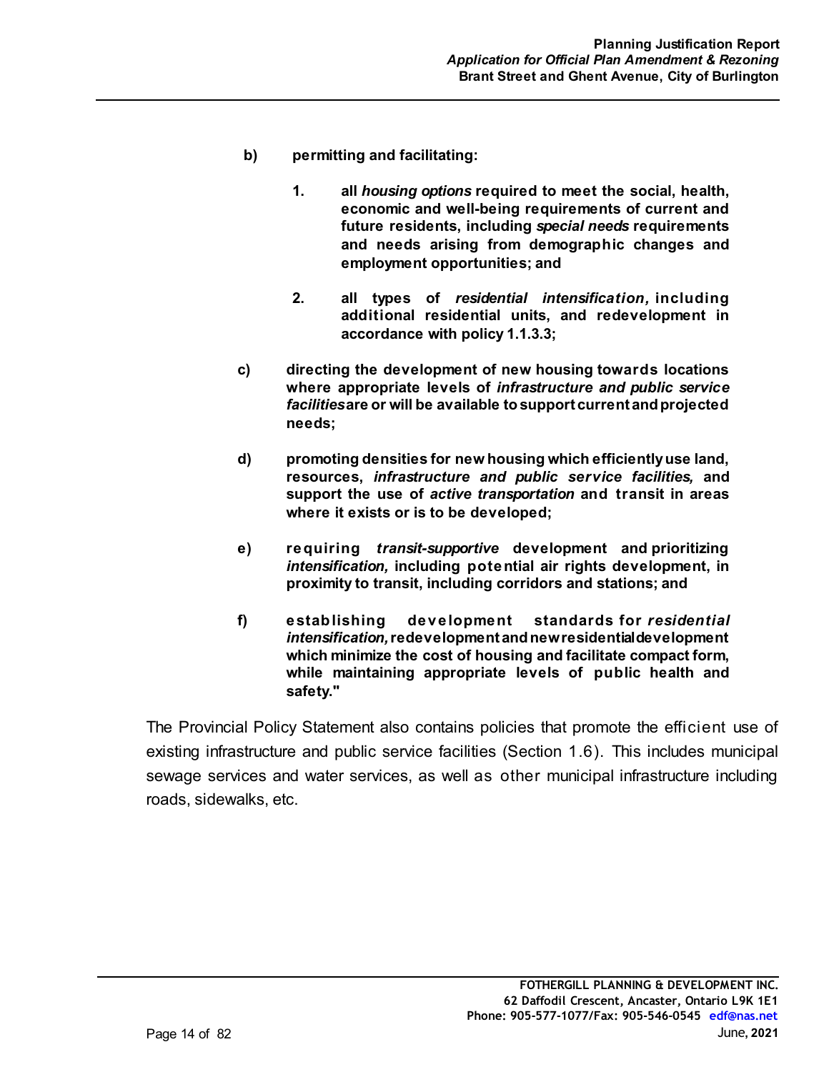**b) permitting and facilitating:**

> **1. all *housing options* required to meet the social, health, economic and well-being requirements of current and future residents, including *special needs* requirements and needs arising from demographic changes and employment opportunities; and**
>
> **2. all types of *residential intensification,* including additional residential units, and redevelopment in accordance with policy 1.1.3.3;**

**c) directing the development of new housing towards locations where appropriate levels of *infrastructure and public service facilities* are or will be available to support current and projected needs;**

**d) promoting densities for new housing which efficiently use land, resources, *infrastructure and public service facilities,* and support the use of *active transportation* and transit in areas where it exists or is to be developed;**

**e) requiring *transit-supportive* development and prioritizing *intensification,* including potential air rights development, in proximity to transit, including corridors and stations; and**

**f) establishing development standards for *residential intensification,* redevelopment and new residential development which minimize the cost of housing and facilitate compact form, while maintaining appropriate levels of public health and safety."**

The Provincial Policy Statement also contains policies that promote the efficient use of existing infrastructure and public service facilities (Section 1.6). This includes municipal sewage services and water services, as well as other municipal infrastructure including roads, sidewalks, etc.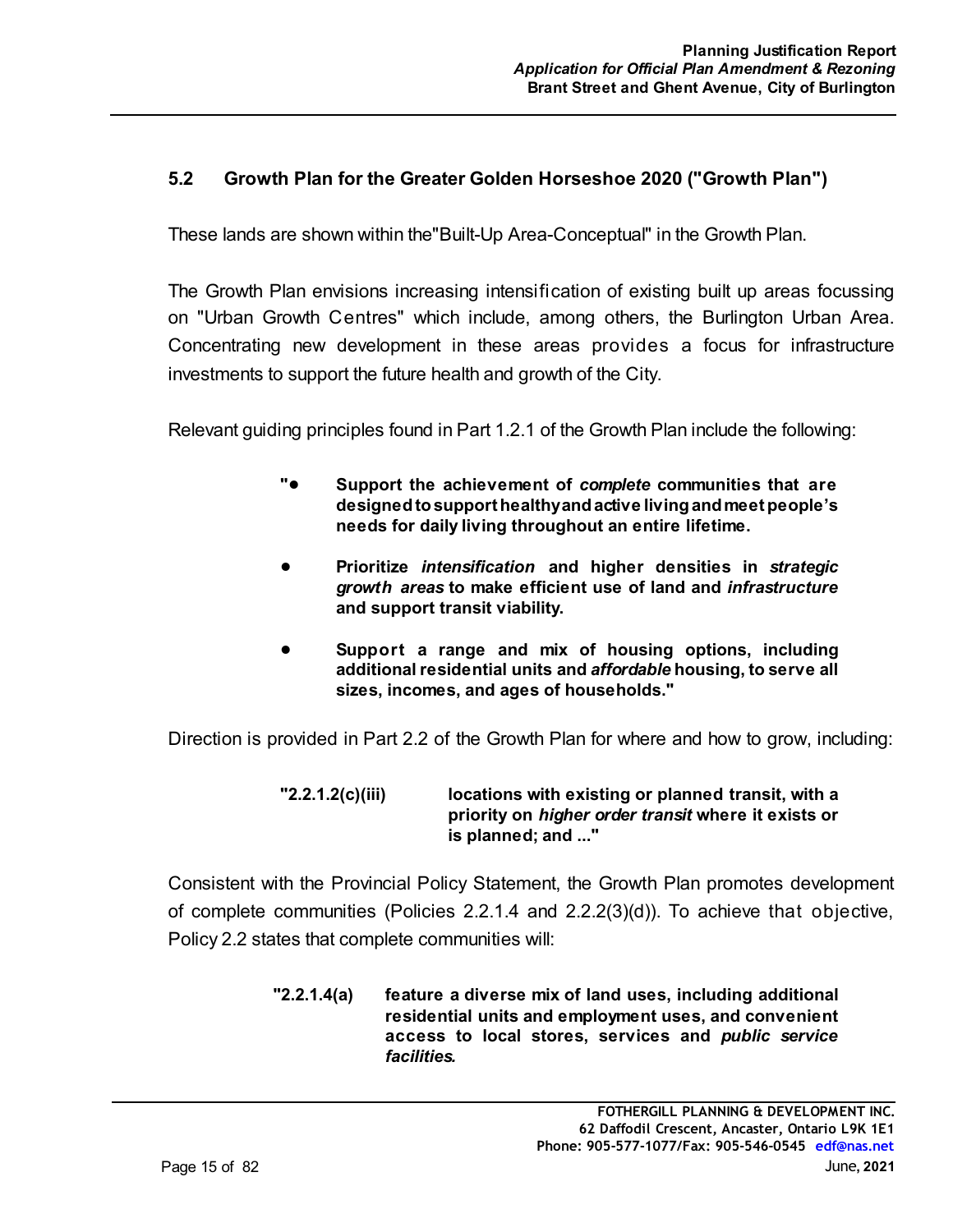## 5.2 Growth Plan for the Greater Golden Horseshoe 2020 ("Growth Plan")

These lands are shown within the"Built-Up Area-Conceptual" in the Growth Plan.

The Growth Plan envisions increasing intensification of existing built up areas focussing on "Urban Growth Centres" which include, among others, the Burlington Urban Area. Concentrating new development in these areas provides a focus for infrastructure investments to support the future health and growth of the City.

Relevant guiding principles found in Part 1.2.1 of the Growth Plan include the following:

> "• **Support the achievement of *complete* communities that are designed to support healthy and active living and meet people's needs for daily living throughout an entire lifetime.**
>
> • **Prioritize *intensification* and higher densities in *strategic growth areas* to make efficient use of land and *infrastructure* and support transit viability.**
>
> • **Support a range and mix of housing options, including additional residential units and *affordable* housing, to serve all sizes, incomes, and ages of households."**

Direction is provided in Part 2.2 of the Growth Plan for where and how to grow, including:

> **"2.2.1.2(c)(iii) locations with existing or planned transit, with a priority on *higher order transit* where it exists or is planned; and ..."**

Consistent with the Provincial Policy Statement, the Growth Plan promotes development of complete communities (Policies 2.2.1.4 and 2.2.2(3)(d)). To achieve that objective, Policy 2.2 states that complete communities will:

> **"2.2.1.4(a) feature a diverse mix of land uses, including additional residential units and employment uses, and convenient access to local stores, services and *public service facilities.***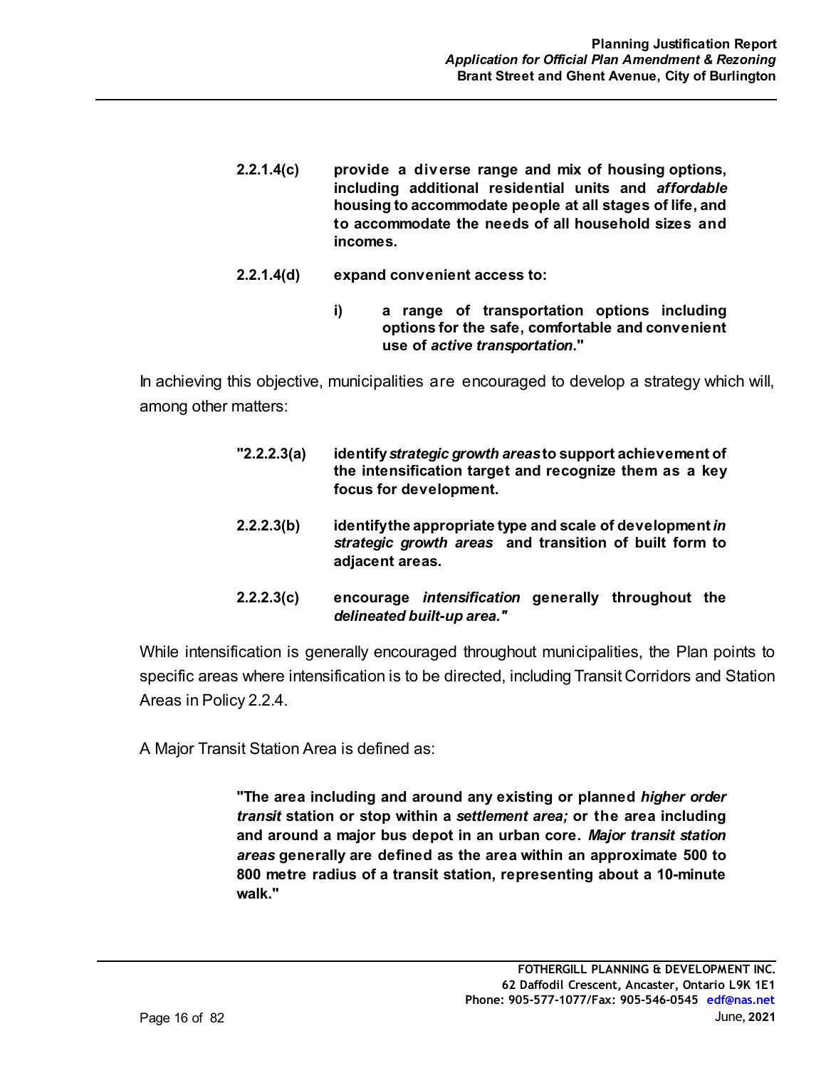> **2.2.1.4(c)** **provide a diverse range and mix of housing options, including additional residential units and *affordable* housing to accommodate people at all stages of life, and to accommodate the needs of all household sizes and incomes.**
>
> **2.2.1.4(d)** **expand convenient access to:**
>
> > **i)** **a range of transportation options including options for the safe, comfortable and convenient use of *active transportation*."**

In achieving this objective, municipalities are encouraged to develop a strategy which will, among other matters:

> **"2.2.2.3(a)** **identify *strategic growth areas* to support achievement of the intensification target and recognize them as a key focus for development.**
>
> **2.2.2.3(b)** **identify the appropriate type and scale of development *in strategic growth areas* and transition of built form to adjacent areas.**
>
> **2.2.2.3(c)** **encourage *intensification* generally throughout the *delineated built-up area."***

While intensification is generally encouraged throughout municipalities, the Plan points to specific areas where intensification is to be directed, including Transit Corridors and Station Areas in Policy 2.2.4.

A Major Transit Station Area is defined as:

> **"The area including and around any existing or planned *higher order transit* station or stop within a *settlement area;* or the area including and around a major bus depot in an urban core. *Major transit station areas* generally are defined as the area within an approximate 500 to 800 metre radius of a transit station, representing about a 10-minute walk."**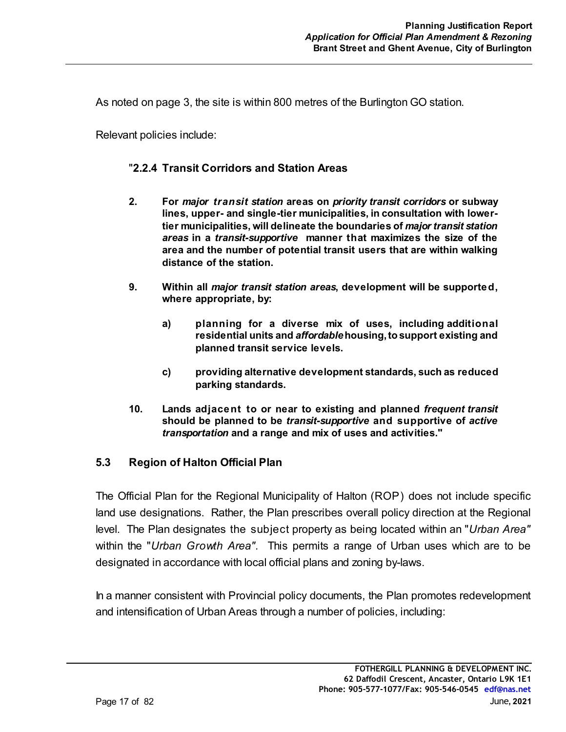As noted on page 3, the site is within 800 metres of the Burlington GO station.

Relevant policies include:

"**2.2.4 Transit Corridors and Station Areas**

**2. For *major transit station* areas on *priority transit corridors* or subway lines, upper- and single-tier municipalities, in consultation with lower-tier municipalities, will delineate the boundaries of *major transit station areas* in a *transit-supportive* manner that maximizes the size of the area and the number of potential transit users that are within walking distance of the station.**

**9. Within all *major transit station areas*, development will be supported, where appropriate, by:**

> **a) planning for a diverse mix of uses, including additional residential units and *affordable* housing, to support existing and planned transit service levels.**
>
> **c) providing alternative development standards, such as reduced parking standards.**

**10. Lands adjacent to or near to existing and planned *frequent transit* should be planned to be *transit-supportive* and supportive of *active transportation* and a range and mix of uses and activities."**

## 5.3 Region of Halton Official Plan

The Official Plan for the Regional Municipality of Halton (ROP) does not include specific land use designations. Rather, the Plan prescribes overall policy direction at the Regional level. The Plan designates the subject property as being located within an "*Urban Area"* within the "*Urban Growth Area"*. This permits a range of Urban uses which are to be designated in accordance with local official plans and zoning by-laws.

In a manner consistent with Provincial policy documents, the Plan promotes redevelopment and intensification of Urban Areas through a number of policies, including: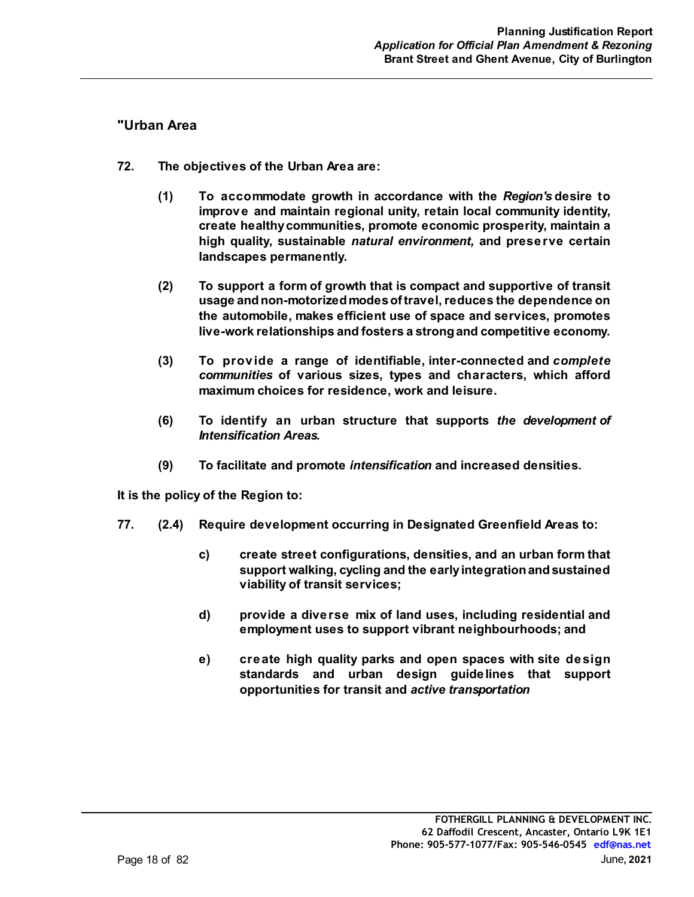**"Urban Area**

**72. The objectives of the Urban Area are:**

**(1) To accommodate growth in accordance with the *Region's* desire to improve and maintain regional unity, retain local community identity, create healthy communities, promote economic prosperity, maintain a high quality, sustainable *natural environment,* and preserve certain landscapes permanently.**

**(2) To support a form of growth that is compact and supportive of transit usage and non-motorized modes of travel, reduces the dependence on the automobile, makes efficient use of space and services, promotes live-work relationships and fosters a strong and competitive economy.**

**(3) To provide a range of identifiable, inter-connected and *complete communities* of various sizes, types and characters, which afford maximum choices for residence, work and leisure.**

**(6) To identify an urban structure that supports *the development of Intensification Areas.***

**(9) To facilitate and promote *intensification* and increased densities.**

**It is the policy of the Region to:**

**77. (2.4) Require development occurring in Designated Greenfield Areas to:**

**c) create street configurations, densities, and an urban form that support walking, cycling and the early integration and sustained viability of transit services;**

**d) provide a diverse mix of land uses, including residential and employment uses to support vibrant neighbourhoods; and**

**e) create high quality parks and open spaces with site design standards and urban design guidelines that support opportunities for transit and *active transportation***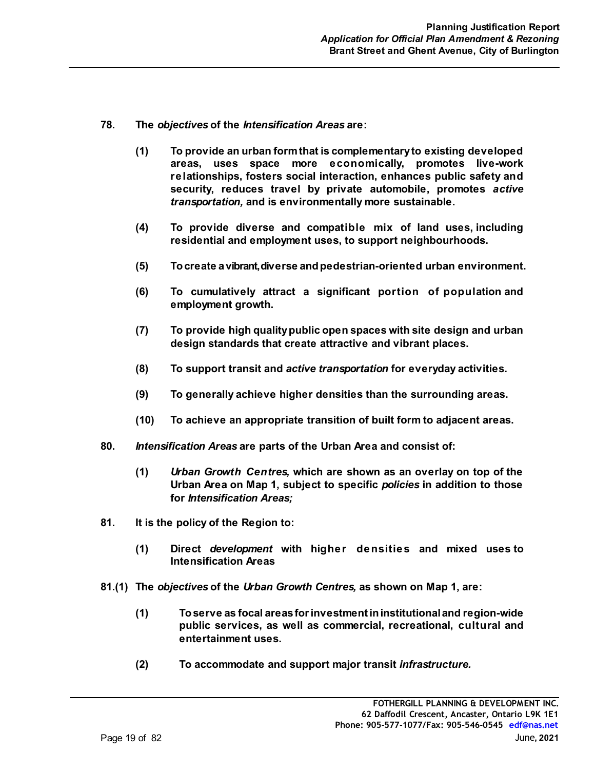**78. The *objectives* of the *Intensification Areas* are:**

> **(1) To provide an urban form that is complementary to existing developed areas, uses space more economically, promotes live-work relationships, fosters social interaction, enhances public safety and security, reduces travel by private automobile, promotes *active transportation,* and is environmentally more sustainable.**
>
> **(4) To provide diverse and compatible mix of land uses, including residential and employment uses, to support neighbourhoods.**
>
> **(5) To create a vibrant, diverse and pedestrian-oriented urban environment.**
>
> **(6) To cumulatively attract a significant portion of population and employment growth.**
>
> **(7) To provide high quality public open spaces with site design and urban design standards that create attractive and vibrant places.**
>
> **(8) To support transit and *active transportation* for everyday activities.**
>
> **(9) To generally achieve higher densities than the surrounding areas.**
>
> **(10) To achieve an appropriate transition of built form to adjacent areas.**

**80. *Intensification Areas* are parts of the Urban Area and consist of:**

> **(1) *Urban Growth Centres,* which are shown as an overlay on top of the Urban Area on Map 1, subject to specific *policies* in addition to those for *Intensification Areas;***

**81. It is the policy of the Region to:**

> **(1) Direct *development* with higher densities and mixed uses to Intensification Areas**

**81.(1) The *objectives* of the *Urban Growth Centres,* as shown on Map 1, are:**

> **(1) To serve as focal areas for investment in institutional and region-wide public services, as well as commercial, recreational, cultural and entertainment uses.**
>
> **(2) To accommodate and support major transit *infrastructure.***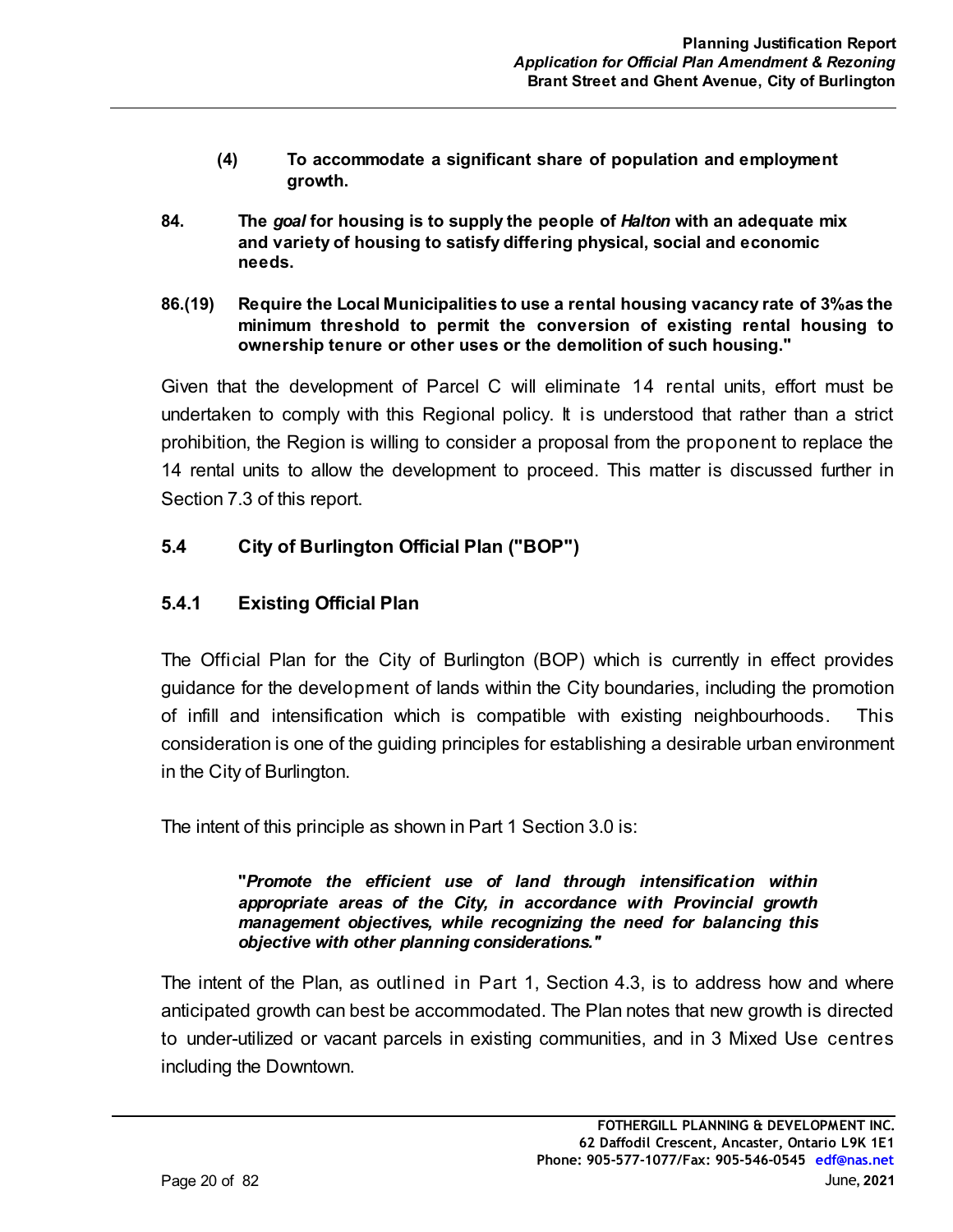**(4) To accommodate a significant share of population and employment growth.**

**84. The *goal* for housing is to supply the people of *Halton* with an adequate mix and variety of housing to satisfy differing physical, social and economic needs.**

**86.(19) Require the Local Municipalities to use a rental housing vacancy rate of 3%as the minimum threshold to permit the conversion of existing rental housing to ownership tenure or other uses or the demolition of such housing."**

Given that the development of Parcel C will eliminate 14 rental units, effort must be undertaken to comply with this Regional policy. It is understood that rather than a strict prohibition, the Region is willing to consider a proposal from the proponent to replace the 14 rental units to allow the development to proceed. This matter is discussed further in Section 7.3 of this report.

## 5.4 City of Burlington Official Plan ("BOP")

### 5.4.1 Existing Official Plan

The Official Plan for the City of Burlington (BOP) which is currently in effect provides guidance for the development of lands within the City boundaries, including the promotion of infill and intensification which is compatible with existing neighbourhoods. This consideration is one of the guiding principles for establishing a desirable urban environment in the City of Burlington.

The intent of this principle as shown in Part 1 Section 3.0 is:

> **"*Promote the efficient use of land through intensification within appropriate areas of the City, in accordance with Provincial growth management objectives, while recognizing the need for balancing this objective with other planning considerations."***

The intent of the Plan, as outlined in Part 1, Section 4.3, is to address how and where anticipated growth can best be accommodated. The Plan notes that new growth is directed to under-utilized or vacant parcels in existing communities, and in 3 Mixed Use centres including the Downtown.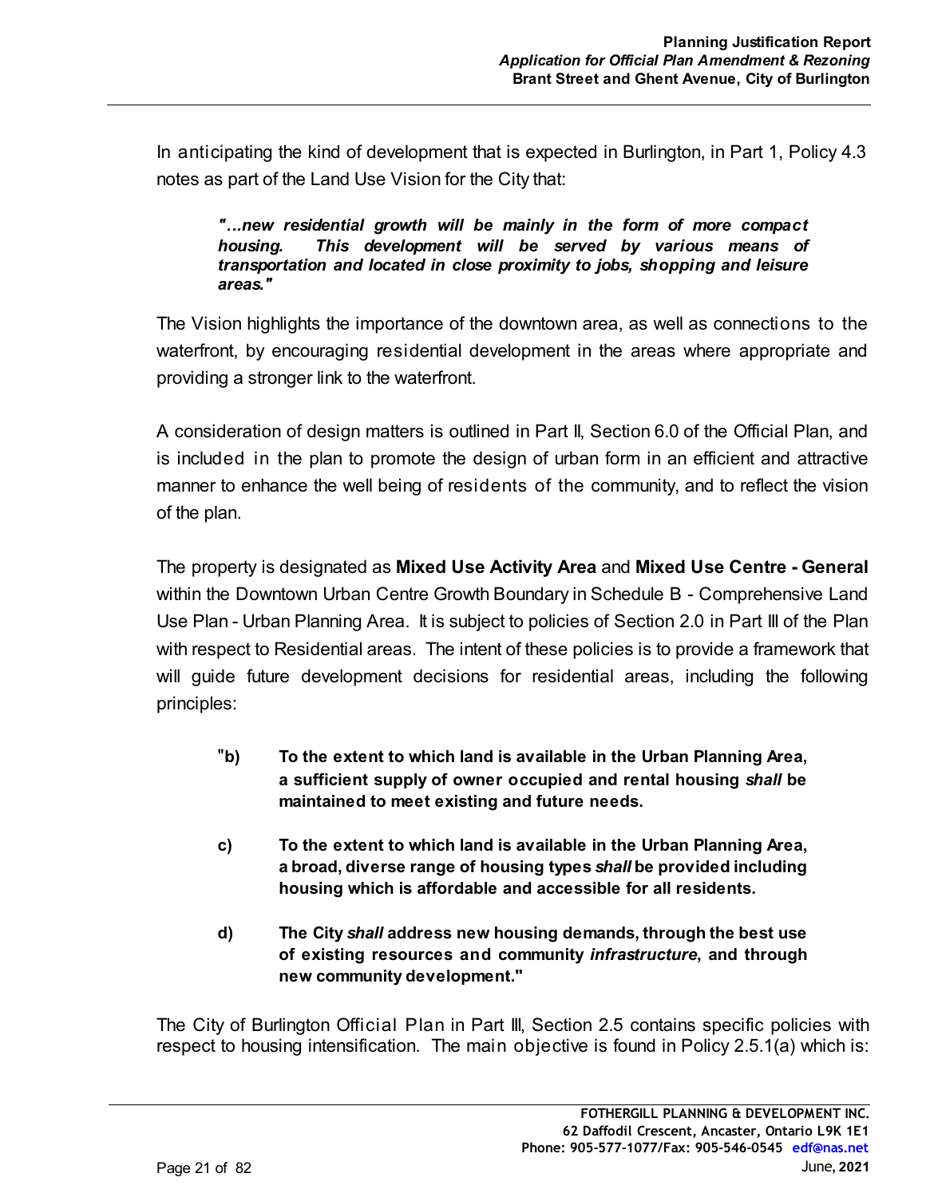In anticipating the kind of development that is expected in Burlington, in Part 1, Policy 4.3 notes as part of the Land Use Vision for the City that:

> ***"…new residential growth will be mainly in the form of more compact housing. This development will be served by various means of transportation and located in close proximity to jobs, shopping and leisure areas."***

The Vision highlights the importance of the downtown area, as well as connections to the waterfront, by encouraging residential development in the areas where appropriate and providing a stronger link to the waterfront.

A consideration of design matters is outlined in Part II, Section 6.0 of the Official Plan, and is included in the plan to promote the design of urban form in an efficient and attractive manner to enhance the well being of residents of the community, and to reflect the vision of the plan.

The property is designated as **Mixed Use Activity Area** and **Mixed Use Centre - General** within the Downtown Urban Centre Growth Boundary in Schedule B - Comprehensive Land Use Plan - Urban Planning Area. It is subject to policies of Section 2.0 in Part III of the Plan with respect to Residential areas. The intent of these policies is to provide a framework that will guide future development decisions for residential areas, including the following principles:

> **"b) To the extent to which land is available in the Urban Planning Area, a sufficient supply of owner occupied and rental housing *shall* be maintained to meet existing and future needs.**
>
> **c) To the extent to which land is available in the Urban Planning Area, a broad, diverse range of housing types *shall* be provided including housing which is affordable and accessible for all residents.**
>
> **d) The City *shall* address new housing demands, through the best use of existing resources and community *infrastructure*, and through new community development."**

The City of Burlington Official Plan in Part III, Section 2.5 contains specific policies with respect to housing intensification. The main objective is found in Policy 2.5.1(a) which is: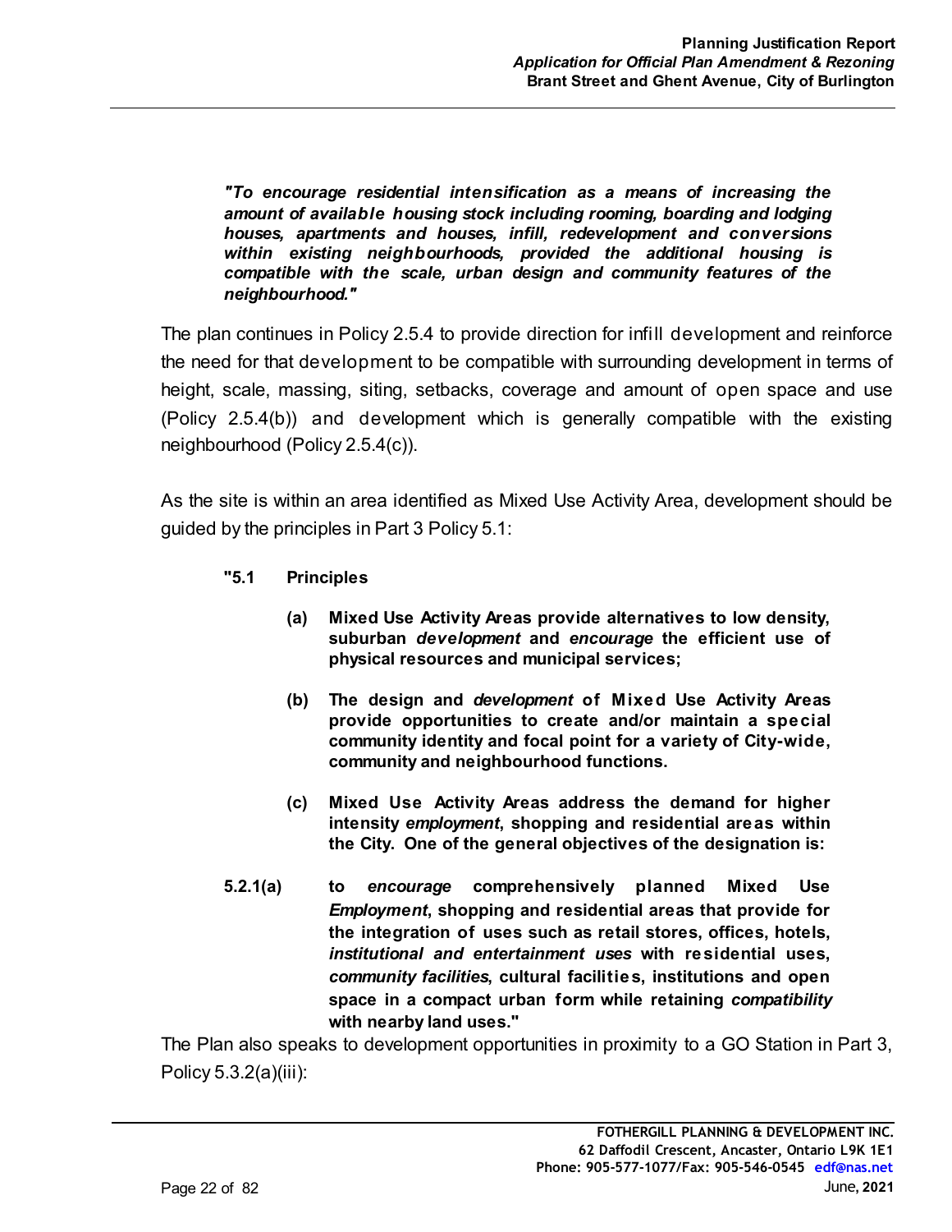***"To encourage residential intensification as a means of increasing the amount of available housing stock including rooming, boarding and lodging houses, apartments and houses, infill, redevelopment and conversions within existing neighbourhoods, provided the additional housing is compatible with the scale, urban design and community features of the neighbourhood."***

The plan continues in Policy 2.5.4 to provide direction for infill development and reinforce the need for that development to be compatible with surrounding development in terms of height, scale, massing, siting, setbacks, coverage and amount of open space and use (Policy 2.5.4(b)) and development which is generally compatible with the existing neighbourhood (Policy 2.5.4(c)).

As the site is within an area identified as Mixed Use Activity Area, development should be guided by the principles in Part 3 Policy 5.1:

**"5.1 Principles**

> **(a) Mixed Use Activity Areas provide alternatives to low density, suburban *development* and *encourage* the efficient use of physical resources and municipal services;**
>
> **(b) The design and *development* of Mixed Use Activity Areas provide opportunities to create and/or maintain a special community identity and focal point for a variety of City-wide, community and neighbourhood functions.**
>
> **(c) Mixed Use Activity Areas address the demand for higher intensity *employment*, shopping and residential areas within the City. One of the general objectives of the designation is:**

**5.2.1(a) to *encourage* comprehensively planned Mixed Use *Employment*, shopping and residential areas that provide for the integration of uses such as retail stores, offices, hotels, *institutional and entertainment uses* with residential uses, *community facilities*, cultural facilities, institutions and open space in a compact urban form while retaining *compatibility* with nearby land uses."**

The Plan also speaks to development opportunities in proximity to a GO Station in Part 3, Policy 5.3.2(a)(iii):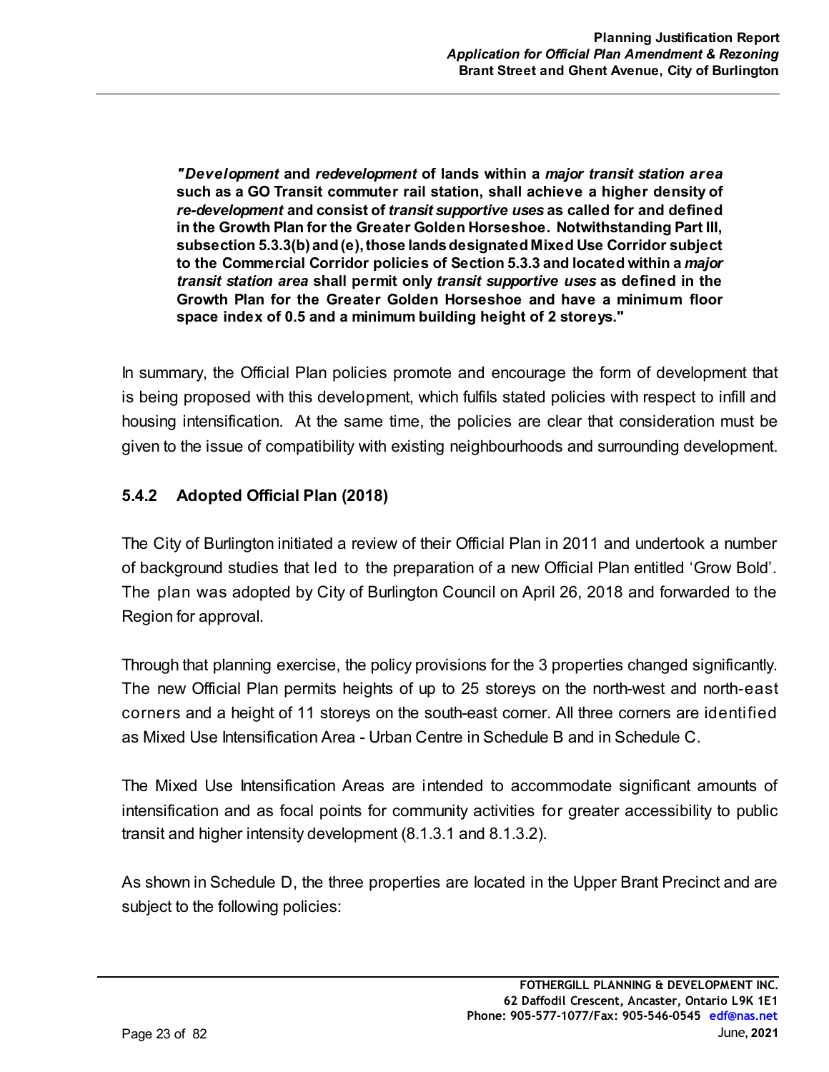> ***"Development* and *redevelopment* of lands within a *major transit station area* such as a GO Transit commuter rail station, shall achieve a higher density of *re-development* and consist of *transit supportive uses* as called for and defined in the Growth Plan for the Greater Golden Horseshoe. Notwithstanding Part III, subsection 5.3.3(b) and (e), those lands designated Mixed Use Corridor subject to the Commercial Corridor policies of Section 5.3.3 and located within a *major transit station area* shall permit only *transit supportive uses* as defined in the Growth Plan for the Greater Golden Horseshoe and have a minimum floor space index of 0.5 and a minimum building height of 2 storeys."**

In summary, the Official Plan policies promote and encourage the form of development that is being proposed with this development, which fulfils stated policies with respect to infill and housing intensification. At the same time, the policies are clear that consideration must be given to the issue of compatibility with existing neighbourhoods and surrounding development.

### 5.4.2 Adopted Official Plan (2018)

The City of Burlington initiated a review of their Official Plan in 2011 and undertook a number of background studies that led to the preparation of a new Official Plan entitled 'Grow Bold'. The plan was adopted by City of Burlington Council on April 26, 2018 and forwarded to the Region for approval.

Through that planning exercise, the policy provisions for the 3 properties changed significantly. The new Official Plan permits heights of up to 25 storeys on the north-west and north-east corners and a height of 11 storeys on the south-east corner. All three corners are identified as Mixed Use Intensification Area - Urban Centre in Schedule B and in Schedule C.

The Mixed Use Intensification Areas are intended to accommodate significant amounts of intensification and as focal points for community activities for greater accessibility to public transit and higher intensity development (8.1.3.1 and 8.1.3.2).

As shown in Schedule D, the three properties are located in the Upper Brant Precinct and are subject to the following policies: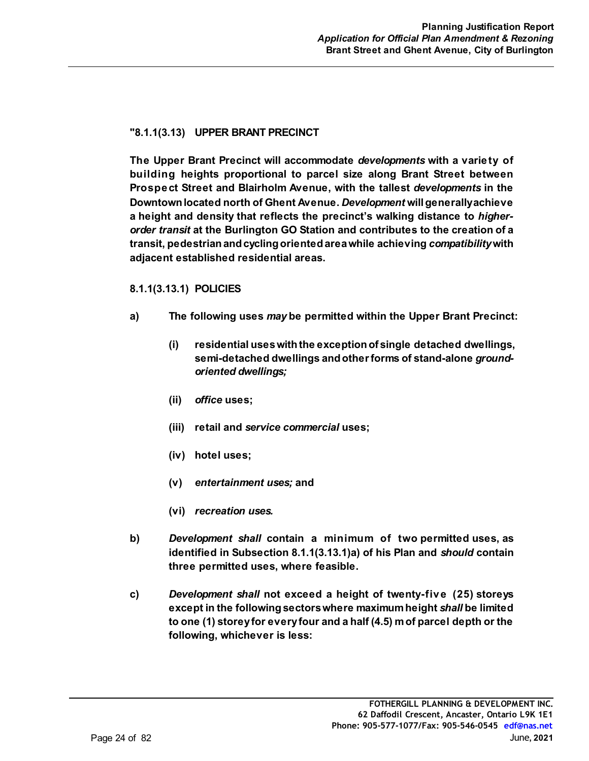**"8.1.1(3.13) UPPER BRANT PRECINCT**

**The Upper Brant Precinct will accommodate *developments* with a variety of building heights proportional to parcel size along Brant Street between Prospect Street and Blairholm Avenue, with the tallest *developments* in the Downtown located north of Ghent Avenue. *Development* will generally achieve a height and density that reflects the precinct's walking distance to *higher-order transit* at the Burlington GO Station and contributes to the creation of a transit, pedestrian and cycling oriented area while achieving *compatibility* with adjacent established residential areas.**

**8.1.1(3.13.1) POLICIES**

**a) The following uses *may* be permitted within the Upper Brant Precinct:**

- **(i) residential uses with the exception of single detached dwellings, semi-detached dwellings and other forms of stand-alone *ground-oriented dwellings;***
- **(ii) *office* uses;**
- **(iii) retail and *service commercial* uses;**
- **(iv) hotel uses;**
- **(v) *entertainment uses;* and**
- **(vi) *recreation uses.***

**b) *Development shall* contain a minimum of two permitted uses, as identified in Subsection 8.1.1(3.13.1)a) of his Plan and *should* contain three permitted uses, where feasible.**

**c) *Development shall* not exceed a height of twenty-five (25) storeys except in the following sectors where maximum height *shall* be limited to one (1) storey for every four and a half (4.5) m of parcel depth or the following, whichever is less:**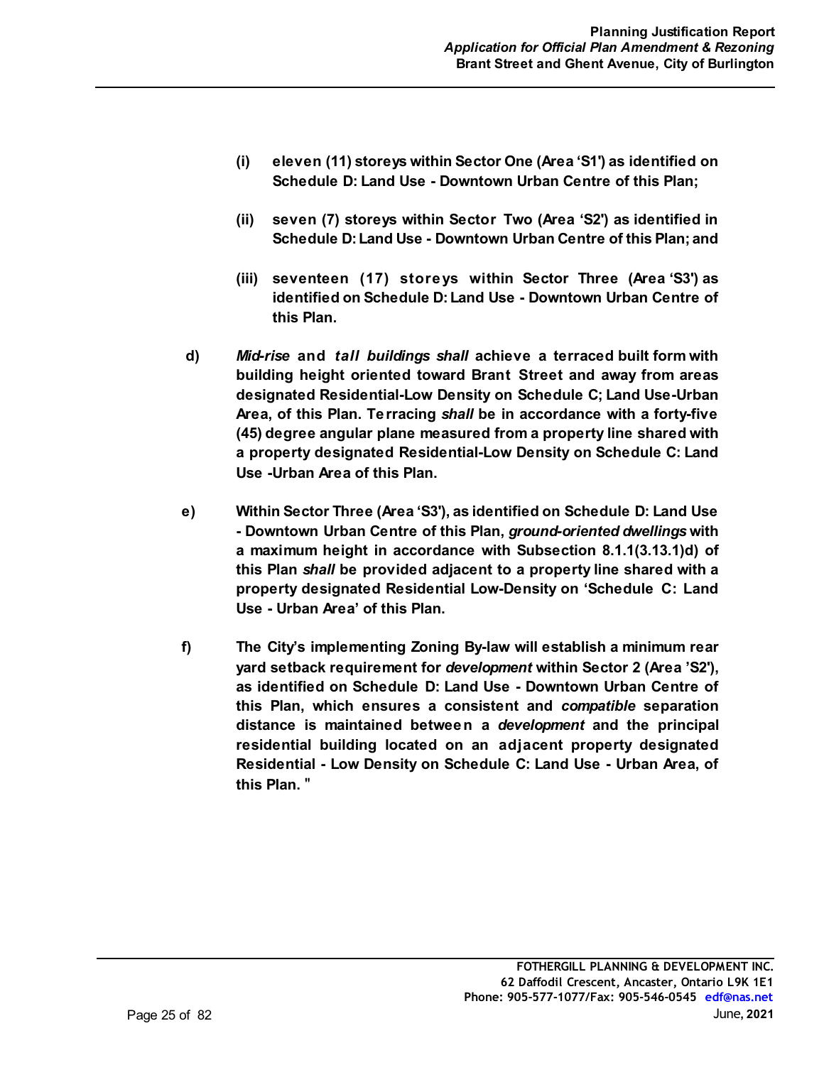**(i) eleven (11) storeys within Sector One (Area 'S1') as identified on Schedule D: Land Use - Downtown Urban Centre of this Plan;**

**(ii) seven (7) storeys within Sector Two (Area 'S2') as identified in Schedule D: Land Use - Downtown Urban Centre of this Plan; and**

**(iii) seventeen (17) storeys within Sector Three (Area 'S3') as identified on Schedule D: Land Use - Downtown Urban Centre of this Plan.**

**d)** ***Mid-rise*** **and** ***tall buildings shall*** **achieve a terraced built form with building height oriented toward Brant Street and away from areas designated Residential-Low Density on Schedule C; Land Use-Urban Area, of this Plan. Terracing** ***shall*** **be in accordance with a forty-five (45) degree angular plane measured from a property line shared with a property designated Residential-Low Density on Schedule C: Land Use -Urban Area of this Plan.**

**e) Within Sector Three (Area 'S3'), as identified on Schedule D: Land Use - Downtown Urban Centre of this Plan,** ***ground-oriented dwellings*** **with a maximum height in accordance with Subsection 8.1.1(3.13.1)d) of this Plan** ***shall*** **be provided adjacent to a property line shared with a property designated Residential Low-Density on 'Schedule C: Land Use - Urban Area' of this Plan.**

**f) The City's implementing Zoning By-law will establish a minimum rear yard setback requirement for** ***development*** **within Sector 2 (Area 'S2'), as identified on Schedule D: Land Use - Downtown Urban Centre of this Plan, which ensures a consistent and** ***compatible*** **separation distance is maintained between a** ***development*** **and the principal residential building located on an adjacent property designated Residential - Low Density on Schedule C: Land Use - Urban Area, of this Plan. "**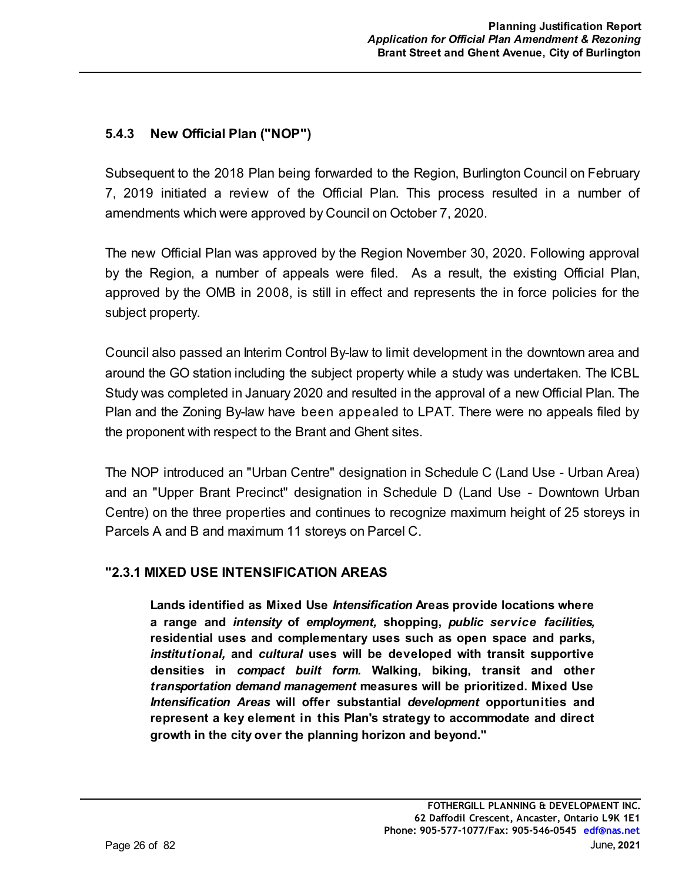### 5.4.3 New Official Plan ("NOP")

Subsequent to the 2018 Plan being forwarded to the Region, Burlington Council on February 7, 2019 initiated a review of the Official Plan. This process resulted in a number of amendments which were approved by Council on October 7, 2020.

The new Official Plan was approved by the Region November 30, 2020. Following approval by the Region, a number of appeals were filed. As a result, the existing Official Plan, approved by the OMB in 2008, is still in effect and represents the in force policies for the subject property.

Council also passed an Interim Control By-law to limit development in the downtown area and around the GO station including the subject property while a study was undertaken. The ICBL Study was completed in January 2020 and resulted in the approval of a new Official Plan. The Plan and the Zoning By-law have been appealed to LPAT. There were no appeals filed by the proponent with respect to the Brant and Ghent sites.

The NOP introduced an "Urban Centre" designation in Schedule C (Land Use - Urban Area) and an "Upper Brant Precinct" designation in Schedule D (Land Use - Downtown Urban Centre) on the three properties and continues to recognize maximum height of 25 storeys in Parcels A and B and maximum 11 storeys on Parcel C.

**"2.3.1 MIXED USE INTENSIFICATION AREAS**

> **Lands identified as Mixed Use *Intensification* Areas provide locations where a range and *intensity* of *employment,* shopping, *public service facilities,* residential uses and complementary uses such as open space and parks, *institutional,* and *cultural* uses will be developed with transit supportive densities in *compact built form.* Walking, biking, transit and other *transportation demand management* measures will be prioritized. Mixed Use *Intensification Areas* will offer substantial *development* opportunities and represent a key element in this Plan's strategy to accommodate and direct growth in the city over the planning horizon and beyond."**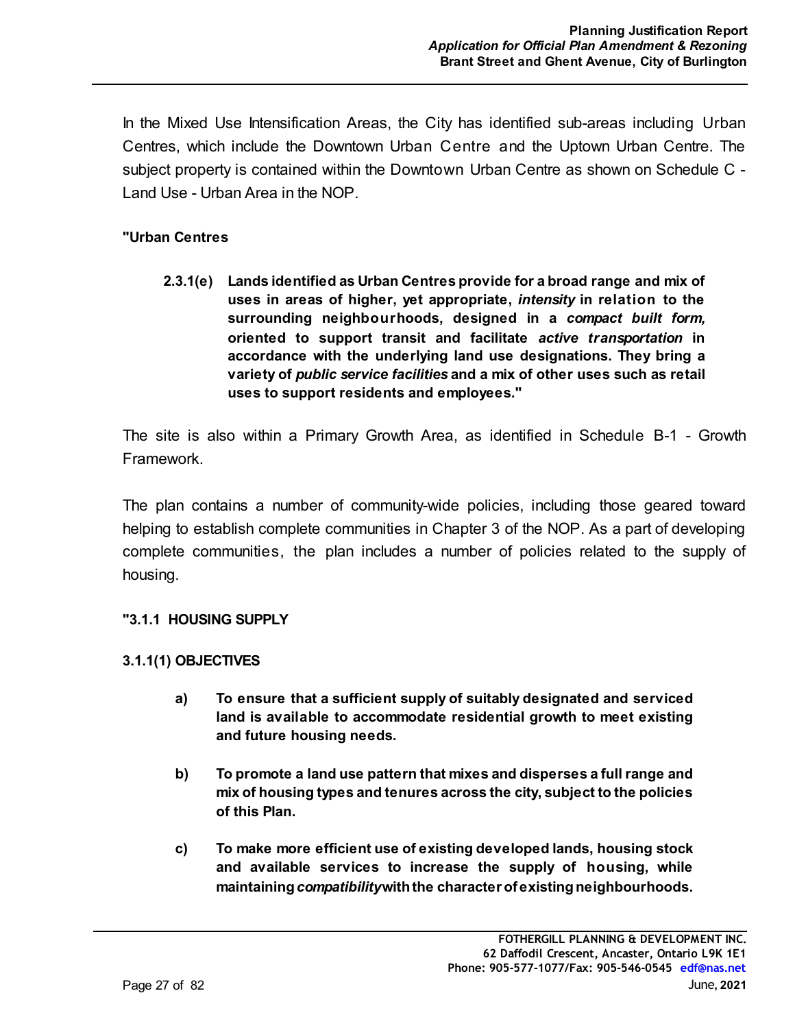In the Mixed Use Intensification Areas, the City has identified sub-areas including Urban Centres, which include the Downtown Urban Centre and the Uptown Urban Centre. The subject property is contained within the Downtown Urban Centre as shown on Schedule C - Land Use - Urban Area in the NOP.

**"Urban Centres**

> **2.3.1(e) Lands identified as Urban Centres provide for a broad range and mix of uses in areas of higher, yet appropriate, *intensity* in relation to the surrounding neighbourhoods, designed in a *compact built form,* oriented to support transit and facilitate *active transportation* in accordance with the underlying land use designations. They bring a variety of *public service facilities* and a mix of other uses such as retail uses to support residents and employees."**

The site is also within a Primary Growth Area, as identified in Schedule B-1 - Growth Framework.

The plan contains a number of community-wide policies, including those geared toward helping to establish complete communities in Chapter 3 of the NOP. As a part of developing complete communities, the plan includes a number of policies related to the supply of housing.

**"3.1.1 HOUSING SUPPLY**

**3.1.1(1) OBJECTIVES**

> **a) To ensure that a sufficient supply of suitably designated and serviced land is available to accommodate residential growth to meet existing and future housing needs.**
>
> **b) To promote a land use pattern that mixes and disperses a full range and mix of housing types and tenures across the city, subject to the policies of this Plan.**
>
> **c) To make more efficient use of existing developed lands, housing stock and available services to increase the supply of housing, while maintaining *compatibility* with the character of existing neighbourhoods.**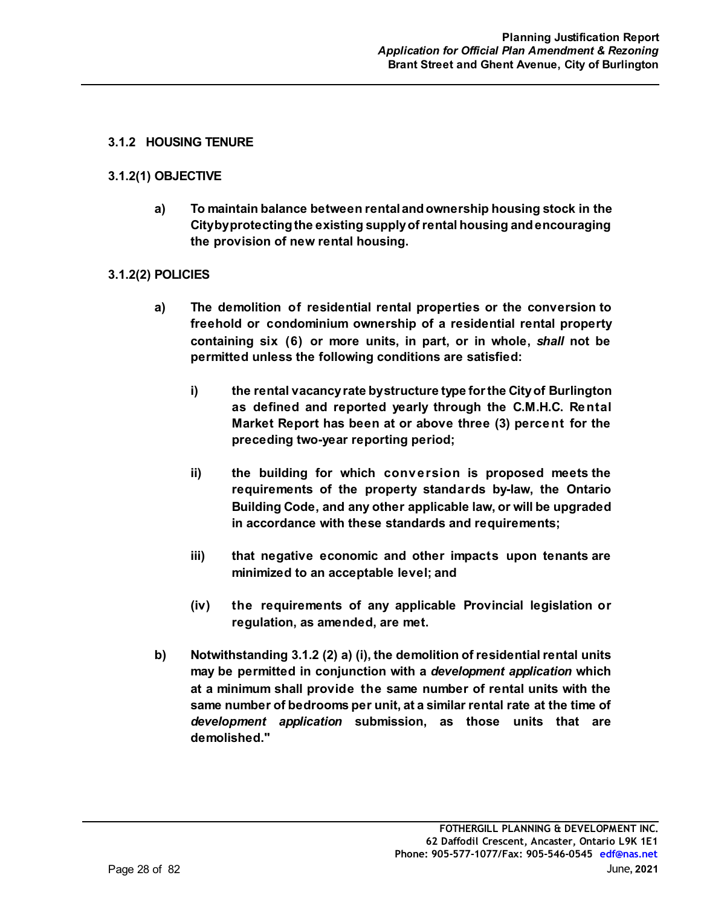### 3.1.2 HOUSING TENURE

#### 3.1.2(1) OBJECTIVE

**a) To maintain balance between rental and ownership housing stock in the City by protecting the existing supply of rental housing and encouraging the provision of new rental housing.**

#### 3.1.2(2) POLICIES

**a) The demolition of residential rental properties or the conversion to freehold or condominium ownership of a residential rental property containing six (6) or more units, in part, or in whole, *shall* not be permitted unless the following conditions are satisfied:**

- **i) the rental vacancy rate by structure type for the City of Burlington as defined and reported yearly through the C.M.H.C. Rental Market Report has been at or above three (3) percent for the preceding two-year reporting period;**

- **ii) the building for which conversion is proposed meets the requirements of the property standards by-law, the Ontario Building Code, and any other applicable law, or will be upgraded in accordance with these standards and requirements;**

- **iii) that negative economic and other impacts upon tenants are minimized to an acceptable level; and**

- **(iv) the requirements of any applicable Provincial legislation or regulation, as amended, are met.**

**b) Notwithstanding 3.1.2 (2) a) (i), the demolition of residential rental units may be permitted in conjunction with a *development application* which at a minimum shall provide the same number of rental units with the same number of bedrooms per unit, at a similar rental rate at the time of *development application* submission, as those units that are demolished."**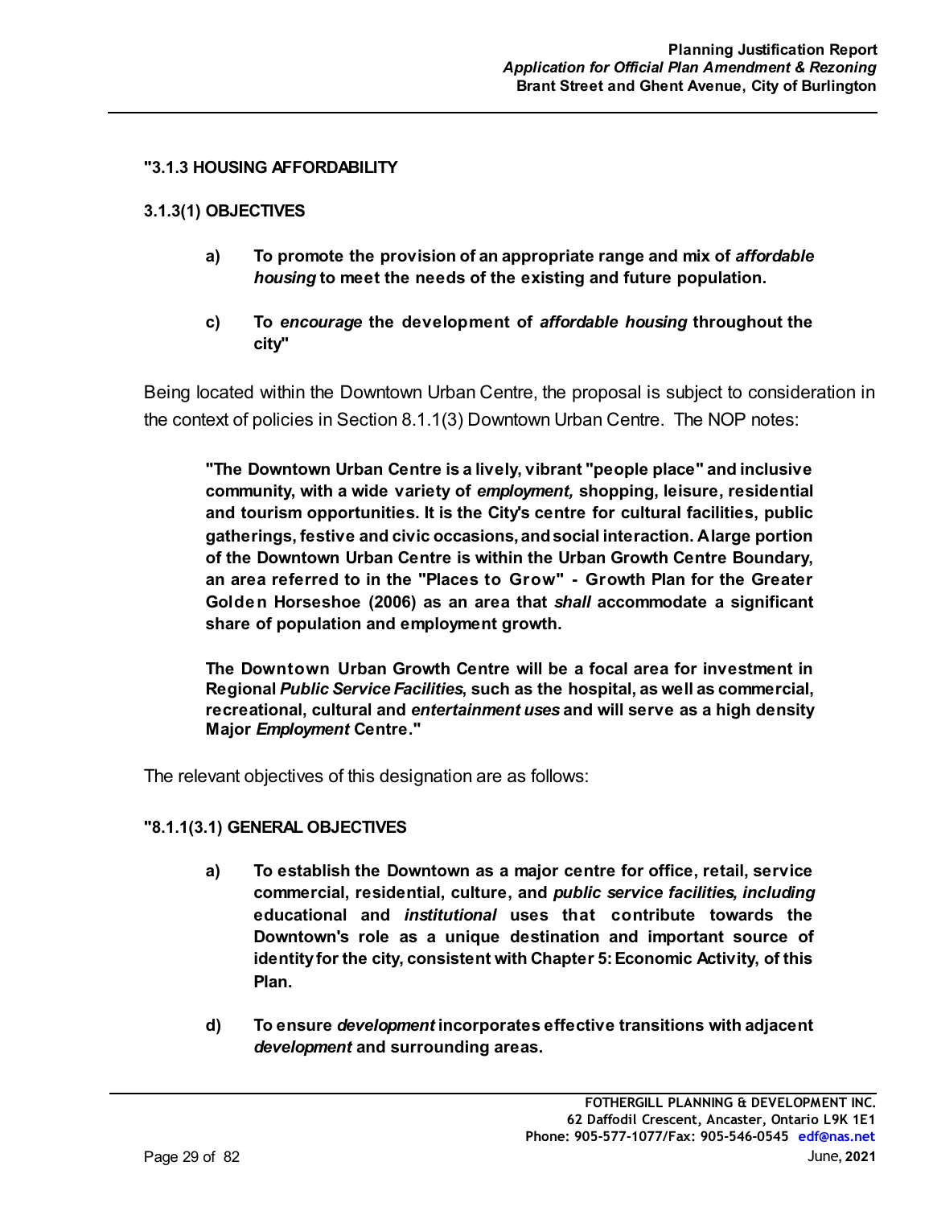**"3.1.3 HOUSING AFFORDABILITY**

**3.1.3(1) OBJECTIVES**

> **a) To promote the provision of an appropriate range and mix of *affordable housing* to meet the needs of the existing and future population.**
>
> **c) To *encourage* the development of *affordable housing* throughout the city"**

Being located within the Downtown Urban Centre, the proposal is subject to consideration in the context of policies in Section 8.1.1(3) Downtown Urban Centre. The NOP notes:

> **"The Downtown Urban Centre is a lively, vibrant "people place" and inclusive community, with a wide variety of *employment,* shopping, leisure, residential and tourism opportunities. It is the City's centre for cultural facilities, public gatherings, festive and civic occasions, and social interaction. A large portion of the Downtown Urban Centre is within the Urban Growth Centre Boundary, an area referred to in the "Places to Grow" - Growth Plan for the Greater Golden Horseshoe (2006) as an area that *shall* accommodate a significant share of population and employment growth.**
>
> **The Downtown Urban Growth Centre will be a focal area for investment in Regional *Public Service Facilities*, such as the hospital, as well as commercial, recreational, cultural and *entertainment uses* and will serve as a high density Major *Employment* Centre."**

The relevant objectives of this designation are as follows:

**"8.1.1(3.1) GENERAL OBJECTIVES**

> **a) To establish the Downtown as a major centre for office, retail, service commercial, residential, culture, and *public service facilities, including* educational and *institutional* uses that contribute towards the Downtown's role as a unique destination and important source of identity for the city, consistent with Chapter 5: Economic Activity, of this Plan.**
>
> **d) To ensure *development* incorporates effective transitions with adjacent *development* and surrounding areas.**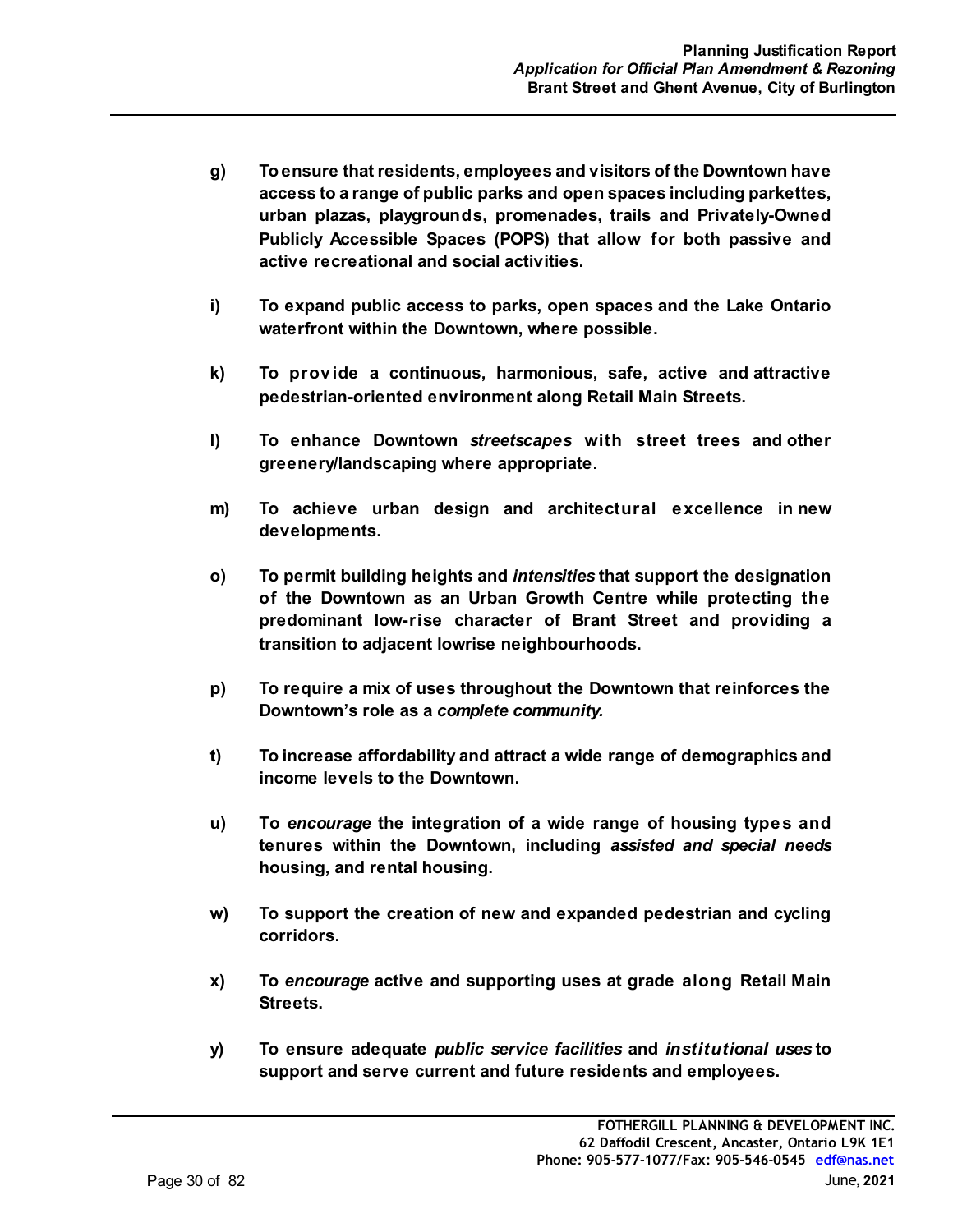**g) To ensure that residents, employees and visitors of the Downtown have access to a range of public parks and open spaces including parkettes, urban plazas, playgrounds, promenades, trails and Privately-Owned Publicly Accessible Spaces (POPS) that allow for both passive and active recreational and social activities.**

**i) To expand public access to parks, open spaces and the Lake Ontario waterfront within the Downtown, where possible.**

**k) To provide a continuous, harmonious, safe, active and attractive pedestrian-oriented environment along Retail Main Streets.**

**l) To enhance Downtown *streetscapes* with street trees and other greenery/landscaping where appropriate.**

**m) To achieve urban design and architectural excellence in new developments.**

**o) To permit building heights and *intensities* that support the designation of the Downtown as an Urban Growth Centre while protecting the predominant low-rise character of Brant Street and providing a transition to adjacent lowrise neighbourhoods.**

**p) To require a mix of uses throughout the Downtown that reinforces the Downtown's role as a *complete community.***

**t) To increase affordability and attract a wide range of demographics and income levels to the Downtown.**

**u) To *encourage* the integration of a wide range of housing types and tenures within the Downtown, including *assisted and special needs* housing, and rental housing.**

**w) To support the creation of new and expanded pedestrian and cycling corridors.**

**x) To *encourage* active and supporting uses at grade along Retail Main Streets.**

**y) To ensure adequate *public service facilities* and *institutional uses* to support and serve current and future residents and employees.**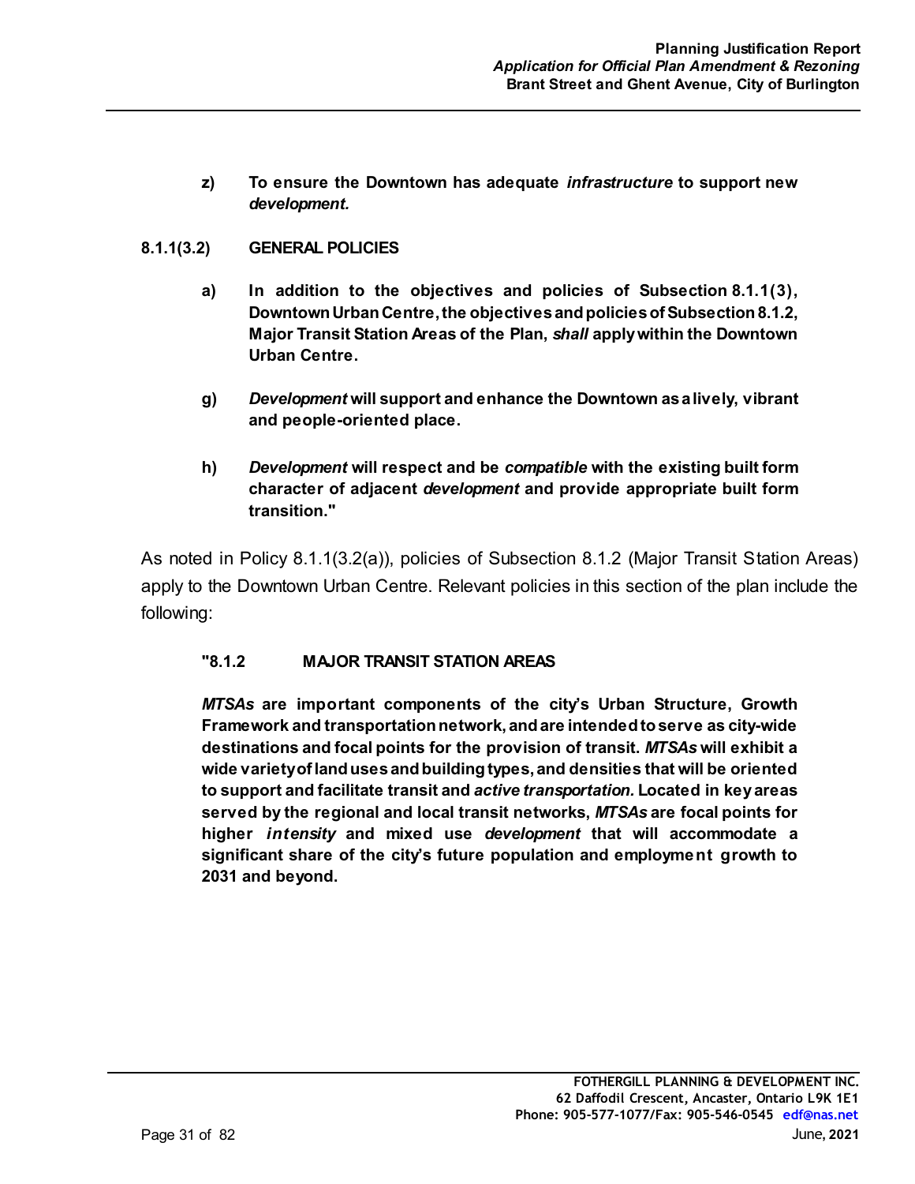**z) To ensure the Downtown has adequate *infrastructure* to support new *development.***

**8.1.1(3.2) GENERAL POLICIES**

**a) In addition to the objectives and policies of Subsection 8.1.1(3), Downtown Urban Centre, the objectives and policies of Subsection 8.1.2, Major Transit Station Areas of the Plan, *shall* apply within the Downtown Urban Centre.**

**g) *Development* will support and enhance the Downtown as a lively, vibrant and people-oriented place.**

**h) *Development* will respect and be *compatible* with the existing built form character of adjacent *development* and provide appropriate built form transition."**

As noted in Policy 8.1.1(3.2(a)), policies of Subsection 8.1.2 (Major Transit Station Areas) apply to the Downtown Urban Centre. Relevant policies in this section of the plan include the following:

**"8.1.2 MAJOR TRANSIT STATION AREAS**

***MTSAs* are important components of the city's Urban Structure, Growth Framework and transportation network, and are intended to serve as city-wide destinations and focal points for the provision of transit. *MTSAs* will exhibit a wide variety of land uses and building types, and densities that will be oriented to support and facilitate transit and *active transportation.* Located in key areas served by the regional and local transit networks, *MTSAs* are focal points for higher *intensity* and mixed use *development* that will accommodate a significant share of the city's future population and employment growth to 2031 and beyond.**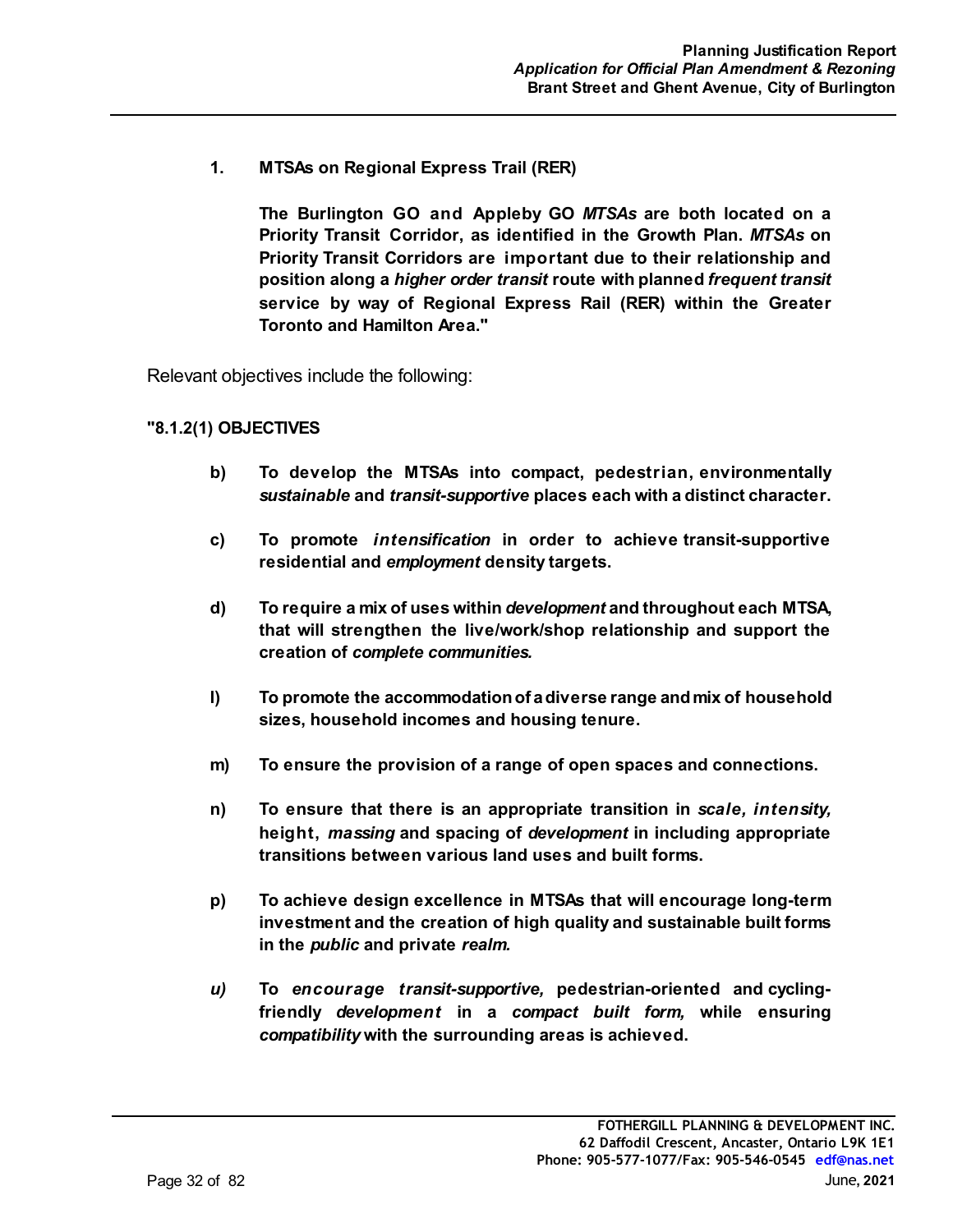**1. MTSAs on Regional Express Trail (RER)**

**The Burlington GO and Appleby GO *MTSAs* are both located on a Priority Transit Corridor, as identified in the Growth Plan. *MTSAs* on Priority Transit Corridors are important due to their relationship and position along a *higher order transit* route with planned *frequent transit* service by way of Regional Express Rail (RER) within the Greater Toronto and Hamilton Area."**

Relevant objectives include the following:

**"8.1.2(1) OBJECTIVES**

- **b) To develop the MTSAs into compact, pedestrian, environmentally *sustainable* and *transit-supportive* places each with a distinct character.**

- **c) To promote *intensification* in order to achieve transit-supportive residential and *employment* density targets.**

- **d) To require a mix of uses within *development* and throughout each MTSA, that will strengthen the live/work/shop relationship and support the creation of *complete communities.***

- **l) To promote the accommodation of a diverse range and mix of household sizes, household incomes and housing tenure.**

- **m) To ensure the provision of a range of open spaces and connections.**

- **n) To ensure that there is an appropriate transition in *scale, intensity,* height, *massing* and spacing of *development* in including appropriate transitions between various land uses and built forms.**

- **p) To achieve design excellence in MTSAs that will encourage long-term investment and the creation of high quality and sustainable built forms in the *public* and private *realm.***

- ***u)* To *encourage transit-supportive,* pedestrian-oriented and cycling-friendly *development* in a *compact built form,* while ensuring *compatibility* with the surrounding areas is achieved.**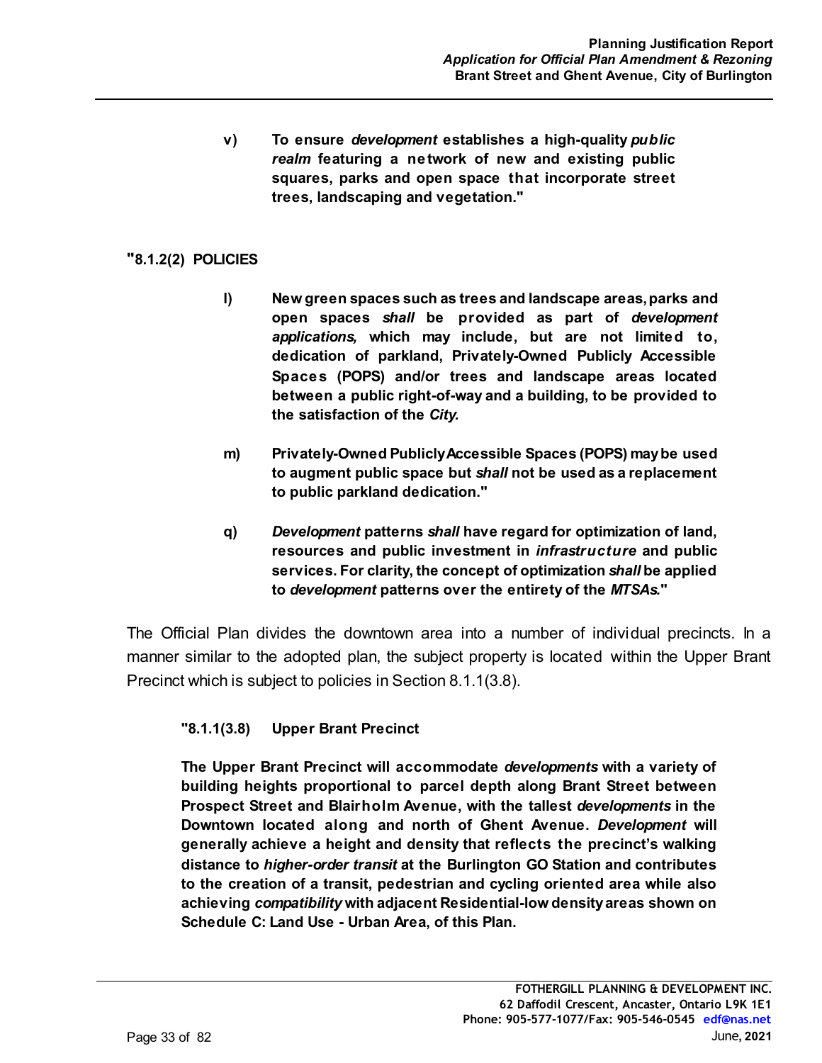**v) To ensure *development* establishes a high-quality *public realm* featuring a network of new and existing public squares, parks and open space that incorporate street trees, landscaping and vegetation."**

**"8.1.2(2) POLICIES**

**l) New green spaces such as trees and landscape areas, parks and open spaces *shall* be provided as part of *development applications,* which may include, but are not limited to, dedication of parkland, Privately-Owned Publicly Accessible Spaces (POPS) and/or trees and landscape areas located between a public right-of-way and a building, to be provided to the satisfaction of the *City.***

**m) Privately-Owned Publicly Accessible Spaces (POPS) may be used to augment public space but *shall* not be used as a replacement to public parkland dedication."**

**q) *Development* patterns *shall* have regard for optimization of land, resources and public investment in *infrastructure* and public services. For clarity, the concept of optimization *shall* be applied to *development* patterns over the entirety of the *MTSAs.*"**

The Official Plan divides the downtown area into a number of individual precincts. In a manner similar to the adopted plan, the subject property is located within the Upper Brant Precinct which is subject to policies in Section 8.1.1(3.8).

**"8.1.1(3.8) Upper Brant Precinct**

**The Upper Brant Precinct will accommodate *developments* with a variety of building heights proportional to parcel depth along Brant Street between Prospect Street and Blairholm Avenue, with the tallest *developments* in the Downtown located along and north of Ghent Avenue. *Development* will generally achieve a height and density that reflects the precinct's walking distance to *higher-order transit* at the Burlington GO Station and contributes to the creation of a transit, pedestrian and cycling oriented area while also achieving *compatibility* with adjacent Residential-low density areas shown on Schedule C: Land Use - Urban Area, of this Plan.**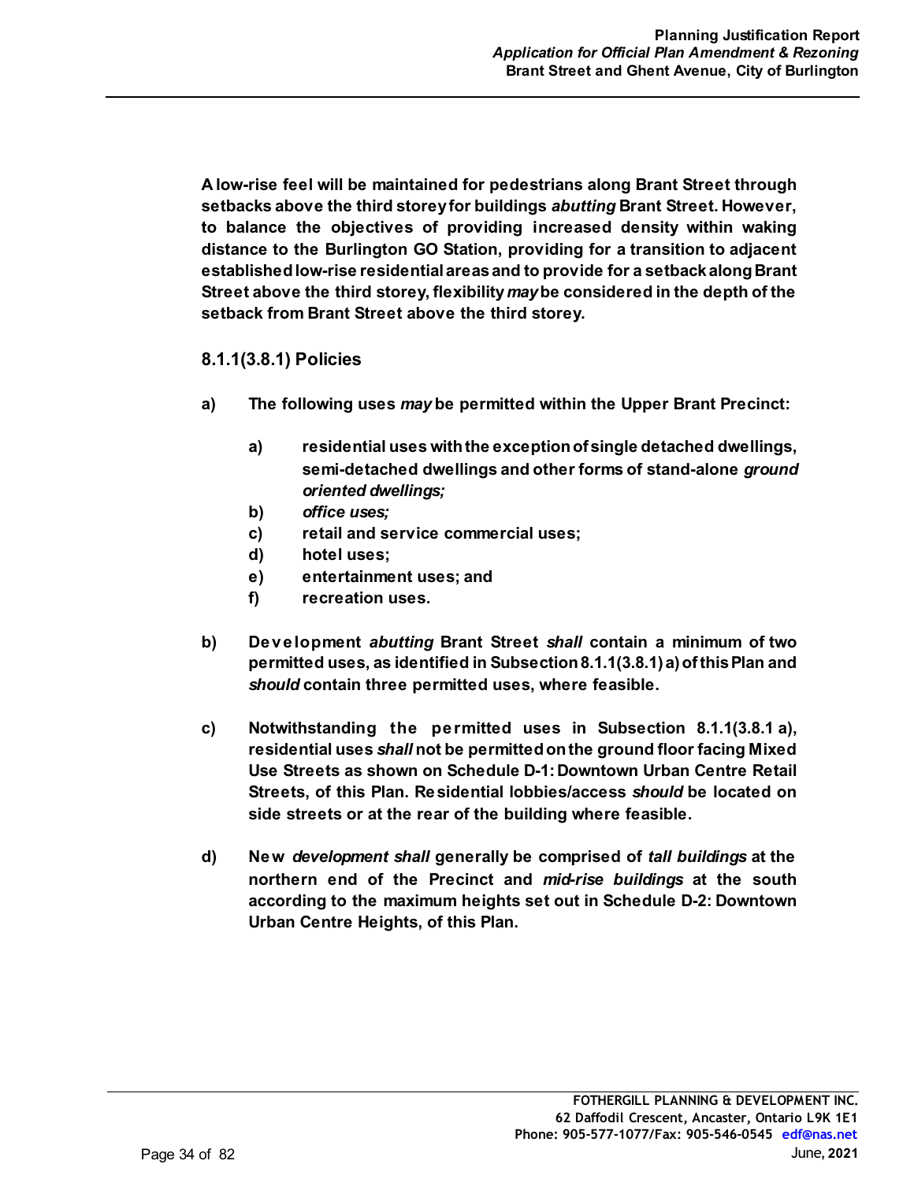**A low-rise feel will be maintained for pedestrians along Brant Street through setbacks above the third storey for buildings *abutting* Brant Street. However, to balance the objectives of providing increased density within waking distance to the Burlington GO Station, providing for a transition to adjacent established low-rise residential areas and to provide for a setback along Brant Street above the third storey, flexibility *may* be considered in the depth of the setback from Brant Street above the third storey.**

### 8.1.1(3.8.1) Policies

**a) The following uses *may* be permitted within the Upper Brant Precinct:**

- **a) residential uses with the exception of single detached dwellings, semi-detached dwellings and other forms of stand-alone *ground oriented dwellings;***
- **b) *office uses;***
- **c) retail and service commercial uses;**
- **d) hotel uses;**
- **e) entertainment uses; and**
- **f) recreation uses.**

**b) Development *abutting* Brant Street *shall* contain a minimum of two permitted uses, as identified in Subsection 8.1.1(3.8.1) a) of this Plan and *should* contain three permitted uses, where feasible.**

**c) Notwithstanding the permitted uses in Subsection 8.1.1(3.8.1 a), residential uses *shall* not be permitted on the ground floor facing Mixed Use Streets as shown on Schedule D-1: Downtown Urban Centre Retail Streets, of this Plan. Residential lobbies/access *should* be located on side streets or at the rear of the building where feasible.**

**d) New *development shall* generally be comprised of *tall buildings* at the northern end of the Precinct and *mid-rise buildings* at the south according to the maximum heights set out in Schedule D-2: Downtown Urban Centre Heights, of this Plan.**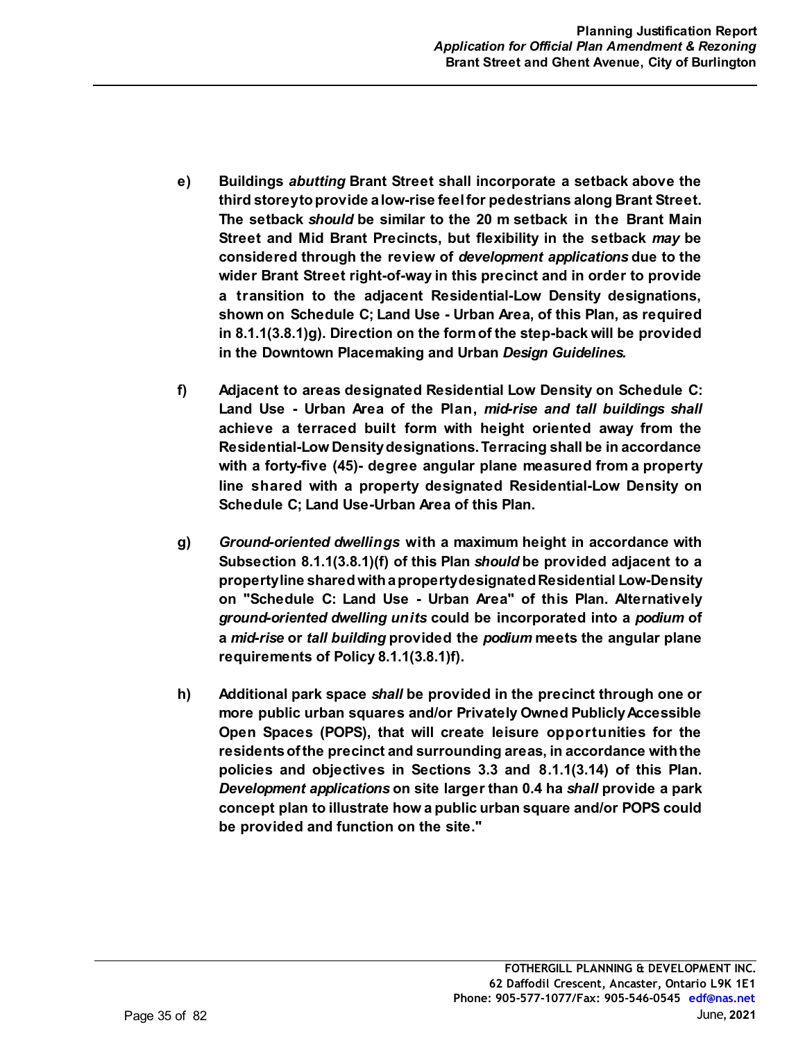e) **Buildings *abutting* Brant Street shall incorporate a setback above the third storey to provide a low-rise feel for pedestrians along Brant Street. The setback *should* be similar to the 20 m setback in the Brant Main Street and Mid Brant Precincts, but flexibility in the setback *may* be considered through the review of *development applications* due to the wider Brant Street right-of-way in this precinct and in order to provide a transition to the adjacent Residential-Low Density designations, shown on Schedule C; Land Use - Urban Area, of this Plan, as required in 8.1.1(3.8.1)g). Direction on the form of the step-back will be provided in the Downtown Placemaking and Urban *Design Guidelines*.**

f) **Adjacent to areas designated Residential Low Density on Schedule C: Land Use - Urban Area of the Plan, *mid-rise and tall buildings shall* achieve a terraced built form with height oriented away from the Residential-Low Density designations. Terracing shall be in accordance with a forty-five (45)- degree angular plane measured from a property line shared with a property designated Residential-Low Density on Schedule C; Land Use-Urban Area of this Plan.**

g) ***Ground-oriented dwellings* with a maximum height in accordance with Subsection 8.1.1(3.8.1)(f) of this Plan *should* be provided adjacent to a property line shared with a property designated Residential Low-Density on "Schedule C: Land Use - Urban Area" of this Plan. Alternatively *ground-oriented dwelling units* could be incorporated into a *podium* of a *mid-rise* or *tall building* provided the *podium* meets the angular plane requirements of Policy 8.1.1(3.8.1)f).**

h) **Additional park space *shall* be provided in the precinct through one or more public urban squares and/or Privately Owned Publicly Accessible Open Spaces (POPS), that will create leisure opportunities for the residents of the precinct and surrounding areas, in accordance with the policies and objectives in Sections 3.3 and 8.1.1(3.14) of this Plan. *Development applications* on site larger than 0.4 ha *shall* provide a park concept plan to illustrate how a public urban square and/or POPS could be provided and function on the site."**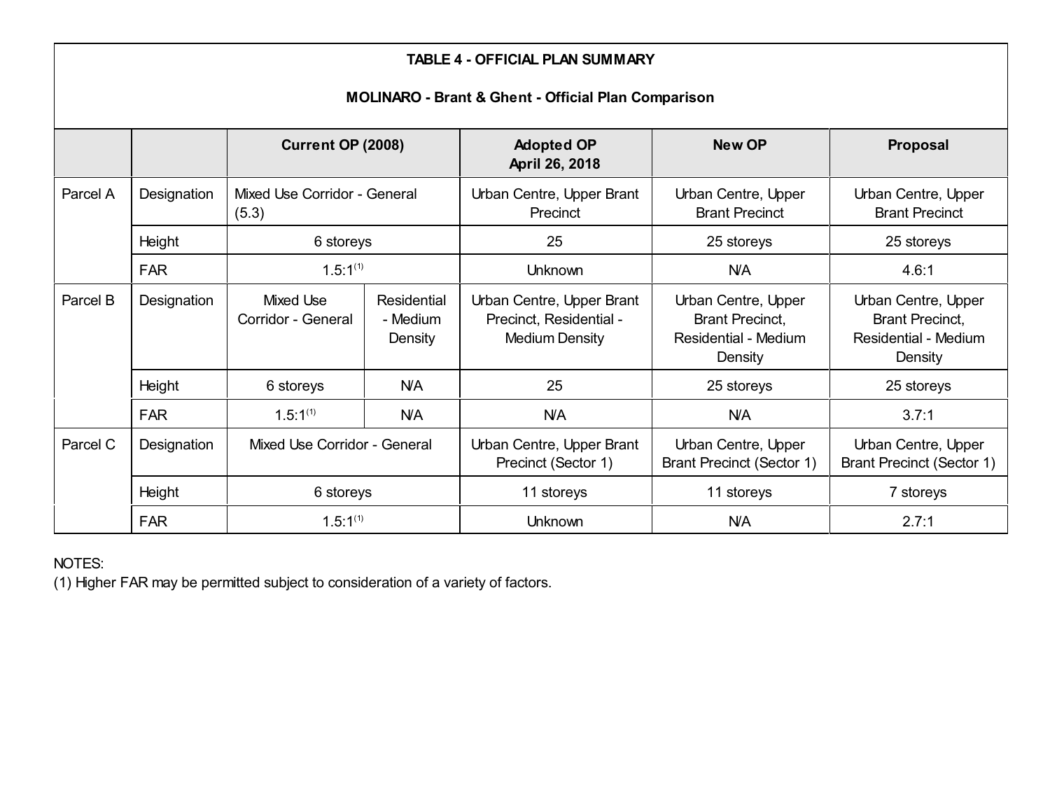**TABLE 4 - OFFICIAL PLAN SUMMARY**

**MOLINARO - Brant & Ghent - Official Plan Comparison**

| | | Current OP (2008) | | Adopted OP April 26, 2018 | New OP | Proposal |
|---|---|---|---|---|---|---|
| Parcel A | Designation | Mixed Use Corridor - General (5.3) | | Urban Centre, Upper Brant Precinct | Urban Centre, Upper Brant Precinct | Urban Centre, Upper Brant Precinct |
| | Height | 6 storeys | | 25 | 25 storeys | 25 storeys |
| | FAR | 1.5:1[(1)] | | Unknown | N/A | 4.6:1 |
| Parcel B | Designation | Mixed Use Corridor - General | Residential - Medium Density | Urban Centre, Upper Brant Precinct, Residential - Medium Density | Urban Centre, Upper Brant Precinct, Residential - Medium Density | Urban Centre, Upper Brant Precinct, Residential - Medium Density |
| | Height | 6 storeys | N/A | 25 | 25 storeys | 25 storeys |
| | FAR | 1.5:1[(1)] | N/A | N/A | N/A | 3.7:1 |
| Parcel C | Designation | Mixed Use Corridor - General | | Urban Centre, Upper Brant Precinct (Sector 1) | Urban Centre, Upper Brant Precinct (Sector 1) | Urban Centre, Upper Brant Precinct (Sector 1) |
| | Height | 6 storeys | | 11 storeys | 11 storeys | 7 storeys |
| | FAR | 1.5:1[(1)] | | Unknown | N/A | 2.7:1 |

NOTES:
(1) Higher FAR may be permitted subject to consideration of a variety of factors.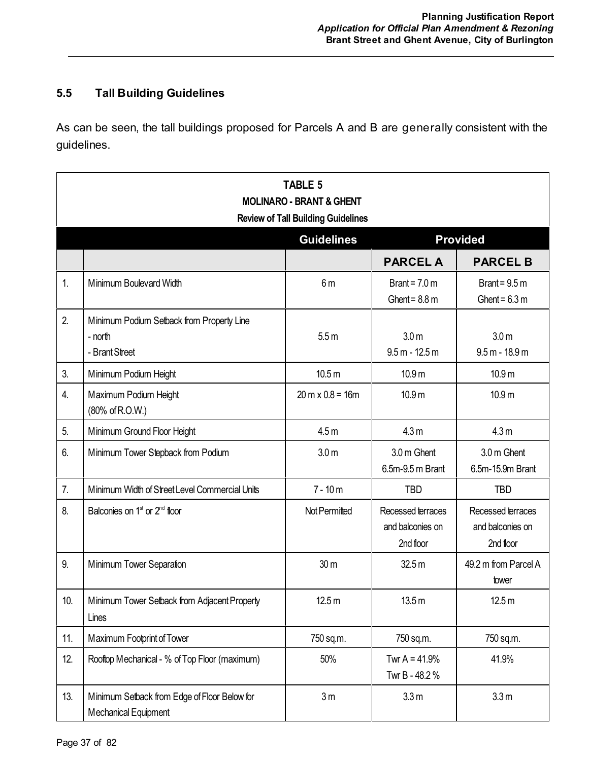## 5.5 Tall Building Guidelines

As can be seen, the tall buildings proposed for Parcels A and B are generally consistent with the guidelines.

| TABLE 5<br>MOLINARO - BRANT & GHENT<br>Review of Tall Building Guidelines | | | | |
|---|---|---|---|---|
| | | **Guidelines** | **Provided** | |
| | | | **PARCEL A** | **PARCEL B** |
| 1. | Minimum Boulevard Width | 6 m | Brant = 7.0 m<br>Ghent = 8.8 m | Brant = 9.5 m<br>Ghent = 6.3 m |
| 2. | Minimum Podium Setback from Property Line<br>- north<br>- Brant Street | 5.5 m | 3.0 m<br>9.5 m - 12.5 m | 3.0 m<br>9.5 m - 18.9 m |
| 3. | Minimum Podium Height | 10.5 m | 10.9 m | 10.9 m |
| 4. | Maximum Podium Height<br>(80% of R.O.W.) | 20 m x 0.8 = 16m | 10.9 m | 10.9 m |
| 5. | Minimum Ground Floor Height | 4.5 m | 4.3 m | 4.3 m |
| 6. | Minimum Tower Stepback from Podium | 3.0 m | 3.0 m Ghent<br>6.5m-9.5 m Brant | 3.0 m Ghent<br>6.5m-15.9m Brant |
| 7. | Minimum Width of Street Level Commercial Units | 7 - 10 m | TBD | TBD |
| 8. | Balconies on 1st or 2nd floor | Not Permitted | Recessed terraces and balconies on 2nd floor | Recessed terraces and balconies on 2nd floor |
| 9. | Minimum Tower Separation | 30 m | 32.5 m | 49.2 m from Parcel A tower |
| 10. | Minimum Tower Setback from Adjacent Property Lines | 12.5 m | 13.5 m | 12.5 m |
| 11. | Maximum Footprint of Tower | 750 sq.m. | 750 sq.m. | 750 sq.m. |
| 12. | Rooftop Mechanical - % of Top Floor (maximum) | 50% | Twr A = 41.9%<br>Twr B - 48.2 % | 41.9% |
| 13. | Minimum Setback from Edge of Floor Below for Mechanical Equipment | 3 m | 3.3 m | 3.3 m |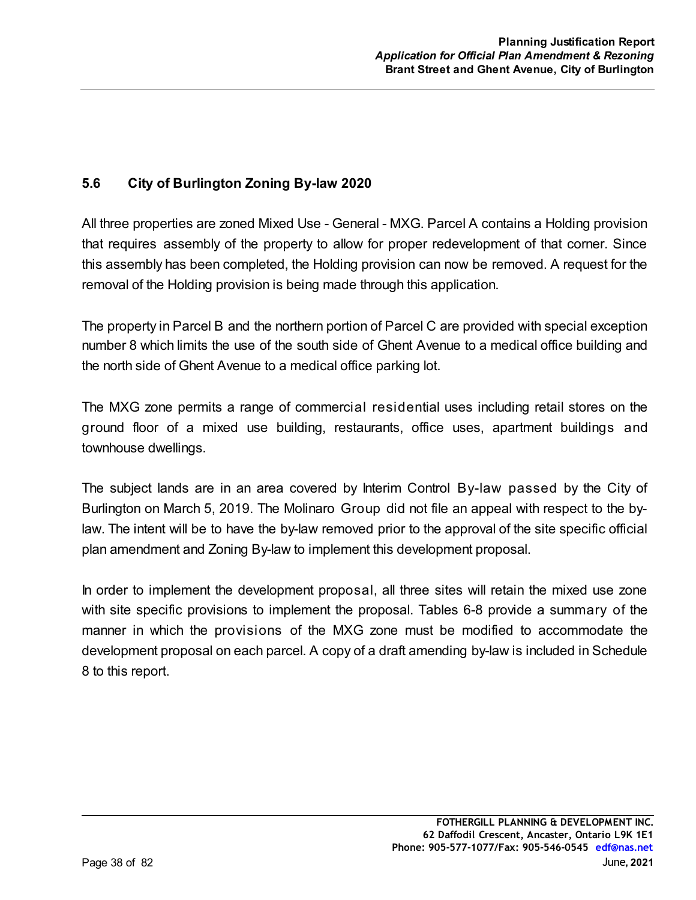## 5.6 City of Burlington Zoning By-law 2020

All three properties are zoned Mixed Use - General - MXG. Parcel A contains a Holding provision that requires assembly of the property to allow for proper redevelopment of that corner. Since this assembly has been completed, the Holding provision can now be removed. A request for the removal of the Holding provision is being made through this application.

The property in Parcel B and the northern portion of Parcel C are provided with special exception number 8 which limits the use of the south side of Ghent Avenue to a medical office building and the north side of Ghent Avenue to a medical office parking lot.

The MXG zone permits a range of commercial residential uses including retail stores on the ground floor of a mixed use building, restaurants, office uses, apartment buildings and townhouse dwellings.

The subject lands are in an area covered by Interim Control By-law passed by the City of Burlington on March 5, 2019. The Molinaro Group did not file an appeal with respect to the by-law. The intent will be to have the by-law removed prior to the approval of the site specific official plan amendment and Zoning By-law to implement this development proposal.

In order to implement the development proposal, all three sites will retain the mixed use zone with site specific provisions to implement the proposal. Tables 6-8 provide a summary of the manner in which the provisions of the MXG zone must be modified to accommodate the development proposal on each parcel. A copy of a draft amending by-law is included in Schedule 8 to this report.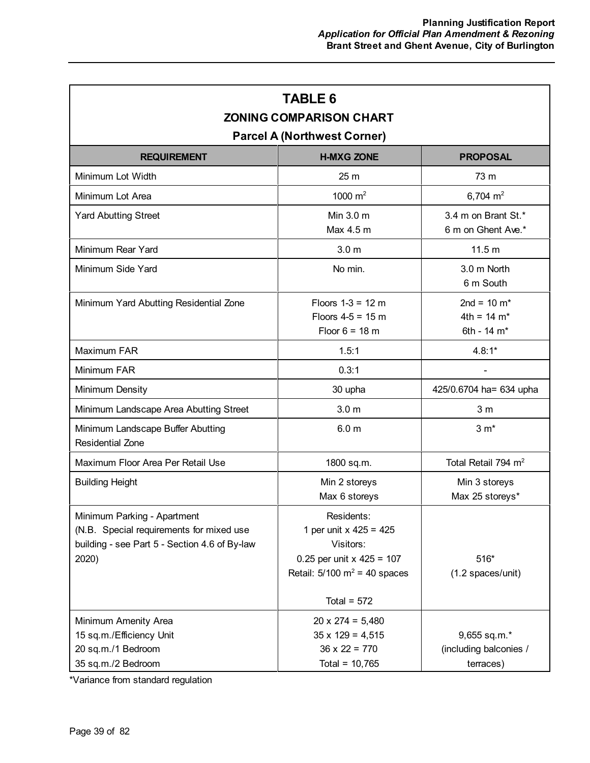## TABLE 6

### ZONING COMPARISON CHART

### Parcel A (Northwest Corner)

| REQUIREMENT | H-MXG ZONE | PROPOSAL |
|---|---|---|
| Minimum Lot Width | 25 m | 73 m |
| Minimum Lot Area | 1000 $m^2$ | 6,704 $m^2$ |
| Yard Abutting Street | Min 3.0 m<br>Max 4.5 m | 3.4 m on Brant St.*<br>6 m on Ghent Ave.* |
| Minimum Rear Yard | 3.0 m | 11.5 m |
| Minimum Side Yard | No min. | 3.0 m North<br>6 m South |
| Minimum Yard Abutting Residential Zone | Floors 1-3 = 12 m<br>Floors 4-5 = 15 m<br>Floor 6 = 18 m | 2nd = 10 m*<br>4th = 14 m*<br>6th - 14 m* |
| Maximum FAR | 1.5:1 | 4.8:1* |
| Minimum FAR | 0.3:1 | - |
| Minimum Density | 30 upha | 425/0.6704 ha= 634 upha |
| Minimum Landscape Area Abutting Street | 3.0 m | 3 m |
| Minimum Landscape Buffer Abutting Residential Zone | 6.0 m | 3 m* |
| Maximum Floor Area Per Retail Use | 1800 sq.m. | Total Retail 794 $m^2$ |
| Building Height | Min 2 storeys<br>Max 6 storeys | Min 3 storeys<br>Max 25 storeys* |
| Minimum Parking - Apartment<br>(N.B. Special requirements for mixed use building - see Part 5 - Section 4.6 of By-law 2020) | Residents:<br>1 per unit x 425 = 425<br>Visitors:<br>0.25 per unit x 425 = 107<br>Retail: 5/100 $m^2$ = 40 spaces<br><br>Total = 572 | 516*<br>(1.2 spaces/unit) |
| Minimum Amenity Area<br>15 sq.m./Efficiency Unit<br>20 sq.m./1 Bedroom<br>35 sq.m./2 Bedroom | 20 x 274 = 5,480<br>35 x 129 = 4,515<br>36 x 22 = 770<br>Total = 10,765 | 9,655 sq.m.*<br>(including balconies / terraces) |

*Variance from standard regulation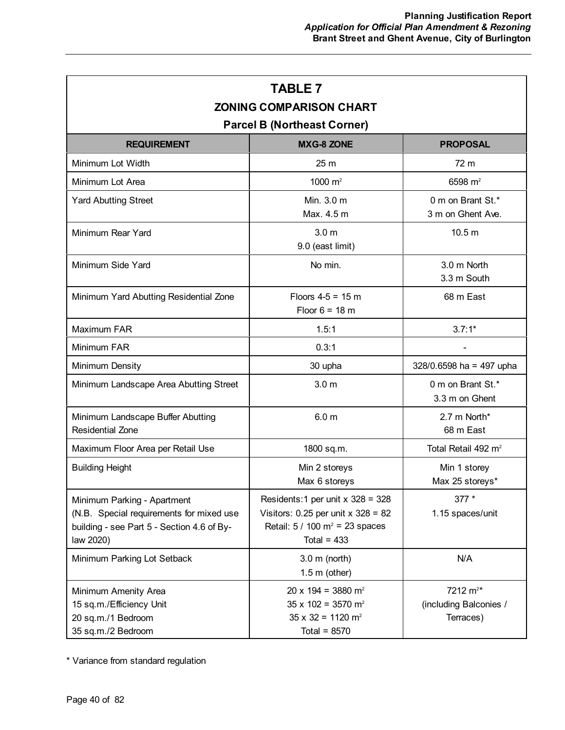| TABLE 7<br>ZONING COMPARISON CHART<br>Parcel B (Northeast Corner) | | |
|---|---|---|
| **REQUIREMENT** | **MXG-8 ZONE** | **PROPOSAL** |
| Minimum Lot Width | 25 m | 72 m |
| Minimum Lot Area | 1000 m² | 6598 m² |
| Yard Abutting Street | Min. 3.0 m<br>Max. 4.5 m | 0 m on Brant St.*<br>3 m on Ghent Ave. |
| Minimum Rear Yard | 3.0 m<br>9.0 (east limit) | 10.5 m |
| Minimum Side Yard | No min. | 3.0 m North<br>3.3 m South |
| Minimum Yard Abutting Residential Zone | Floors 4-5 = 15 m<br>Floor 6 = 18 m | 68 m East |
| Maximum FAR | 1.5:1 | 3.7:1* |
| Minimum FAR | 0.3:1 | - |
| Minimum Density | 30 upha | 328/0.6598 ha = 497 upha |
| Minimum Landscape Area Abutting Street | 3.0 m | 0 m on Brant St.*<br>3.3 m on Ghent |
| Minimum Landscape Buffer Abutting Residential Zone | 6.0 m | 2.7 m North*<br>68 m East |
| Maximum Floor Area per Retail Use | 1800 sq.m. | Total Retail 492 m² |
| Building Height | Min 2 storeys<br>Max 6 storeys | Min 1 storey<br>Max 25 storeys* |
| Minimum Parking - Apartment<br>(N.B. Special requirements for mixed use building - see Part 5 - Section 4.6 of By-law 2020) | Residents:1 per unit x 328 = 328<br>Visitors: 0.25 per unit x 328 = 82<br>Retail: 5 / 100 m² = 23 spaces<br>Total = 433 | 377 *<br>1.15 spaces/unit |
| Minimum Parking Lot Setback | 3.0 m (north)<br>1.5 m (other) | N/A |
| Minimum Amenity Area<br>15 sq.m./Efficiency Unit<br>20 sq.m./1 Bedroom<br>35 sq.m./2 Bedroom | 20 x 194 = 3880 m²<br>35 x 102 = 3570 m²<br>35 x 32 = 1120 m²<br>Total = 8570 | 7212 m²*<br>(including Balconies / Terraces) |

* Variance from standard regulation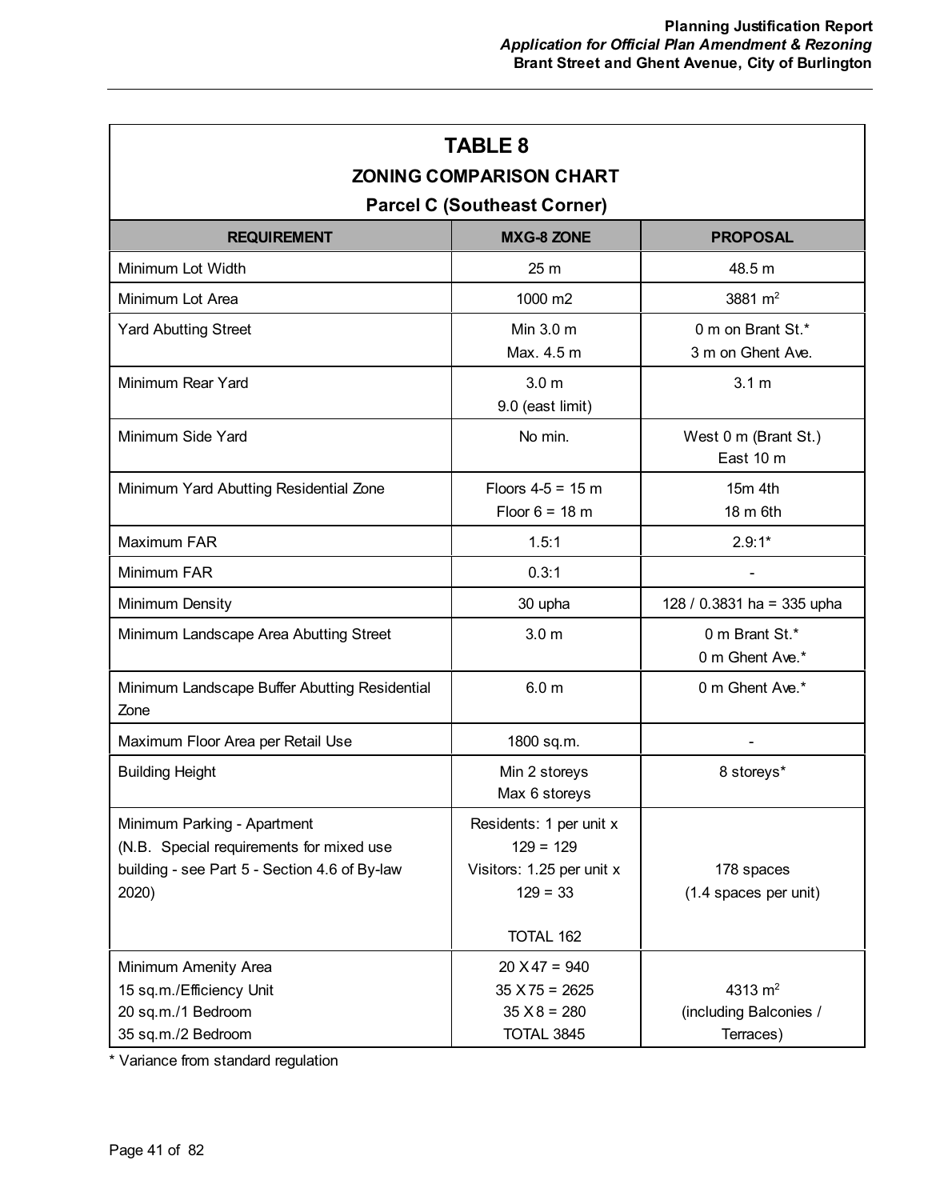## TABLE 8

### ZONING COMPARISON CHART

### Parcel C (Southeast Corner)

| REQUIREMENT | MXG-8 ZONE | PROPOSAL |
|---|---|---|
| Minimum Lot Width | 25 m | 48.5 m |
| Minimum Lot Area | 1000 m2 | 3881 $m^2$ |
| Yard Abutting Street | Min 3.0 m<br>Max. 4.5 m | 0 m on Brant St.*<br>3 m on Ghent Ave. |
| Minimum Rear Yard | 3.0 m<br>9.0 (east limit) | 3.1 m |
| Minimum Side Yard | No min. | West 0 m (Brant St.)<br>East 10 m |
| Minimum Yard Abutting Residential Zone | Floors 4-5 = 15 m<br>Floor 6 = 18 m | 15m 4th<br>18 m 6th |
| Maximum FAR | 1.5:1 | 2.9:1* |
| Minimum FAR | 0.3:1 | - |
| Minimum Density | 30 upha | 128 / 0.3831 ha = 335 upha |
| Minimum Landscape Area Abutting Street | 3.0 m | 0 m Brant St.*<br>0 m Ghent Ave.* |
| Minimum Landscape Buffer Abutting Residential Zone | 6.0 m | 0 m Ghent Ave.* |
| Maximum Floor Area per Retail Use | 1800 sq.m. | - |
| Building Height | Min 2 storeys<br>Max 6 storeys | 8 storeys* |
| Minimum Parking - Apartment<br>(N.B. Special requirements for mixed use building - see Part 5 - Section 4.6 of By-law 2020) | Residents: 1 per unit x 129 = 129<br>Visitors: 1.25 per unit x 129 = 33<br><br>TOTAL 162 | 178 spaces<br>(1.4 spaces per unit) |
| Minimum Amenity Area<br>15 sq.m./Efficiency Unit<br>20 sq.m./1 Bedroom<br>35 sq.m./2 Bedroom | 20 X 47 = 940<br>35 X 75 = 2625<br>35 X 8 = 280<br>TOTAL 3845 | 4313 $m^2$<br>(including Balconies / Terraces) |

* Variance from standard regulation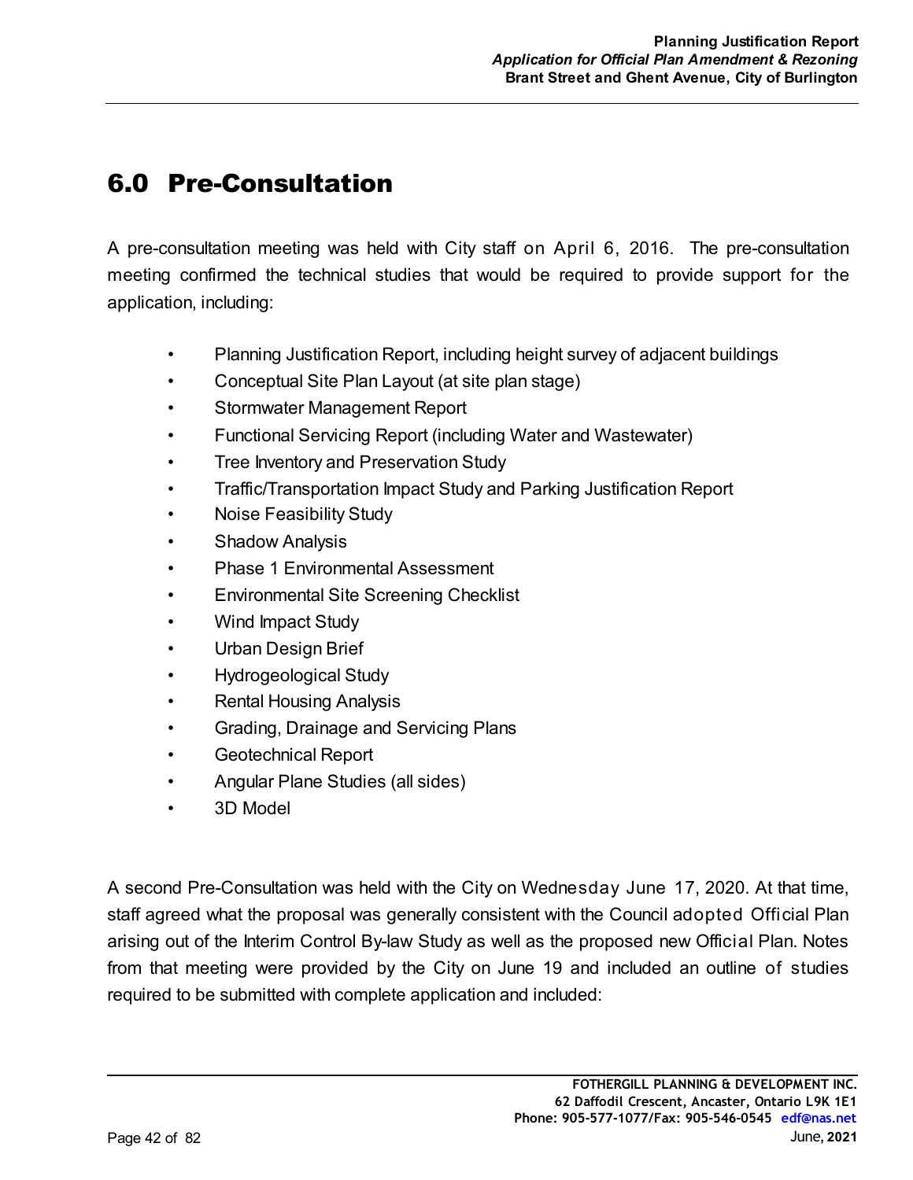## 6.0 Pre-Consultation

A pre-consultation meeting was held with City staff on April 6, 2016. The pre-consultation meeting confirmed the technical studies that would be required to provide support for the application, including:

- Planning Justification Report, including height survey of adjacent buildings
- Conceptual Site Plan Layout (at site plan stage)
- Stormwater Management Report
- Functional Servicing Report (including Water and Wastewater)
- Tree Inventory and Preservation Study
- Traffic/Transportation Impact Study and Parking Justification Report
- Noise Feasibility Study
- Shadow Analysis
- Phase 1 Environmental Assessment
- Environmental Site Screening Checklist
- Wind Impact Study
- Urban Design Brief
- Hydrogeological Study
- Rental Housing Analysis
- Grading, Drainage and Servicing Plans
- Geotechnical Report
- Angular Plane Studies (all sides)
- 3D Model

A second Pre-Consultation was held with the City on Wednesday June 17, 2020. At that time, staff agreed what the proposal was generally consistent with the Council adopted Official Plan arising out of the Interim Control By-law Study as well as the proposed new Official Plan. Notes from that meeting were provided by the City on June 19 and included an outline of studies required to be submitted with complete application and included: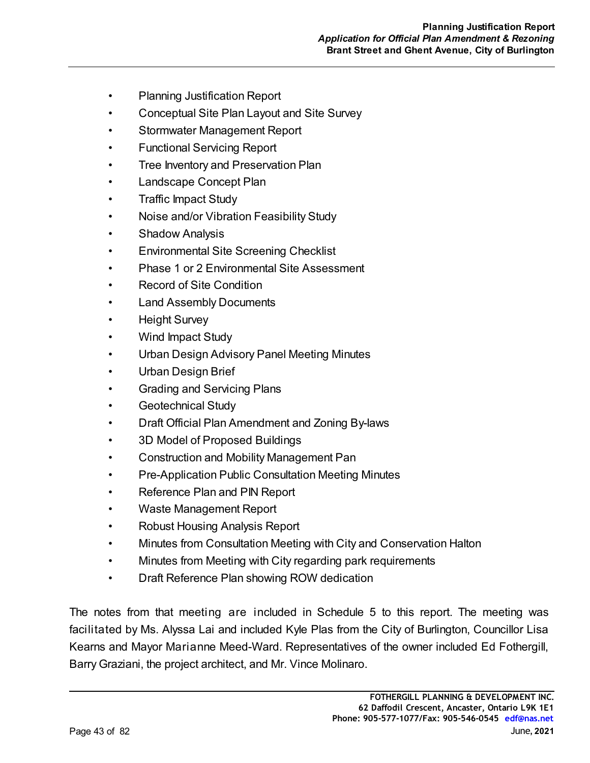- Planning Justification Report
- Conceptual Site Plan Layout and Site Survey
- Stormwater Management Report
- Functional Servicing Report
- Tree Inventory and Preservation Plan
- Landscape Concept Plan
- Traffic Impact Study
- Noise and/or Vibration Feasibility Study
- Shadow Analysis
- Environmental Site Screening Checklist
- Phase 1 or 2 Environmental Site Assessment
- Record of Site Condition
- Land Assembly Documents
- Height Survey
- Wind Impact Study
- Urban Design Advisory Panel Meeting Minutes
- Urban Design Brief
- Grading and Servicing Plans
- Geotechnical Study
- Draft Official Plan Amendment and Zoning By-laws
- 3D Model of Proposed Buildings
- Construction and Mobility Management Pan
- Pre-Application Public Consultation Meeting Minutes
- Reference Plan and PIN Report
- Waste Management Report
- Robust Housing Analysis Report
- Minutes from Consultation Meeting with City and Conservation Halton
- Minutes from Meeting with City regarding park requirements
- Draft Reference Plan showing ROW dedication

The notes from that meeting are included in Schedule 5 to this report. The meeting was facilitated by Ms. Alyssa Lai and included Kyle Plas from the City of Burlington, Councillor Lisa Kearns and Mayor Marianne Meed-Ward. Representatives of the owner included Ed Fothergill, Barry Graziani, the project architect, and Mr. Vince Molinaro.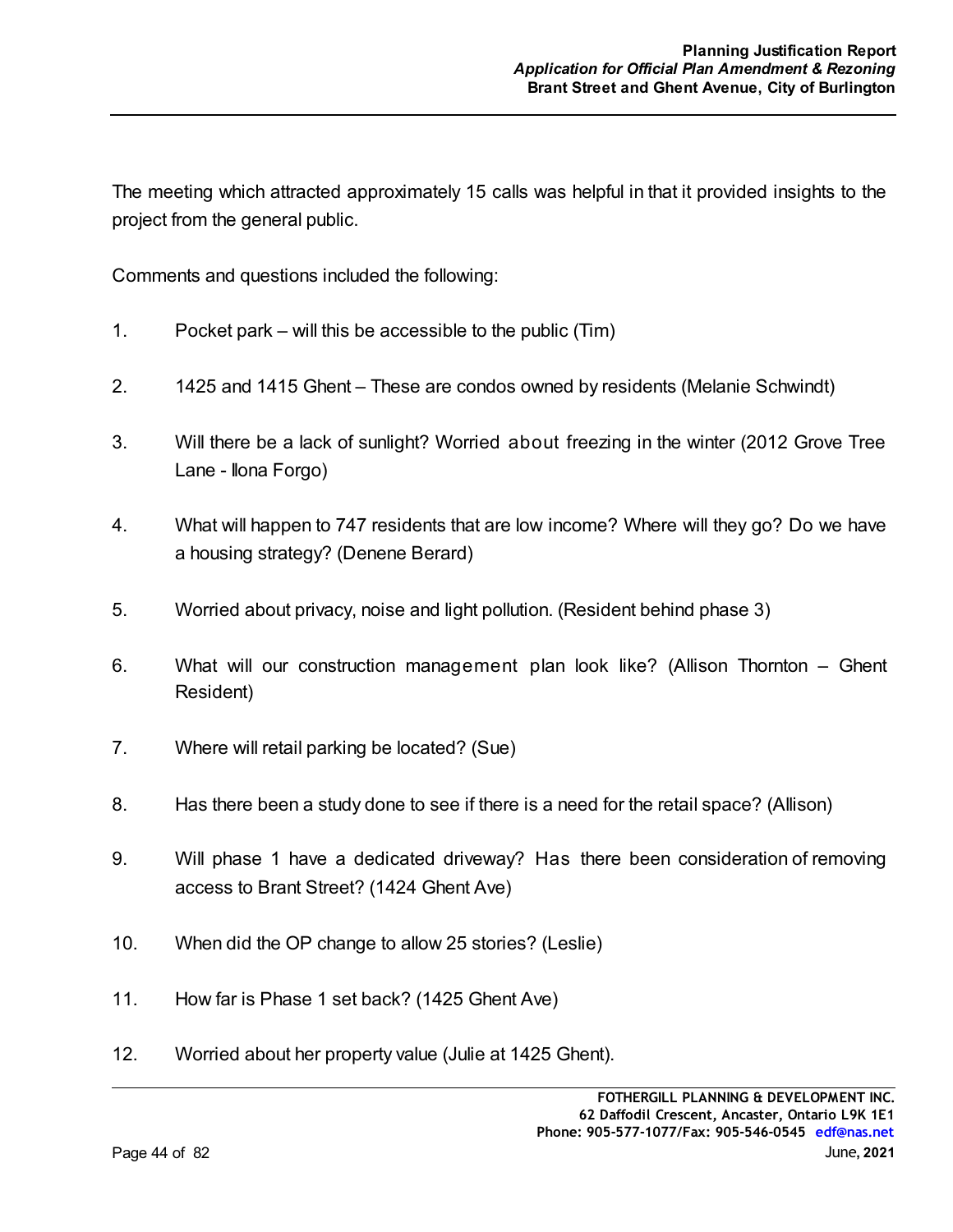The meeting which attracted approximately 15 calls was helpful in that it provided insights to the project from the general public.

Comments and questions included the following:

1. Pocket park – will this be accessible to the public (Tim)

2. 1425 and 1415 Ghent – These are condos owned by residents (Melanie Schwindt)

3. Will there be a lack of sunlight? Worried about freezing in the winter (2012 Grove Tree Lane - Ilona Forgo)

4. What will happen to 747 residents that are low income? Where will they go? Do we have a housing strategy? (Denene Berard)

5. Worried about privacy, noise and light pollution. (Resident behind phase 3)

6. What will our construction management plan look like? (Allison Thornton – Ghent Resident)

7. Where will retail parking be located? (Sue)

8. Has there been a study done to see if there is a need for the retail space? (Allison)

9. Will phase 1 have a dedicated driveway? Has there been consideration of removing access to Brant Street? (1424 Ghent Ave)

10. When did the OP change to allow 25 stories? (Leslie)

11. How far is Phase 1 set back? (1425 Ghent Ave)

12. Worried about her property value (Julie at 1425 Ghent).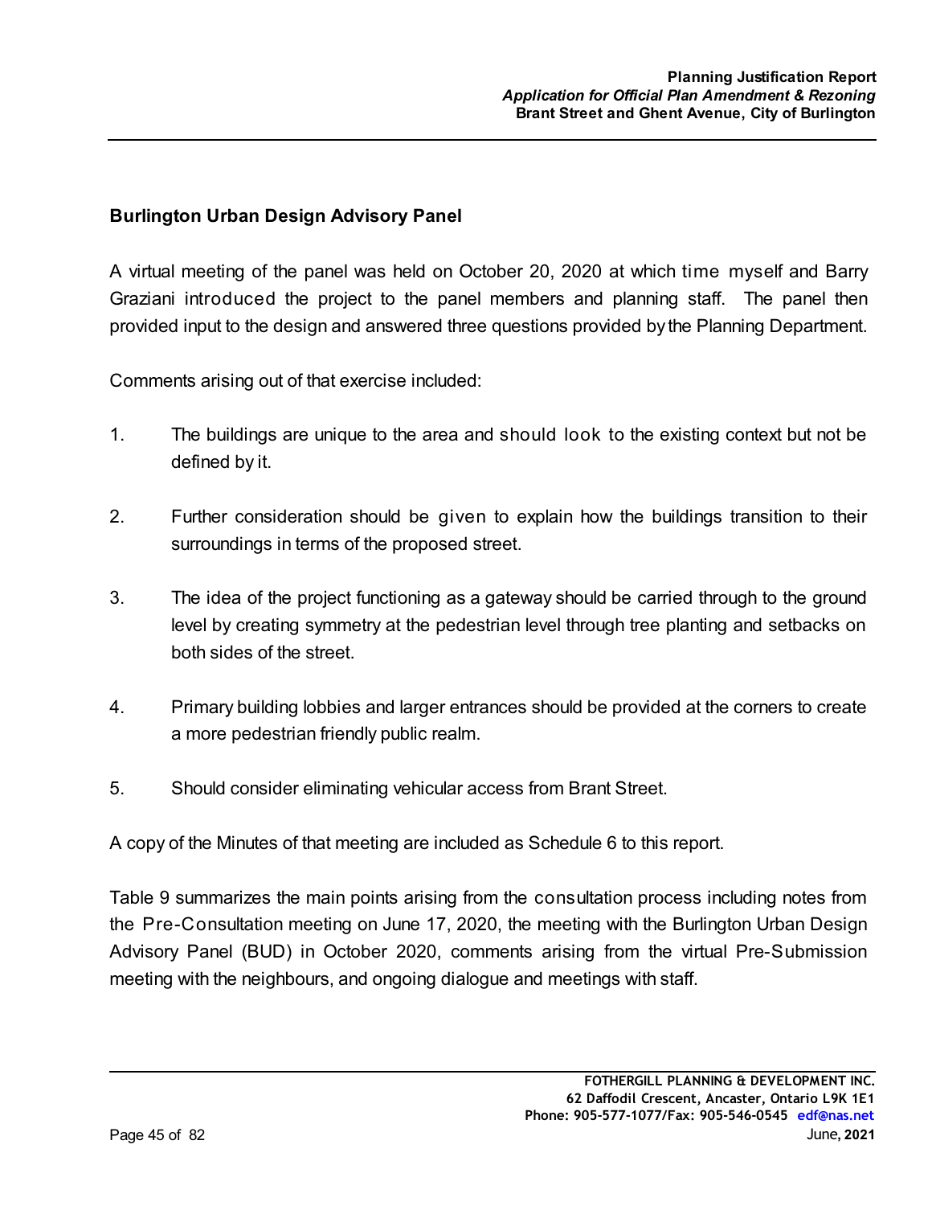**Burlington Urban Design Advisory Panel**

A virtual meeting of the panel was held on October 20, 2020 at which time myself and Barry Graziani introduced the project to the panel members and planning staff. The panel then provided input to the design and answered three questions provided by the Planning Department.

Comments arising out of that exercise included:

1. The buildings are unique to the area and should look to the existing context but not be defined by it.

2. Further consideration should be given to explain how the buildings transition to their surroundings in terms of the proposed street.

3. The idea of the project functioning as a gateway should be carried through to the ground level by creating symmetry at the pedestrian level through tree planting and setbacks on both sides of the street.

4. Primary building lobbies and larger entrances should be provided at the corners to create a more pedestrian friendly public realm.

5. Should consider eliminating vehicular access from Brant Street.

A copy of the Minutes of that meeting are included as Schedule 6 to this report.

Table 9 summarizes the main points arising from the consultation process including notes from the Pre-Consultation meeting on June 17, 2020, the meeting with the Burlington Urban Design Advisory Panel (BUD) in October 2020, comments arising from the virtual Pre-Submission meeting with the neighbours, and ongoing dialogue and meetings with staff.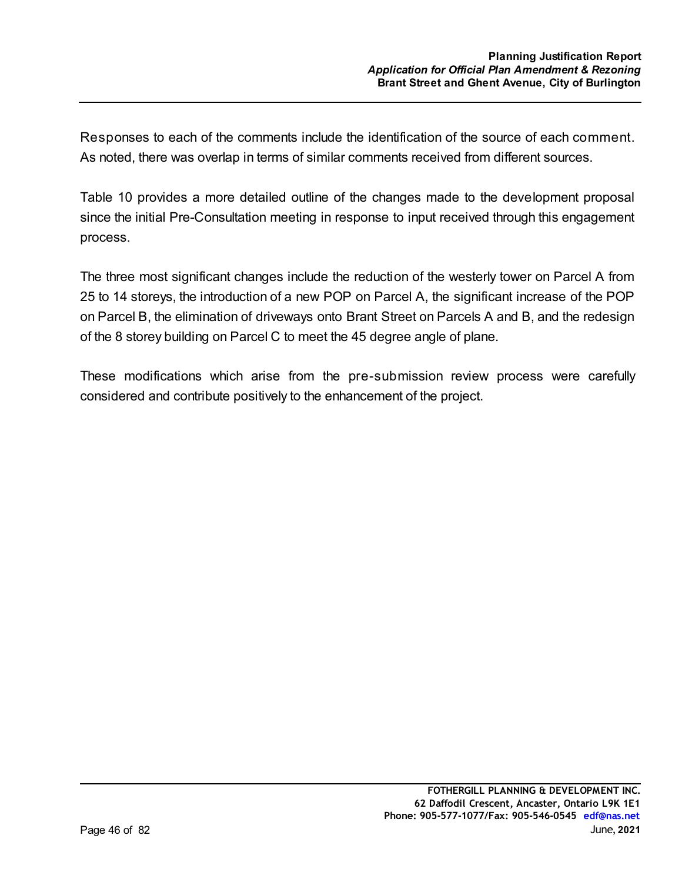Responses to each of the comments include the identification of the source of each comment. As noted, there was overlap in terms of similar comments received from different sources.

Table 10 provides a more detailed outline of the changes made to the development proposal since the initial Pre-Consultation meeting in response to input received through this engagement process.

The three most significant changes include the reduction of the westerly tower on Parcel A from 25 to 14 storeys, the introduction of a new POP on Parcel A, the significant increase of the POP on Parcel B, the elimination of driveways onto Brant Street on Parcels A and B, and the redesign of the 8 storey building on Parcel C to meet the 45 degree angle of plane.

These modifications which arise from the pre-submission review process were carefully considered and contribute positively to the enhancement of the project.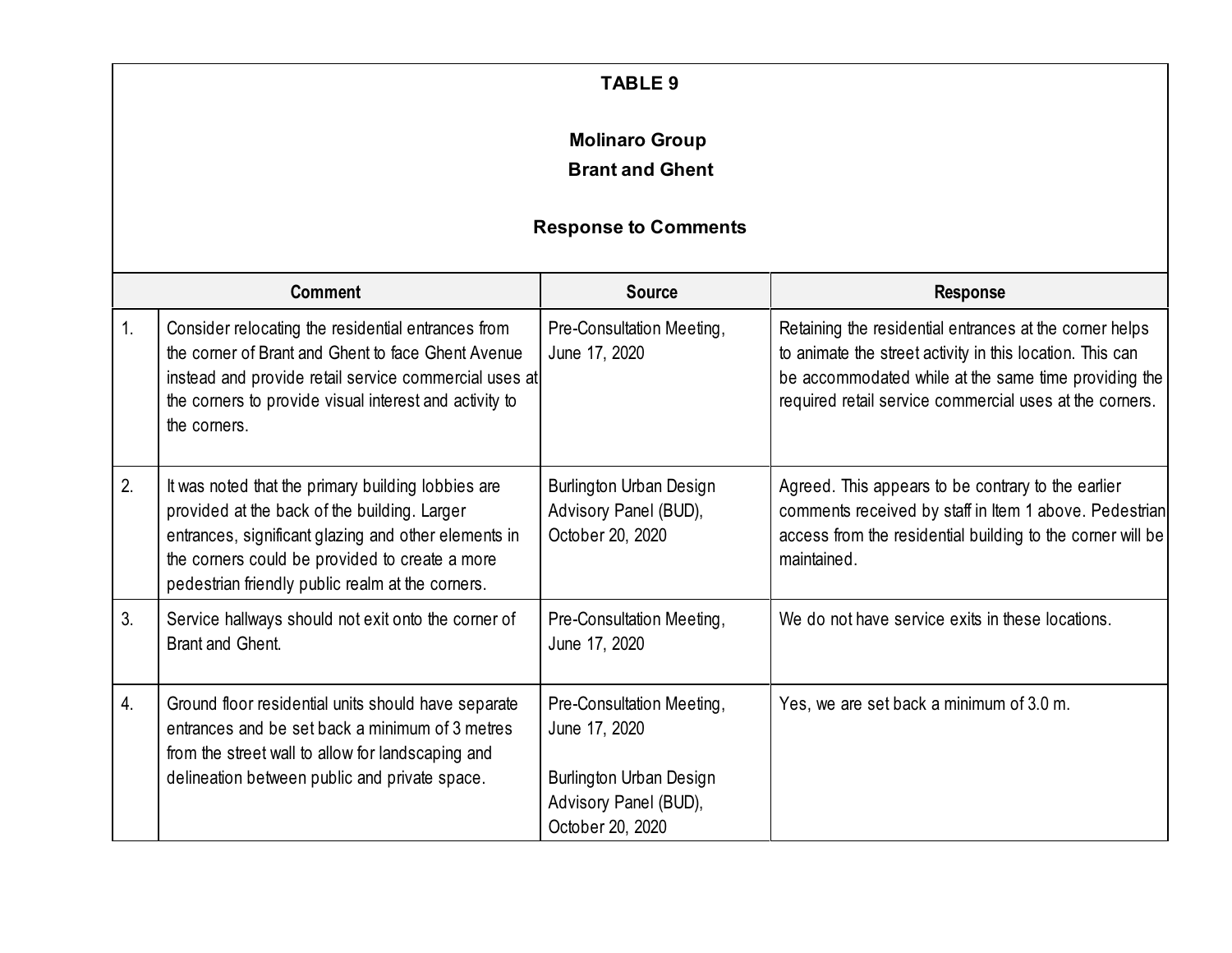**TABLE 9**

**Molinaro Group**
**Brant and Ghent**

**Response to Comments**

| | Comment | Source | Response |
|---|---|---|---|
| 1. | Consider relocating the residential entrances from the corner of Brant and Ghent to face Ghent Avenue instead and provide retail service commercial uses at the corners to provide visual interest and activity to the corners. | Pre-Consultation Meeting, June 17, 2020 | Retaining the residential entrances at the corner helps to animate the street activity in this location. This can be accommodated while at the same time providing the required retail service commercial uses at the corners. |
| 2. | It was noted that the primary building lobbies are provided at the back of the building. Larger entrances, significant glazing and other elements in the corners could be provided to create a more pedestrian friendly public realm at the corners. | Burlington Urban Design Advisory Panel (BUD), October 20, 2020 | Agreed. This appears to be contrary to the earlier comments received by staff in Item 1 above. Pedestrian access from the residential building to the corner will be maintained. |
| 3. | Service hallways should not exit onto the corner of Brant and Ghent. | Pre-Consultation Meeting, June 17, 2020 | We do not have service exits in these locations. |
| 4. | Ground floor residential units should have separate entrances and be set back a minimum of 3 metres from the street wall to allow for landscaping and delineation between public and private space. | Pre-Consultation Meeting, June 17, 2020<br><br>Burlington Urban Design Advisory Panel (BUD), October 20, 2020 | Yes, we are set back a minimum of 3.0 m. |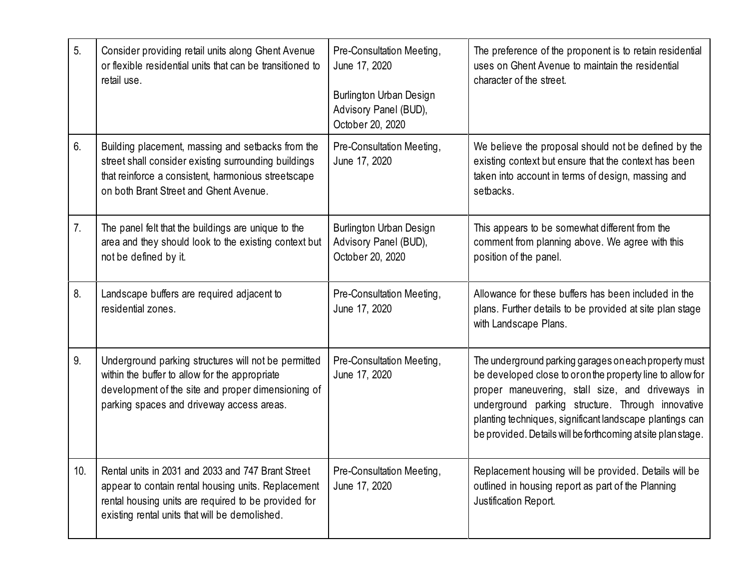| | | | |
|---|---|---|---|
| 5. | Consider providing retail units along Ghent Avenue or flexible residential units that can be transitioned to retail use. | Pre-Consultation Meeting, June 17, 2020<br><br>Burlington Urban Design Advisory Panel (BUD), October 20, 2020 | The preference of the proponent is to retain residential uses on Ghent Avenue to maintain the residential character of the street. |
| 6. | Building placement, massing and setbacks from the street shall consider existing surrounding buildings that reinforce a consistent, harmonious streetscape on both Brant Street and Ghent Avenue. | Pre-Consultation Meeting, June 17, 2020 | We believe the proposal should not be defined by the existing context but ensure that the context has been taken into account in terms of design, massing and setbacks. |
| 7. | The panel felt that the buildings are unique to the area and they should look to the existing context but not be defined by it. | Burlington Urban Design Advisory Panel (BUD), October 20, 2020 | This appears to be somewhat different from the comment from planning above. We agree with this position of the panel. |
| 8. | Landscape buffers are required adjacent to residential zones. | Pre-Consultation Meeting, June 17, 2020 | Allowance for these buffers has been included in the plans. Further details to be provided at site plan stage with Landscape Plans. |
| 9. | Underground parking structures will not be permitted within the buffer to allow for the appropriate development of the site and proper dimensioning of parking spaces and driveway access areas. | Pre-Consultation Meeting, June 17, 2020 | The underground parking garages on each property must be developed close to or on the property line to allow for proper maneuvering, stall size, and driveways in underground parking structure. Through innovative planting techniques, significant landscape plantings can be provided. Details will be forthcoming at site plan stage. |
| 10. | Rental units in 2031 and 2033 and 747 Brant Street appear to contain rental housing units. Replacement rental housing units are required to be provided for existing rental units that will be demolished. | Pre-Consultation Meeting, June 17, 2020 | Replacement housing will be provided. Details will be outlined in housing report as part of the Planning Justification Report. |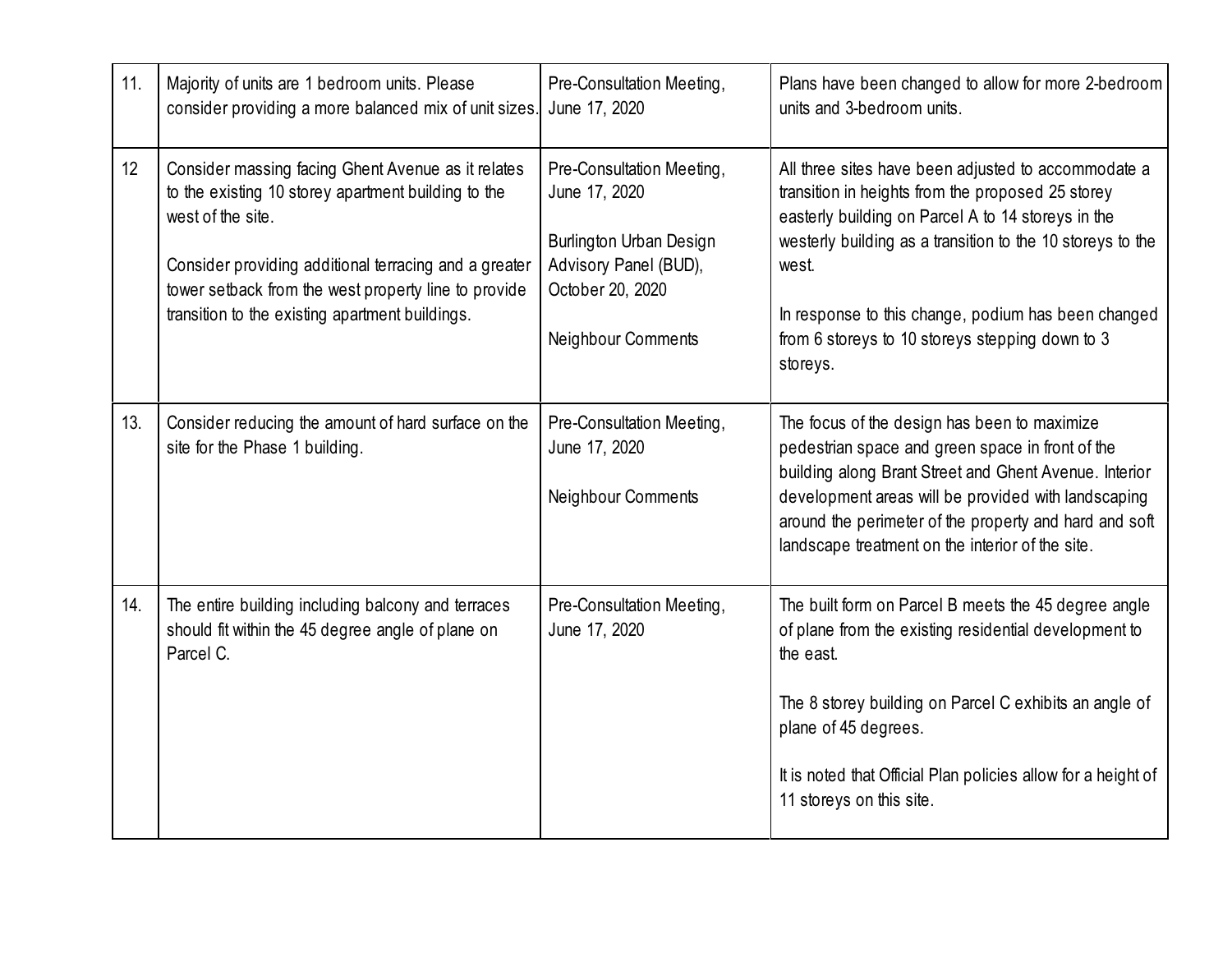| 11. | Majority of units are 1 bedroom units. Please consider providing a more balanced mix of unit sizes. | Pre-Consultation Meeting, June 17, 2020 | Plans have been changed to allow for more 2-bedroom units and 3-bedroom units. |
|---|---|---|---|
| 12 | Consider massing facing Ghent Avenue as it relates to the existing 10 storey apartment building to the west of the site.<br><br>Consider providing additional terracing and a greater tower setback from the west property line to provide transition to the existing apartment buildings. | Pre-Consultation Meeting, June 17, 2020<br><br>Burlington Urban Design Advisory Panel (BUD), October 20, 2020<br><br>Neighbour Comments | All three sites have been adjusted to accommodate a transition in heights from the proposed 25 storey easterly building on Parcel A to 14 storeys in the westerly building as a transition to the 10 storeys to the west.<br><br>In response to this change, podium has been changed from 6 storeys to 10 storeys stepping down to 3 storeys. |
| 13. | Consider reducing the amount of hard surface on the site for the Phase 1 building. | Pre-Consultation Meeting, June 17, 2020<br><br>Neighbour Comments | The focus of the design has been to maximize pedestrian space and green space in front of the building along Brant Street and Ghent Avenue. Interior development areas will be provided with landscaping around the perimeter of the property and hard and soft landscape treatment on the interior of the site. |
| 14. | The entire building including balcony and terraces should fit within the 45 degree angle of plane on Parcel C. | Pre-Consultation Meeting, June 17, 2020 | The built form on Parcel B meets the 45 degree angle of plane from the existing residential development to the east.<br><br>The 8 storey building on Parcel C exhibits an angle of plane of 45 degrees.<br><br>It is noted that Official Plan policies allow for a height of 11 storeys on this site. |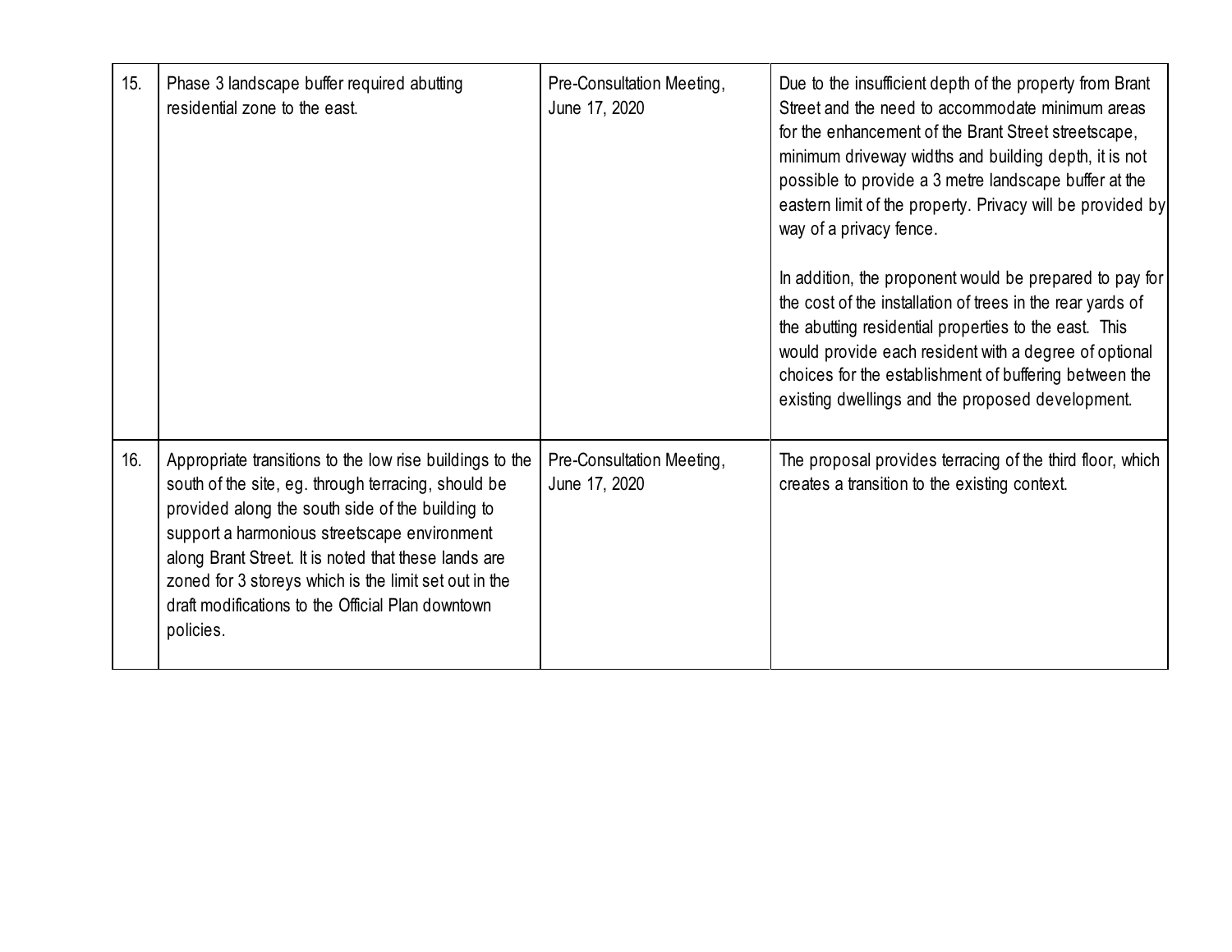| 15. | Phase 3 landscape buffer required abutting residential zone to the east. | Pre-Consultation Meeting, June 17, 2020 | Due to the insufficient depth of the property from Brant Street and the need to accommodate minimum areas for the enhancement of the Brant Street streetscape, minimum driveway widths and building depth, it is not possible to provide a 3 metre landscape buffer at the eastern limit of the property. Privacy will be provided by way of a privacy fence.<br><br>In addition, the proponent would be prepared to pay for the cost of the installation of trees in the rear yards of the abutting residential properties to the east. This would provide each resident with a degree of optional choices for the establishment of buffering between the existing dwellings and the proposed development. |
|---|---|---|---|
| 16. | Appropriate transitions to the low rise buildings to the south of the site, eg. through terracing, should be provided along the south side of the building to support a harmonious streetscape environment along Brant Street. It is noted that these lands are zoned for 3 storeys which is the limit set out in the draft modifications to the Official Plan downtown policies. | Pre-Consultation Meeting, June 17, 2020 | The proposal provides terracing of the third floor, which creates a transition to the existing context. |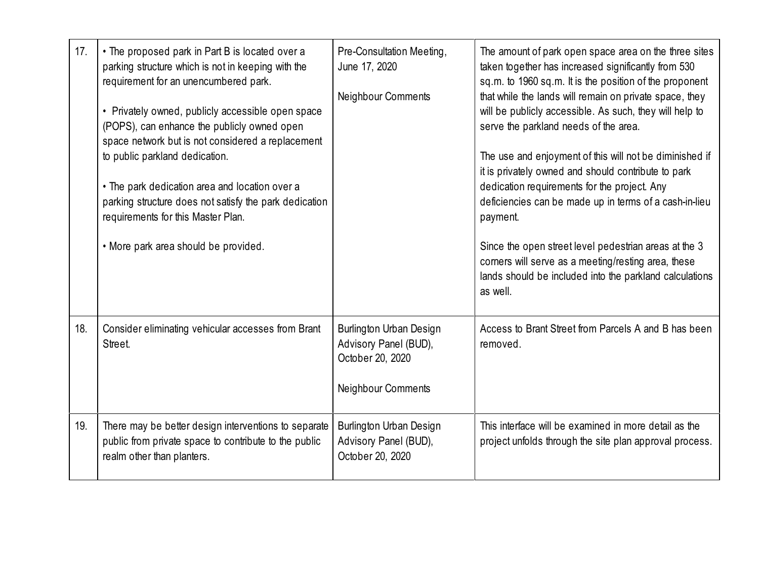| | | | |
|---|---|---|---|
| 17. | • The proposed park in Part B is located over a parking structure which is not in keeping with the requirement for an unencumbered park.<br><br>• Privately owned, publicly accessible open space (POPS), can enhance the publicly owned open space network but is not considered a replacement to public parkland dedication.<br><br>• The park dedication area and location over a parking structure does not satisfy the park dedication requirements for this Master Plan.<br><br>• More park area should be provided. | Pre-Consultation Meeting, June 17, 2020<br><br>Neighbour Comments | The amount of park open space area on the three sites taken together has increased significantly from 530 sq.m. to 1960 sq.m. It is the position of the proponent that while the lands will remain on private space, they will be publicly accessible. As such, they will help to serve the parkland needs of the area.<br><br>The use and enjoyment of this will not be diminished if it is privately owned and should contribute to park dedication requirements for the project. Any deficiencies can be made up in terms of a cash-in-lieu payment.<br><br>Since the open street level pedestrian areas at the 3 corners will serve as a meeting/resting area, these lands should be included into the parkland calculations as well. |
| 18. | Consider eliminating vehicular accesses from Brant Street. | Burlington Urban Design Advisory Panel (BUD), October 20, 2020<br><br>Neighbour Comments | Access to Brant Street from Parcels A and B has been removed. |
| 19. | There may be better design interventions to separate public from private space to contribute to the public realm other than planters. | Burlington Urban Design Advisory Panel (BUD), October 20, 2020 | This interface will be examined in more detail as the project unfolds through the site plan approval process. |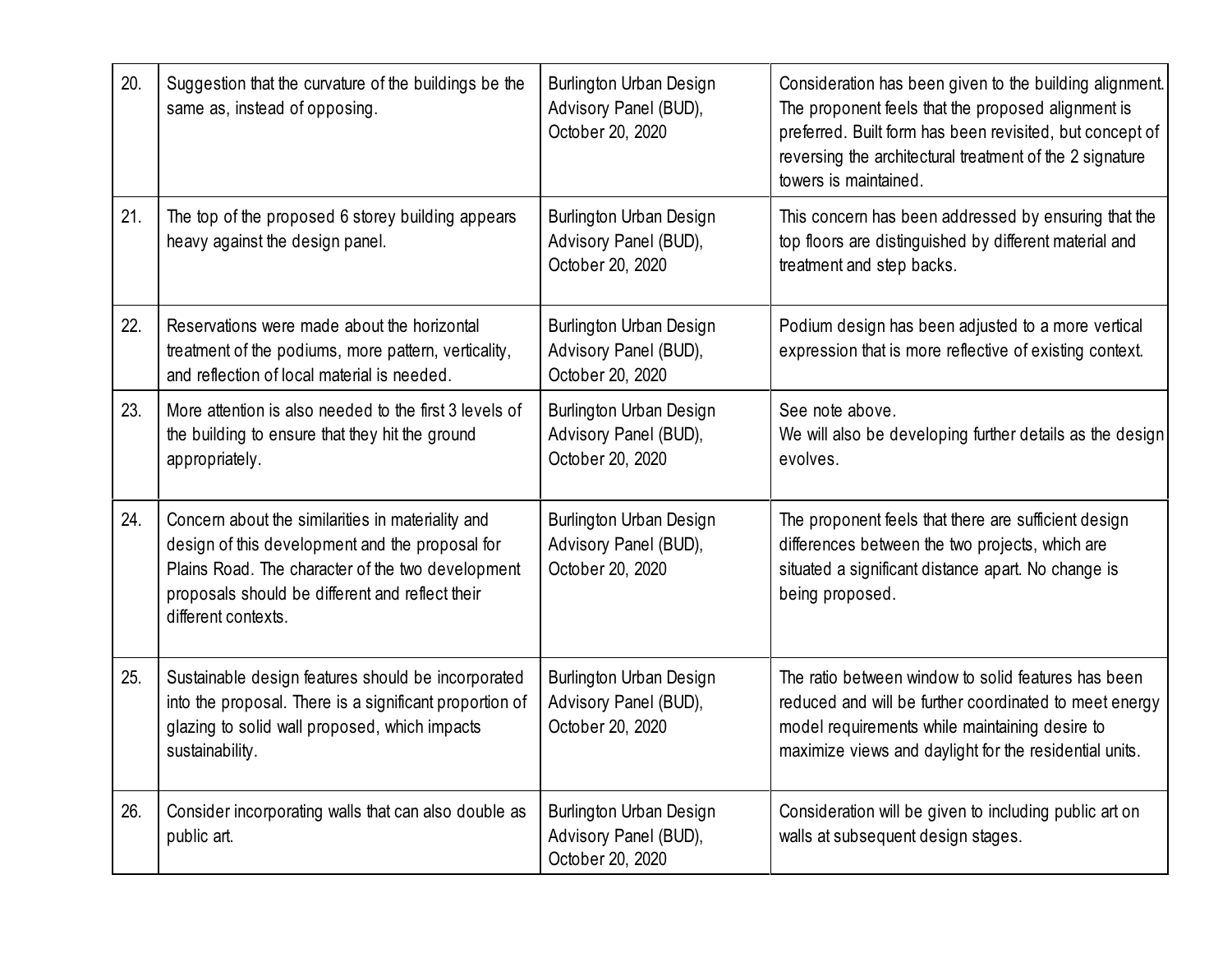| | | | |
|---|---|---|---|
| 20. | Suggestion that the curvature of the buildings be the same as, instead of opposing. | Burlington Urban Design Advisory Panel (BUD), October 20, 2020 | Consideration has been given to the building alignment. The proponent feels that the proposed alignment is preferred. Built form has been revisited, but concept of reversing the architectural treatment of the 2 signature towers is maintained. |
| 21. | The top of the proposed 6 storey building appears heavy against the design panel. | Burlington Urban Design Advisory Panel (BUD), October 20, 2020 | This concern has been addressed by ensuring that the top floors are distinguished by different material and treatment and step backs. |
| 22. | Reservations were made about the horizontal treatment of the podiums, more pattern, verticality, and reflection of local material is needed. | Burlington Urban Design Advisory Panel (BUD), October 20, 2020 | Podium design has been adjusted to a more vertical expression that is more reflective of existing context. |
| 23. | More attention is also needed to the first 3 levels of the building to ensure that they hit the ground appropriately. | Burlington Urban Design Advisory Panel (BUD), October 20, 2020 | See note above.<br>We will also be developing further details as the design evolves. |
| 24. | Concern about the similarities in materiality and design of this development and the proposal for Plains Road. The character of the two development proposals should be different and reflect their different contexts. | Burlington Urban Design Advisory Panel (BUD), October 20, 2020 | The proponent feels that there are sufficient design differences between the two projects, which are situated a significant distance apart. No change is being proposed. |
| 25. | Sustainable design features should be incorporated into the proposal. There is a significant proportion of glazing to solid wall proposed, which impacts sustainability. | Burlington Urban Design Advisory Panel (BUD), October 20, 2020 | The ratio between window to solid features has been reduced and will be further coordinated to meet energy model requirements while maintaining desire to maximize views and daylight for the residential units. |
| 26. | Consider incorporating walls that can also double as public art. | Burlington Urban Design Advisory Panel (BUD), October 20, 2020 | Consideration will be given to including public art on walls at subsequent design stages. |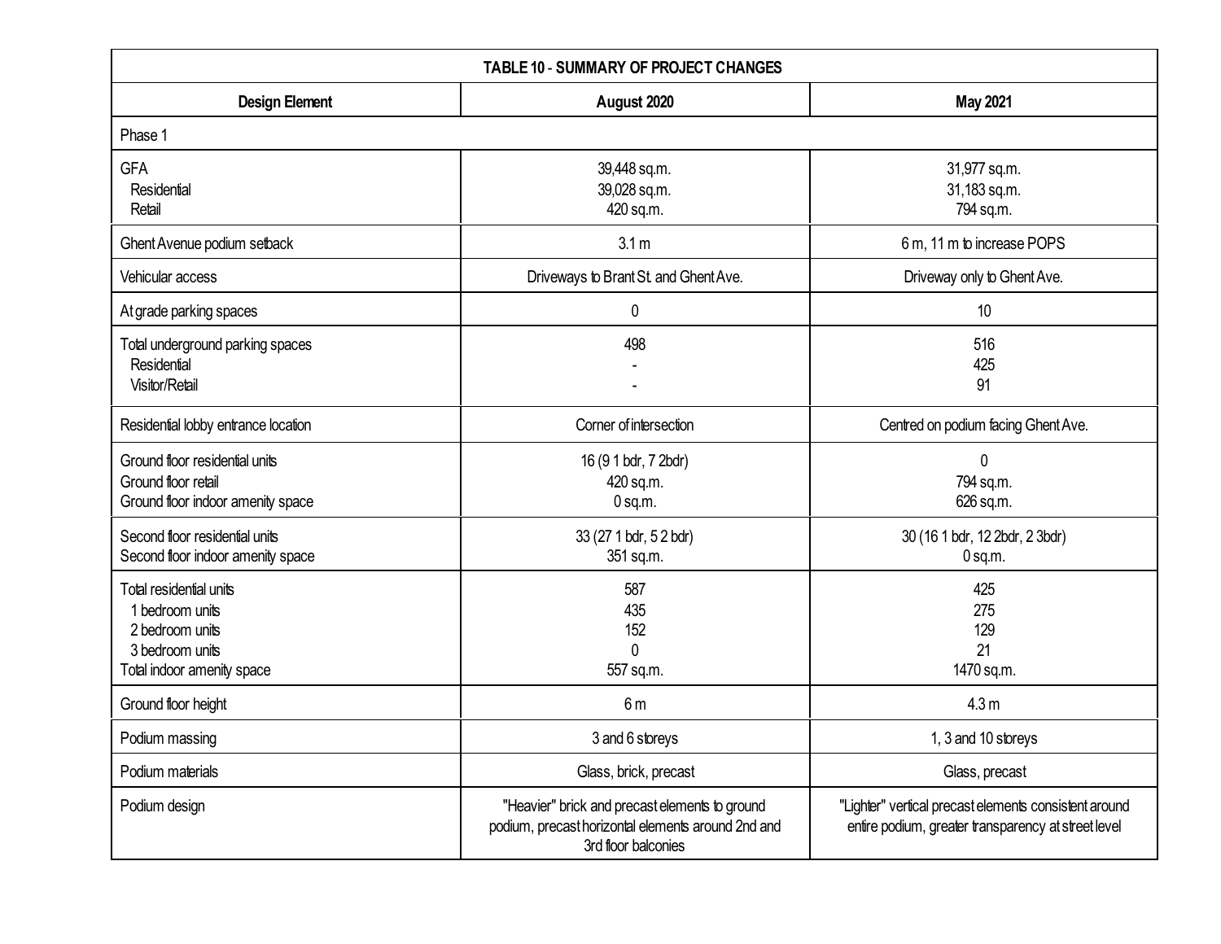| TABLE 10 - SUMMARY OF PROJECT CHANGES | | |
|---|---|---|
| **Design Element** | **August 2020** | **May 2021** |
| Phase 1 | | |
| GFA<br>Residential<br>Retail | 39,448 sq.m.<br>39,028 sq.m.<br>420 sq.m. | 31,977 sq.m.<br>31,183 sq.m.<br>794 sq.m. |
| Ghent Avenue podium setback | 3.1 m | 6 m, 11 m to increase POPS |
| Vehicular access | Driveways to Brant St. and Ghent Ave. | Driveway only to Ghent Ave. |
| At grade parking spaces | 0 | 10 |
| Total underground parking spaces<br>Residential<br>Visitor/Retail | 498<br>-<br>- | 516<br>425<br>91 |
| Residential lobby entrance location | Corner of intersection | Centred on podium facing Ghent Ave. |
| Ground floor residential units<br>Ground floor retail<br>Ground floor indoor amenity space | 16 (9 1 bdr, 7 2bdr)<br>420 sq.m.<br>0 sq.m. | 0<br>794 sq.m.<br>626 sq.m. |
| Second floor residential units<br>Second floor indoor amenity space | 33 (27 1 bdr, 5 2 bdr)<br>351 sq.m. | 30 (16 1 bdr, 12 2bdr, 2 3bdr)<br>0 sq.m. |
| Total residential units<br>1 bedroom units<br>2 bedroom units<br>3 bedroom units<br>Total indoor amenity space | 587<br>435<br>152<br>0<br>557 sq.m. | 425<br>275<br>129<br>21<br>1470 sq.m. |
| Ground floor height | 6 m | 4.3 m |
| Podium massing | 3 and 6 storeys | 1, 3 and 10 storeys |
| Podium materials | Glass, brick, precast | Glass, precast |
| Podium design | "Heavier" brick and precast elements to ground podium, precast horizontal elements around 2nd and 3rd floor balconies | "Lighter" vertical precast elements consistent around entire podium, greater transparency at street level |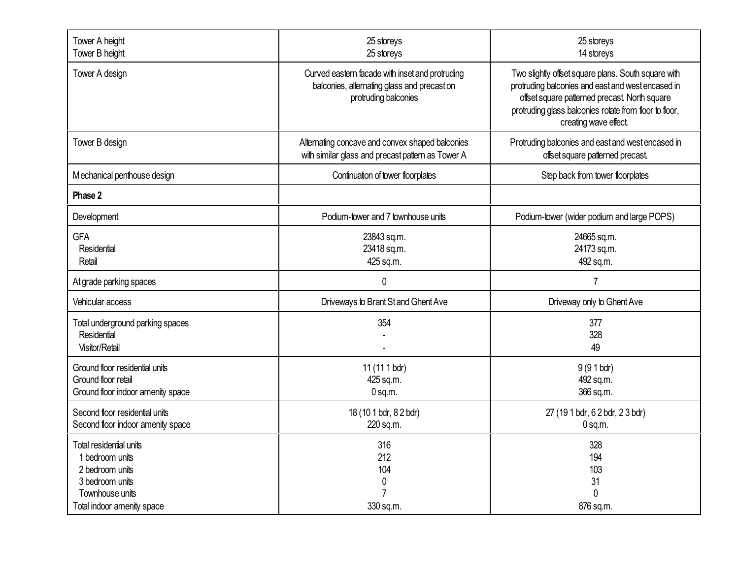| | | |
|---|---|---|
| Tower A height<br>Tower B height | 25 storeys<br>25 storeys | 25 storeys<br>14 storeys |
| Tower A design | Curved eastern facade with inset and protruding balconies, alternating glass and precast on protruding balconies | Two slightly offset square plans. South square with protruding balconies and east and west encased in offset square patterned precast. North square protruding glass balconies rotate from floor to floor, creating wave effect. |
| Tower B design | Alternating concave and convex shaped balconies with similar glass and precast pattern as Tower A | Protruding balconies and east and west encased in offset square patterned precast. |
| Mechanical penthouse design | Continuation of tower floorplates | Step back from tower floorplates |
| **Phase 2** | | |
| Development | Podium-tower and 7 townhouse units | Podium-tower (wider podium and large POPS) |
| GFA<br>Residential<br>Retail | 23843 sq.m.<br>23418 sq.m.<br>425 sq.m. | 24665 sq.m.<br>24173 sq.m.<br>492 sq.m. |
| At grade parking spaces | 0 | 7 |
| Vehicular access | Driveways to Brant St and Ghent Ave | Driveway only to Ghent Ave |
| Total underground parking spaces<br>Residential<br>Visitor/Retail | 354<br>-<br>- | 377<br>328<br>49 |
| Ground floor residential units<br>Ground floor retail<br>Ground floor indoor amenity space | 11 (11 1 bdr)<br>425 sq.m.<br>0 sq.m. | 9 (9 1 bdr)<br>492 sq.m.<br>366 sq.m. |
| Second floor residential units<br>Second floor indoor amenity space | 18 (10 1 bdr, 8 2 bdr)<br>220 sq.m. | 27 (19 1 bdr, 6 2 bdr, 2 3 bdr)<br>0 sq.m. |
| Total residential units<br>1 bedroom units<br>2 bedroom units<br>3 bedroom units<br>Townhouse units<br>Total indoor amenity space | 316<br>212<br>104<br>0<br>7<br>330 sq.m. | 328<br>194<br>103<br>31<br>0<br>876 sq.m. |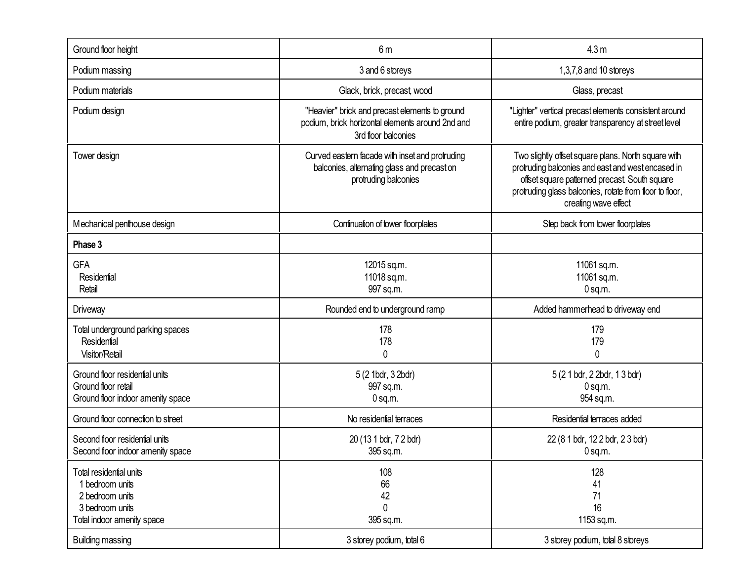| | | |
|---|---|---|
| Ground floor height | 6 m | 4.3 m |
| Podium massing | 3 and 6 storeys | 1,3,7,8 and 10 storeys |
| Podium materials | Glack, brick, precast, wood | Glass, precast |
| Podium design | "Heavier" brick and precast elements to ground podium, brick horizontal elements around 2nd and 3rd floor balconies | "Lighter" vertical precast elements consistent around entire podium, greater transparency at street level |
| Tower design | Curved eastern facade with inset and protruding balconies, alternating glass and precast on protruding balconies | Two slightly offset square plans. North square with protruding balconies and east and west encased in offset square patterned precast. South square protruding glass balconies, rotate from floor to floor, creating wave effect |
| Mechanical penthouse design | Continuation of tower floorplates | Step back from tower floorplates |
| **Phase 3** | | |
| GFA<br>Residential<br>Retail | 12015 sq.m.<br>11018 sq.m.<br>997 sq.m. | 11061 sq.m.<br>11061 sq.m.<br>0 sq.m. |
| Driveway | Rounded end to underground ramp | Added hammerhead to driveway end |
| Total underground parking spaces<br>Residential<br>Visitor/Retail | 178<br>178<br>0 | 179<br>179<br>0 |
| Ground floor residential units<br>Ground floor retail<br>Ground floor indoor amenity space | 5 (2 1bdr, 3 2bdr)<br>997 sq.m.<br>0 sq.m. | 5 (2 1 bdr, 2 2bdr, 1 3 bdr)<br>0 sq.m.<br>954 sq.m. |
| Ground floor connection to street | No residential terraces | Residential terraces added |
| Second floor residential units<br>Second floor indoor amenity space | 20 (13 1 bdr, 7 2 bdr)<br>395 sq.m. | 22 (8 1 bdr, 12 2 bdr, 2 3 bdr)<br>0 sq.m. |
| Total residential units<br>1 bedroom units<br>2 bedroom units<br>3 bedroom units<br>Total indoor amenity space | 108<br>66<br>42<br>0<br>395 sq.m. | 128<br>41<br>71<br>16<br>1153 sq.m. |
| Building massing | 3 storey podium, total 6 | 3 storey podium, total 8 storeys |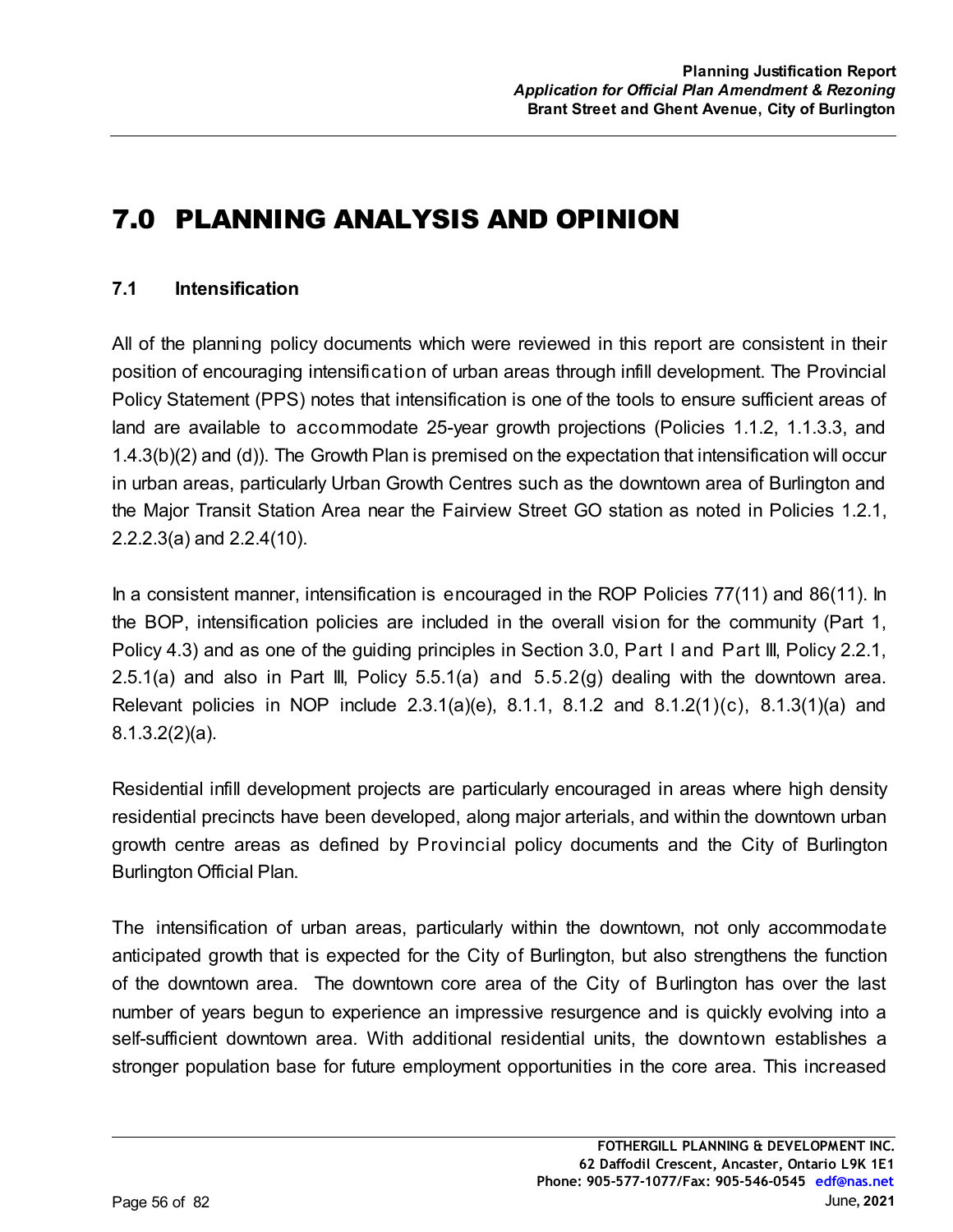# 7.0 PLANNING ANALYSIS AND OPINION

## 7.1 Intensification

All of the planning policy documents which were reviewed in this report are consistent in their position of encouraging intensification of urban areas through infill development. The Provincial Policy Statement (PPS) notes that intensification is one of the tools to ensure sufficient areas of land are available to accommodate 25-year growth projections (Policies 1.1.2, 1.1.3.3, and 1.4.3(b)(2) and (d)). The Growth Plan is premised on the expectation that intensification will occur in urban areas, particularly Urban Growth Centres such as the downtown area of Burlington and the Major Transit Station Area near the Fairview Street GO station as noted in Policies 1.2.1, 2.2.2.3(a) and 2.2.4(10).

In a consistent manner, intensification is encouraged in the ROP Policies 77(11) and 86(11). In the BOP, intensification policies are included in the overall vision for the community (Part 1, Policy 4.3) and as one of the guiding principles in Section 3.0, Part I and Part III, Policy 2.2.1, 2.5.1(a) and also in Part III, Policy 5.5.1(a) and 5.5.2(g) dealing with the downtown area. Relevant policies in NOP include 2.3.1(a)(e), 8.1.1, 8.1.2 and 8.1.2(1)(c), 8.1.3(1)(a) and 8.1.3.2(2)(a).

Residential infill development projects are particularly encouraged in areas where high density residential precincts have been developed, along major arterials, and within the downtown urban growth centre areas as defined by Provincial policy documents and the City of Burlington Burlington Official Plan.

The intensification of urban areas, particularly within the downtown, not only accommodate anticipated growth that is expected for the City of Burlington, but also strengthens the function of the downtown area. The downtown core area of the City of Burlington has over the last number of years begun to experience an impressive resurgence and is quickly evolving into a self-sufficient downtown area. With additional residential units, the downtown establishes a stronger population base for future employment opportunities in the core area. This increased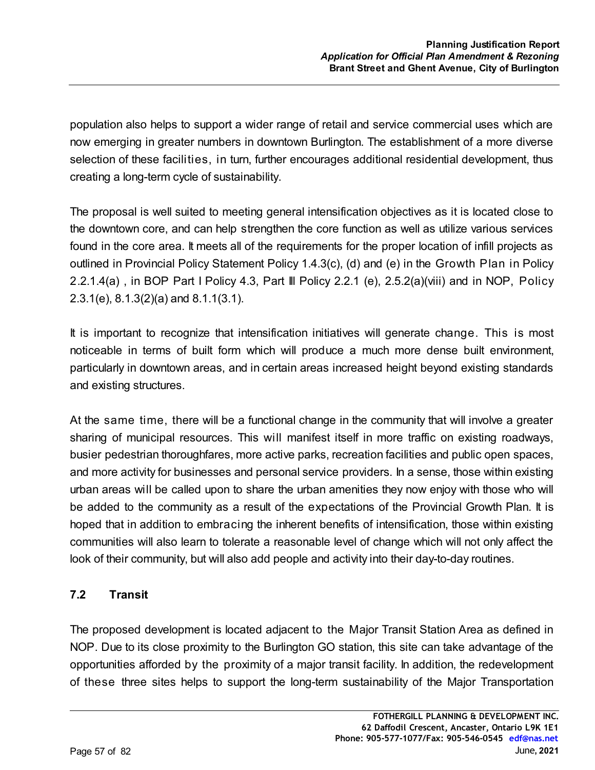population also helps to support a wider range of retail and service commercial uses which are now emerging in greater numbers in downtown Burlington. The establishment of a more diverse selection of these facilities, in turn, further encourages additional residential development, thus creating a long-term cycle of sustainability.

The proposal is well suited to meeting general intensification objectives as it is located close to the downtown core, and can help strengthen the core function as well as utilize various services found in the core area. It meets all of the requirements for the proper location of infill projects as outlined in Provincial Policy Statement Policy 1.4.3(c), (d) and (e) in the Growth Plan in Policy 2.2.1.4(a) , in BOP Part I Policy 4.3, Part III Policy 2.2.1 (e), 2.5.2(a)(viii) and in NOP, Policy 2.3.1(e), 8.1.3(2)(a) and 8.1.1(3.1).

It is important to recognize that intensification initiatives will generate change. This is most noticeable in terms of built form which will produce a much more dense built environment, particularly in downtown areas, and in certain areas increased height beyond existing standards and existing structures.

At the same time, there will be a functional change in the community that will involve a greater sharing of municipal resources. This will manifest itself in more traffic on existing roadways, busier pedestrian thoroughfares, more active parks, recreation facilities and public open spaces, and more activity for businesses and personal service providers. In a sense, those within existing urban areas will be called upon to share the urban amenities they now enjoy with those who will be added to the community as a result of the expectations of the Provincial Growth Plan. It is hoped that in addition to embracing the inherent benefits of intensification, those within existing communities will also learn to tolerate a reasonable level of change which will not only affect the look of their community, but will also add people and activity into their day-to-day routines.

## 7.2 Transit

The proposed development is located adjacent to the Major Transit Station Area as defined in NOP. Due to its close proximity to the Burlington GO station, this site can take advantage of the opportunities afforded by the proximity of a major transit facility. In addition, the redevelopment of these three sites helps to support the long-term sustainability of the Major Transportation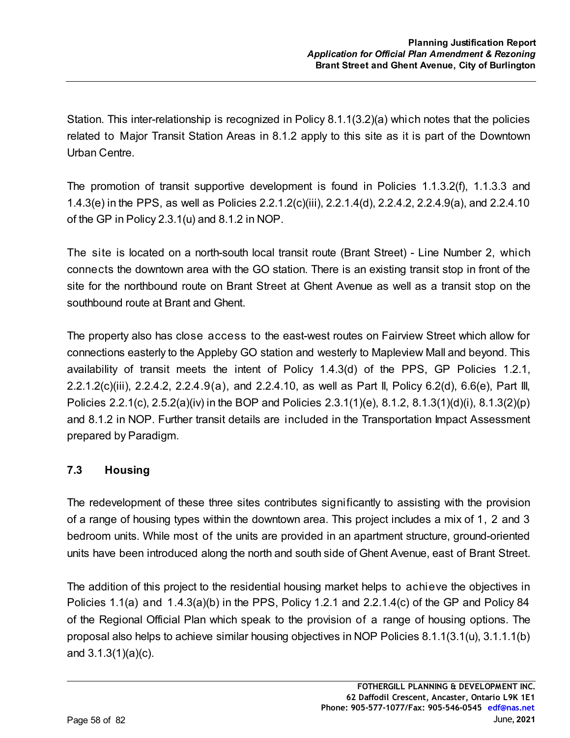Station. This inter-relationship is recognized in Policy 8.1.1(3.2)(a) which notes that the policies related to Major Transit Station Areas in 8.1.2 apply to this site as it is part of the Downtown Urban Centre.

The promotion of transit supportive development is found in Policies 1.1.3.2(f), 1.1.3.3 and 1.4.3(e) in the PPS, as well as Policies 2.2.1.2(c)(iii), 2.2.1.4(d), 2.2.4.2, 2.2.4.9(a), and 2.2.4.10 of the GP in Policy 2.3.1(u) and 8.1.2 in NOP.

The site is located on a north-south local transit route (Brant Street) - Line Number 2, which connects the downtown area with the GO station. There is an existing transit stop in front of the site for the northbound route on Brant Street at Ghent Avenue as well as a transit stop on the southbound route at Brant and Ghent.

The property also has close access to the east-west routes on Fairview Street which allow for connections easterly to the Appleby GO station and westerly to Mapleview Mall and beyond. This availability of transit meets the intent of Policy 1.4.3(d) of the PPS, GP Policies 1.2.1, 2.2.1.2(c)(iii), 2.2.4.2, 2.2.4.9(a), and 2.2.4.10, as well as Part II, Policy 6.2(d), 6.6(e), Part III, Policies 2.2.1(c), 2.5.2(a)(iv) in the BOP and Policies 2.3.1(1)(e), 8.1.2, 8.1.3(1)(d)(i), 8.1.3(2)(p) and 8.1.2 in NOP. Further transit details are included in the Transportation Impact Assessment prepared by Paradigm.

## 7.3 Housing

The redevelopment of these three sites contributes significantly to assisting with the provision of a range of housing types within the downtown area. This project includes a mix of 1, 2 and 3 bedroom units. While most of the units are provided in an apartment structure, ground-oriented units have been introduced along the north and south side of Ghent Avenue, east of Brant Street.

The addition of this project to the residential housing market helps to achieve the objectives in Policies 1.1(a) and 1.4.3(a)(b) in the PPS, Policy 1.2.1 and 2.2.1.4(c) of the GP and Policy 84 of the Regional Official Plan which speak to the provision of a range of housing options. The proposal also helps to achieve similar housing objectives in NOP Policies 8.1.1(3.1(u), 3.1.1.1(b) and 3.1.3(1)(a)(c).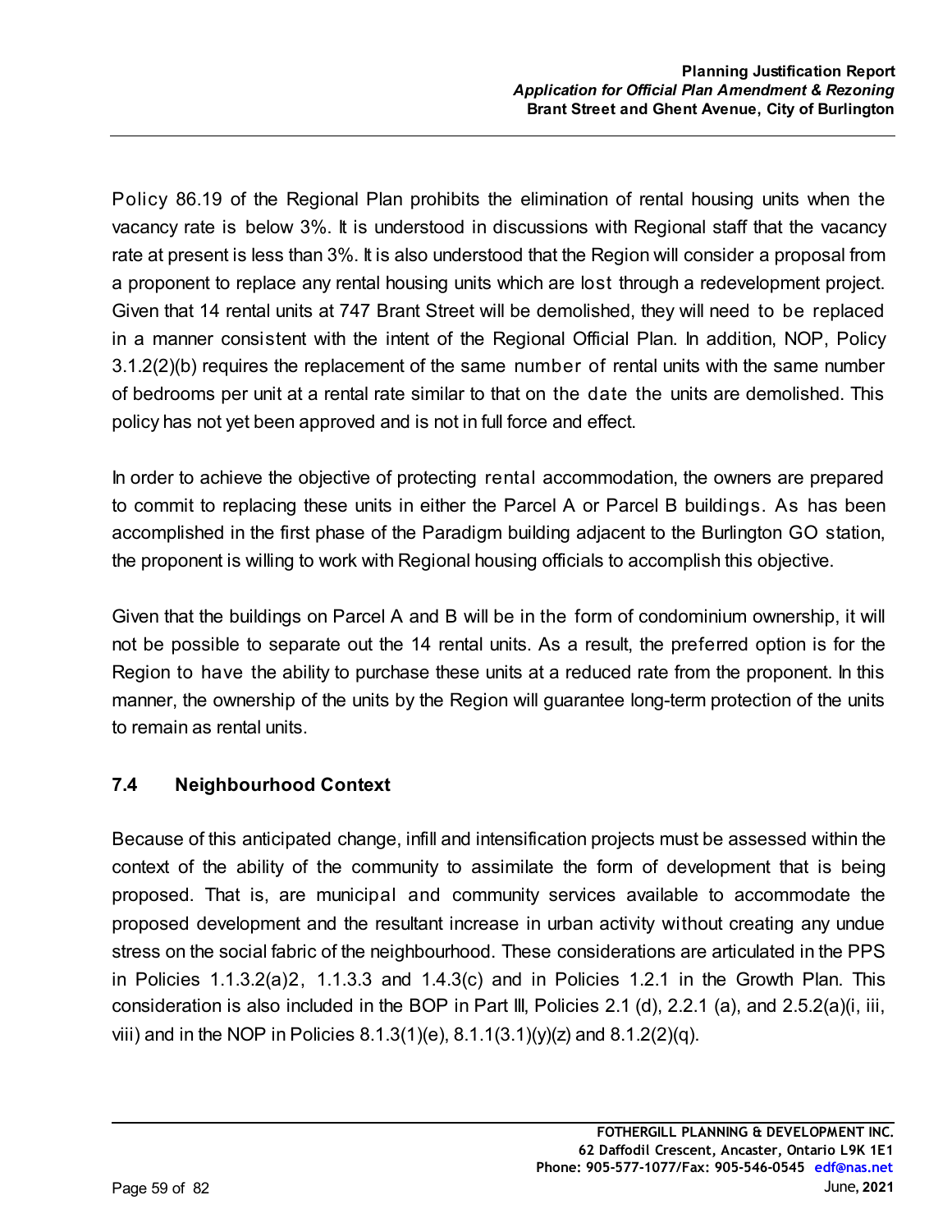Policy 86.19 of the Regional Plan prohibits the elimination of rental housing units when the vacancy rate is below 3%. It is understood in discussions with Regional staff that the vacancy rate at present is less than 3%. It is also understood that the Region will consider a proposal from a proponent to replace any rental housing units which are lost through a redevelopment project. Given that 14 rental units at 747 Brant Street will be demolished, they will need to be replaced in a manner consistent with the intent of the Regional Official Plan. In addition, NOP, Policy 3.1.2(2)(b) requires the replacement of the same number of rental units with the same number of bedrooms per unit at a rental rate similar to that on the date the units are demolished. This policy has not yet been approved and is not in full force and effect.

In order to achieve the objective of protecting rental accommodation, the owners are prepared to commit to replacing these units in either the Parcel A or Parcel B buildings. As has been accomplished in the first phase of the Paradigm building adjacent to the Burlington GO station, the proponent is willing to work with Regional housing officials to accomplish this objective.

Given that the buildings on Parcel A and B will be in the form of condominium ownership, it will not be possible to separate out the 14 rental units. As a result, the preferred option is for the Region to have the ability to purchase these units at a reduced rate from the proponent. In this manner, the ownership of the units by the Region will guarantee long-term protection of the units to remain as rental units.

### 7.4 Neighbourhood Context

Because of this anticipated change, infill and intensification projects must be assessed within the context of the ability of the community to assimilate the form of development that is being proposed. That is, are municipal and community services available to accommodate the proposed development and the resultant increase in urban activity without creating any undue stress on the social fabric of the neighbourhood. These considerations are articulated in the PPS in Policies 1.1.3.2(a)2, 1.1.3.3 and 1.4.3(c) and in Policies 1.2.1 in the Growth Plan. This consideration is also included in the BOP in Part III, Policies 2.1 (d), 2.2.1 (a), and 2.5.2(a)(i, iii, viii) and in the NOP in Policies 8.1.3(1)(e), 8.1.1(3.1)(y)(z) and 8.1.2(2)(q).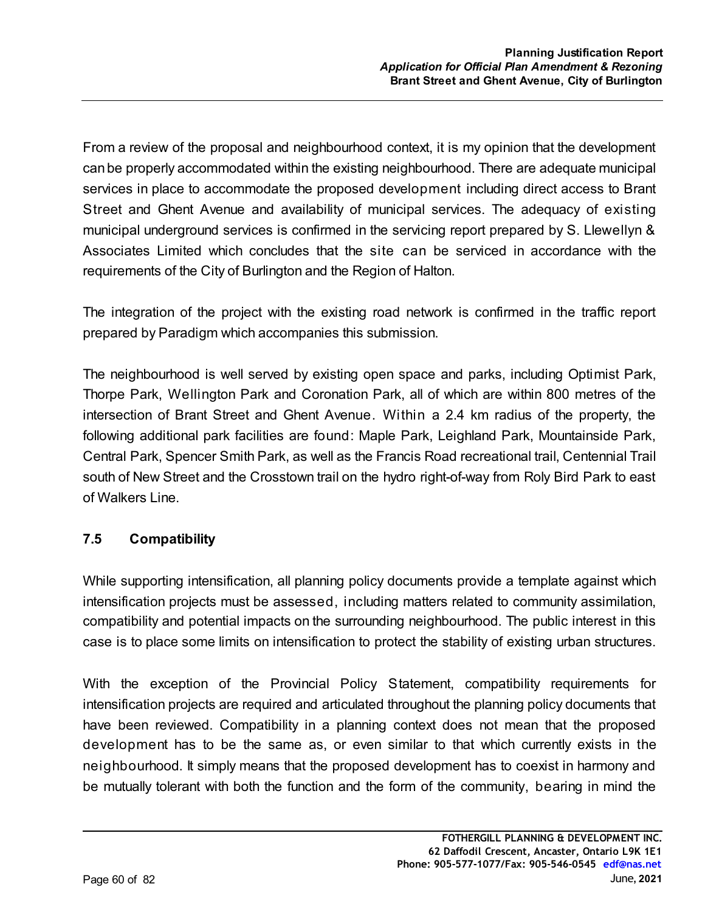From a review of the proposal and neighbourhood context, it is my opinion that the development can be properly accommodated within the existing neighbourhood. There are adequate municipal services in place to accommodate the proposed development including direct access to Brant Street and Ghent Avenue and availability of municipal services. The adequacy of existing municipal underground services is confirmed in the servicing report prepared by S. Llewellyn & Associates Limited which concludes that the site can be serviced in accordance with the requirements of the City of Burlington and the Region of Halton.

The integration of the project with the existing road network is confirmed in the traffic report prepared by Paradigm which accompanies this submission.

The neighbourhood is well served by existing open space and parks, including Optimist Park, Thorpe Park, Wellington Park and Coronation Park, all of which are within 800 metres of the intersection of Brant Street and Ghent Avenue. Within a 2.4 km radius of the property, the following additional park facilities are found: Maple Park, Leighland Park, Mountainside Park, Central Park, Spencer Smith Park, as well as the Francis Road recreational trail, Centennial Trail south of New Street and the Crosstown trail on the hydro right-of-way from Roly Bird Park to east of Walkers Line.

### 7.5 Compatibility

While supporting intensification, all planning policy documents provide a template against which intensification projects must be assessed, including matters related to community assimilation, compatibility and potential impacts on the surrounding neighbourhood. The public interest in this case is to place some limits on intensification to protect the stability of existing urban structures.

With the exception of the Provincial Policy Statement, compatibility requirements for intensification projects are required and articulated throughout the planning policy documents that have been reviewed. Compatibility in a planning context does not mean that the proposed development has to be the same as, or even similar to that which currently exists in the neighbourhood. It simply means that the proposed development has to coexist in harmony and be mutually tolerant with both the function and the form of the community, bearing in mind the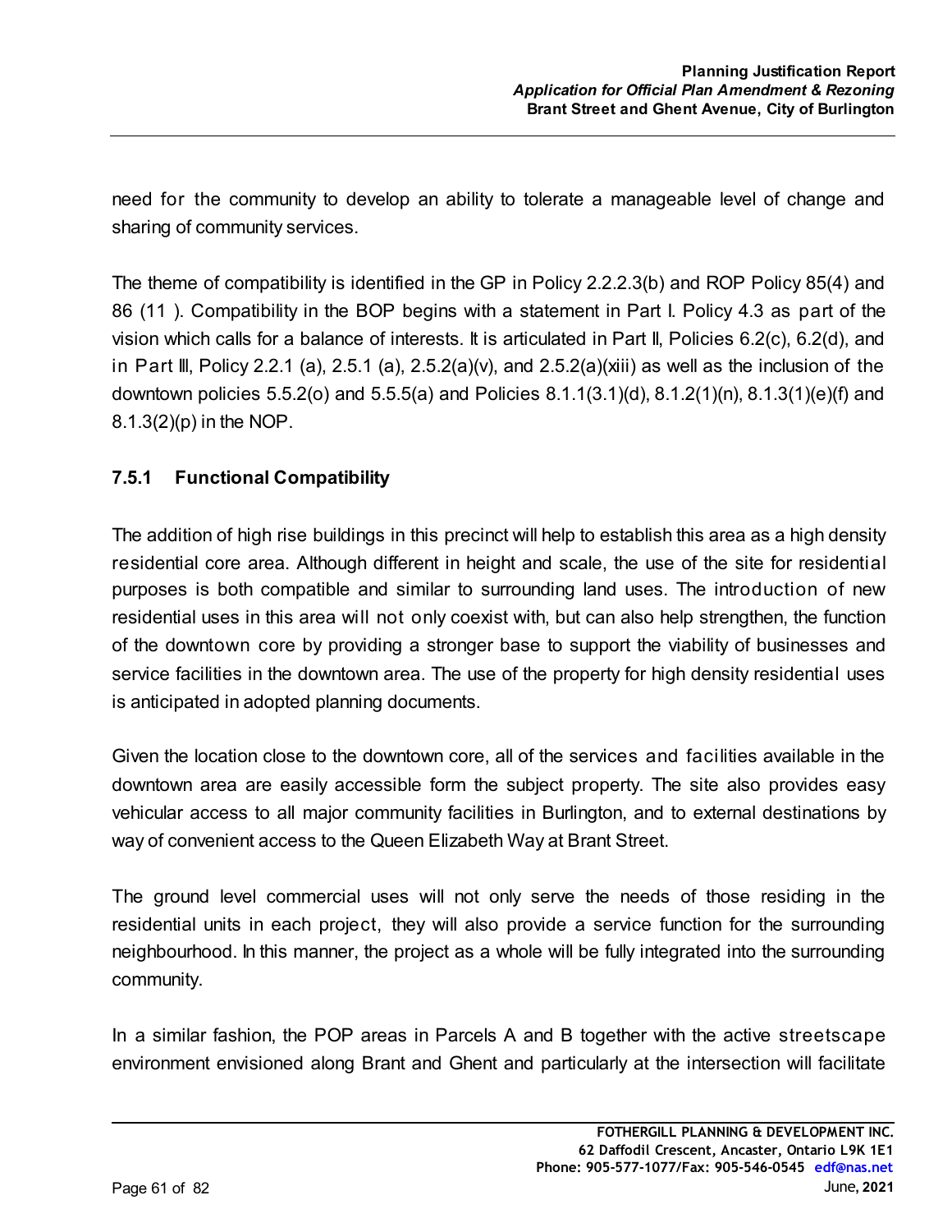need for the community to develop an ability to tolerate a manageable level of change and sharing of community services.

The theme of compatibility is identified in the GP in Policy 2.2.2.3(b) and ROP Policy 85(4) and 86 (11 ). Compatibility in the BOP begins with a statement in Part I. Policy 4.3 as part of the vision which calls for a balance of interests. It is articulated in Part II, Policies 6.2(c), 6.2(d), and in Part III, Policy 2.2.1 (a), 2.5.1 (a), 2.5.2(a)(v), and 2.5.2(a)(xiii) as well as the inclusion of the downtown policies 5.5.2(o) and 5.5.5(a) and Policies 8.1.1(3.1)(d), 8.1.2(1)(n), 8.1.3(1)(e)(f) and 8.1.3(2)(p) in the NOP.

### 7.5.1 Functional Compatibility

The addition of high rise buildings in this precinct will help to establish this area as a high density residential core area. Although different in height and scale, the use of the site for residential purposes is both compatible and similar to surrounding land uses. The introduction of new residential uses in this area will not only coexist with, but can also help strengthen, the function of the downtown core by providing a stronger base to support the viability of businesses and service facilities in the downtown area. The use of the property for high density residential uses is anticipated in adopted planning documents.

Given the location close to the downtown core, all of the services and facilities available in the downtown area are easily accessible form the subject property. The site also provides easy vehicular access to all major community facilities in Burlington, and to external destinations by way of convenient access to the Queen Elizabeth Way at Brant Street.

The ground level commercial uses will not only serve the needs of those residing in the residential units in each project, they will also provide a service function for the surrounding neighbourhood. In this manner, the project as a whole will be fully integrated into the surrounding community.

In a similar fashion, the POP areas in Parcels A and B together with the active streetscape environment envisioned along Brant and Ghent and particularly at the intersection will facilitate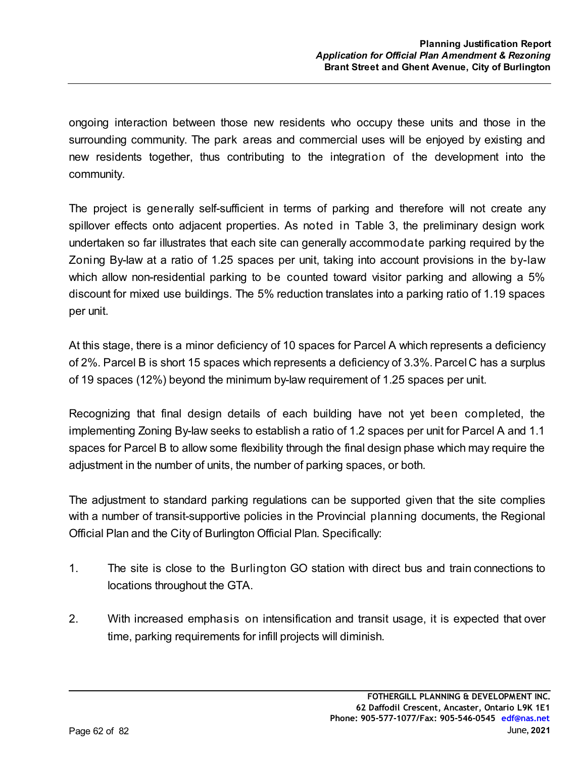ongoing interaction between those new residents who occupy these units and those in the surrounding community. The park areas and commercial uses will be enjoyed by existing and new residents together, thus contributing to the integration of the development into the community.

The project is generally self-sufficient in terms of parking and therefore will not create any spillover effects onto adjacent properties. As noted in Table 3, the preliminary design work undertaken so far illustrates that each site can generally accommodate parking required by the Zoning By-law at a ratio of 1.25 spaces per unit, taking into account provisions in the by-law which allow non-residential parking to be counted toward visitor parking and allowing a 5% discount for mixed use buildings. The 5% reduction translates into a parking ratio of 1.19 spaces per unit.

At this stage, there is a minor deficiency of 10 spaces for Parcel A which represents a deficiency of 2%. Parcel B is short 15 spaces which represents a deficiency of 3.3%. Parcel C has a surplus of 19 spaces (12%) beyond the minimum by-law requirement of 1.25 spaces per unit.

Recognizing that final design details of each building have not yet been completed, the implementing Zoning By-law seeks to establish a ratio of 1.2 spaces per unit for Parcel A and 1.1 spaces for Parcel B to allow some flexibility through the final design phase which may require the adjustment in the number of units, the number of parking spaces, or both.

The adjustment to standard parking regulations can be supported given that the site complies with a number of transit-supportive policies in the Provincial planning documents, the Regional Official Plan and the City of Burlington Official Plan. Specifically:

1. The site is close to the Burlington GO station with direct bus and train connections to locations throughout the GTA.

2. With increased emphasis on intensification and transit usage, it is expected that over time, parking requirements for infill projects will diminish.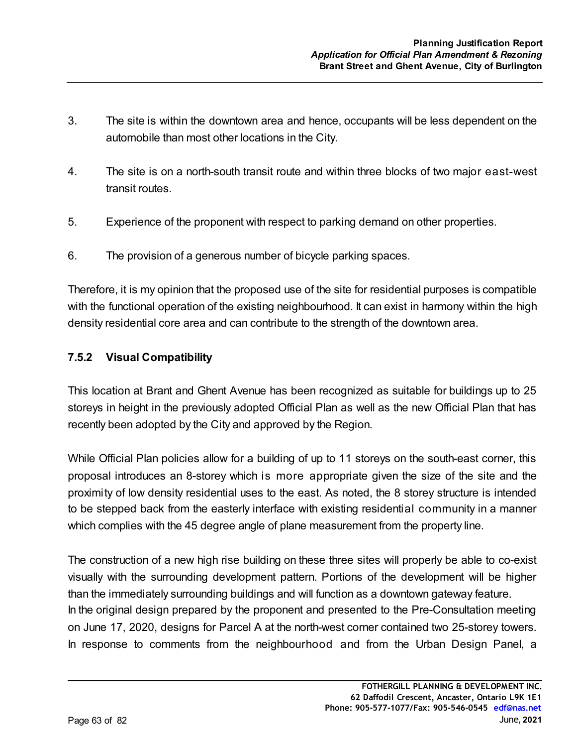3. The site is within the downtown area and hence, occupants will be less dependent on the automobile than most other locations in the City.

4. The site is on a north-south transit route and within three blocks of two major east-west transit routes.

5. Experience of the proponent with respect to parking demand on other properties.

6. The provision of a generous number of bicycle parking spaces.

Therefore, it is my opinion that the proposed use of the site for residential purposes is compatible with the functional operation of the existing neighbourhood. It can exist in harmony within the high density residential core area and can contribute to the strength of the downtown area.

### 7.5.2 Visual Compatibility

This location at Brant and Ghent Avenue has been recognized as suitable for buildings up to 25 storeys in height in the previously adopted Official Plan as well as the new Official Plan that has recently been adopted by the City and approved by the Region.

While Official Plan policies allow for a building of up to 11 storeys on the south-east corner, this proposal introduces an 8-storey which is more appropriate given the size of the site and the proximity of low density residential uses to the east. As noted, the 8 storey structure is intended to be stepped back from the easterly interface with existing residential community in a manner which complies with the 45 degree angle of plane measurement from the property line.

The construction of a new high rise building on these three sites will properly be able to co-exist visually with the surrounding development pattern. Portions of the development will be higher than the immediately surrounding buildings and will function as a downtown gateway feature. In the original design prepared by the proponent and presented to the Pre-Consultation meeting on June 17, 2020, designs for Parcel A at the north-west corner contained two 25-storey towers. In response to comments from the neighbourhood and from the Urban Design Panel, a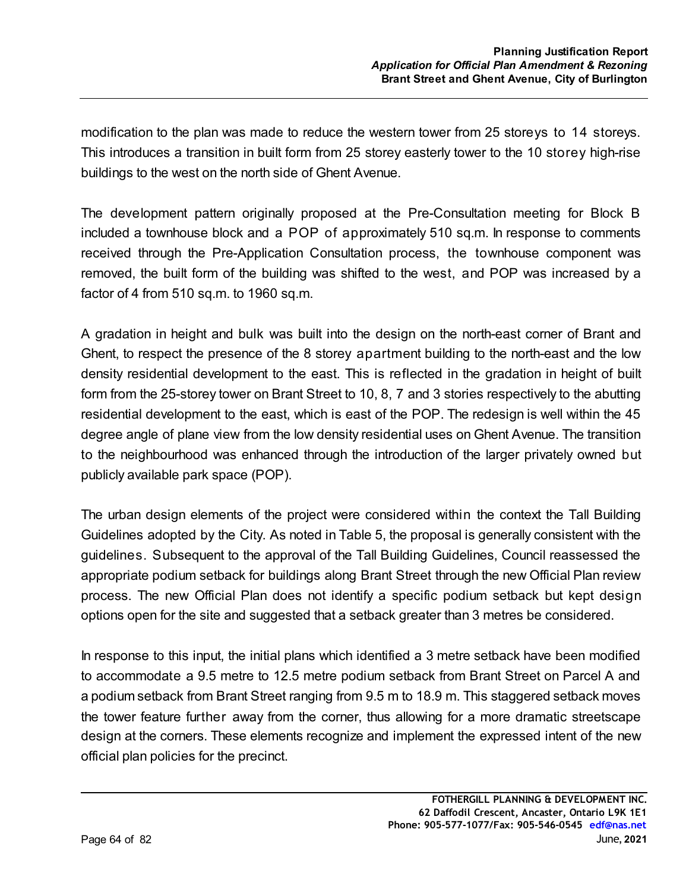modification to the plan was made to reduce the western tower from 25 storeys to 14 storeys. This introduces a transition in built form from 25 storey easterly tower to the 10 storey high-rise buildings to the west on the north side of Ghent Avenue.

The development pattern originally proposed at the Pre-Consultation meeting for Block B included a townhouse block and a POP of approximately 510 sq.m. In response to comments received through the Pre-Application Consultation process, the townhouse component was removed, the built form of the building was shifted to the west, and POP was increased by a factor of 4 from 510 sq.m. to 1960 sq.m.

A gradation in height and bulk was built into the design on the north-east corner of Brant and Ghent, to respect the presence of the 8 storey apartment building to the north-east and the low density residential development to the east. This is reflected in the gradation in height of built form from the 25-storey tower on Brant Street to 10, 8, 7 and 3 stories respectively to the abutting residential development to the east, which is east of the POP. The redesign is well within the 45 degree angle of plane view from the low density residential uses on Ghent Avenue. The transition to the neighbourhood was enhanced through the introduction of the larger privately owned but publicly available park space (POP).

The urban design elements of the project were considered within the context the Tall Building Guidelines adopted by the City. As noted in Table 5, the proposal is generally consistent with the guidelines. Subsequent to the approval of the Tall Building Guidelines, Council reassessed the appropriate podium setback for buildings along Brant Street through the new Official Plan review process. The new Official Plan does not identify a specific podium setback but kept design options open for the site and suggested that a setback greater than 3 metres be considered.

In response to this input, the initial plans which identified a 3 metre setback have been modified to accommodate a 9.5 metre to 12.5 metre podium setback from Brant Street on Parcel A and a podium setback from Brant Street ranging from 9.5 m to 18.9 m. This staggered setback moves the tower feature further away from the corner, thus allowing for a more dramatic streetscape design at the corners. These elements recognize and implement the expressed intent of the new official plan policies for the precinct.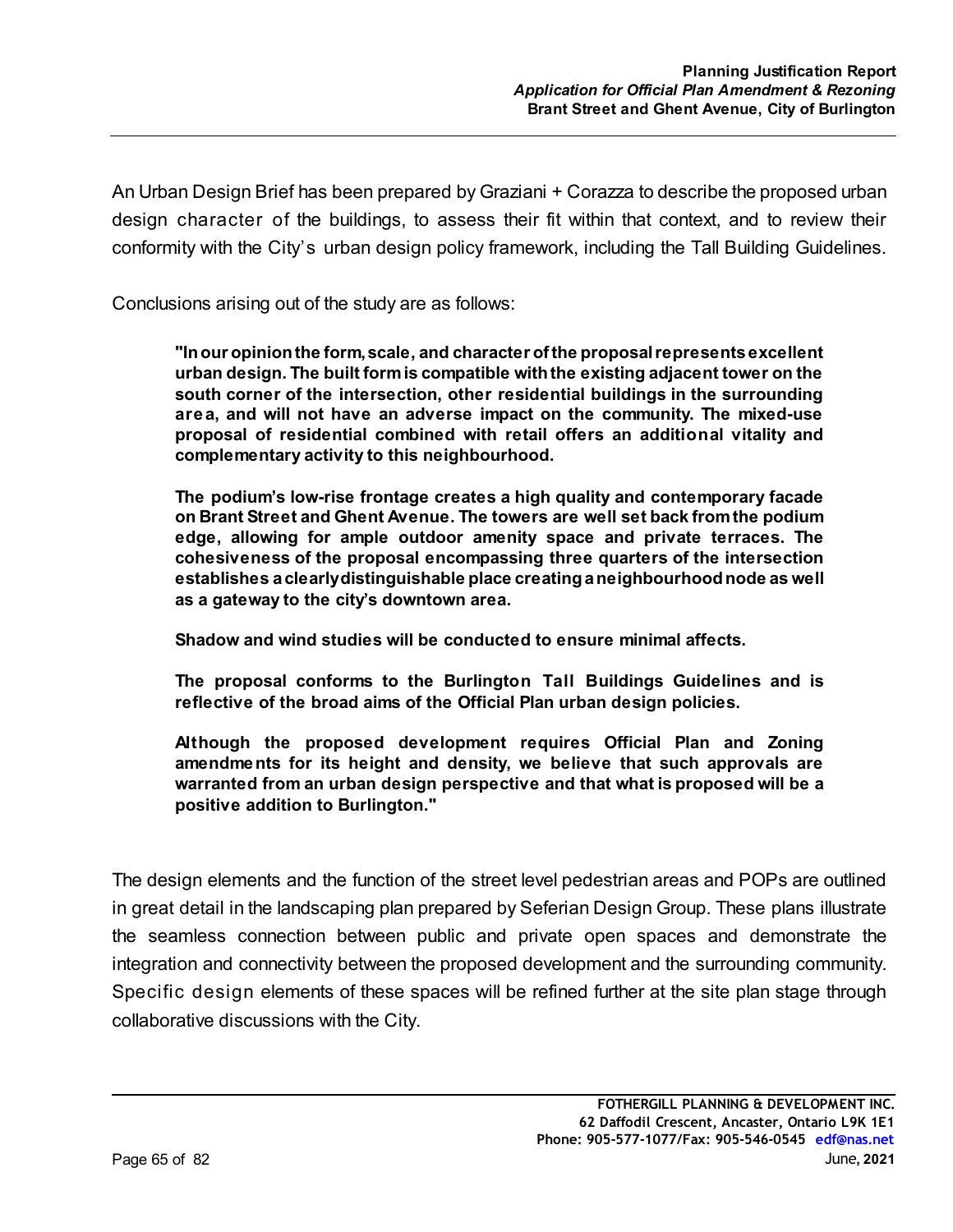An Urban Design Brief has been prepared by Graziani + Corazza to describe the proposed urban design character of the buildings, to assess their fit within that context, and to review their conformity with the City's urban design policy framework, including the Tall Building Guidelines.

Conclusions arising out of the study are as follows:

> **"In our opinion the form, scale, and character of the proposal represents excellent urban design. The built form is compatible with the existing adjacent tower on the south corner of the intersection, other residential buildings in the surrounding area, and will not have an adverse impact on the community. The mixed-use proposal of residential combined with retail offers an additional vitality and complementary activity to this neighbourhood.**
>
> **The podium's low-rise frontage creates a high quality and contemporary facade on Brant Street and Ghent Avenue. The towers are well set back from the podium edge, allowing for ample outdoor amenity space and private terraces. The cohesiveness of the proposal encompassing three quarters of the intersection establishes a clearly distinguishable place creating a neighbourhood node as well as a gateway to the city's downtown area.**
>
> **Shadow and wind studies will be conducted to ensure minimal affects.**
>
> **The proposal conforms to the Burlington Tall Buildings Guidelines and is reflective of the broad aims of the Official Plan urban design policies.**
>
> **Although the proposed development requires Official Plan and Zoning amendments for its height and density, we believe that such approvals are warranted from an urban design perspective and that what is proposed will be a positive addition to Burlington."**

The design elements and the function of the street level pedestrian areas and POPs are outlined in great detail in the landscaping plan prepared by Seferian Design Group. These plans illustrate the seamless connection between public and private open spaces and demonstrate the integration and connectivity between the proposed development and the surrounding community. Specific design elements of these spaces will be refined further at the site plan stage through collaborative discussions with the City.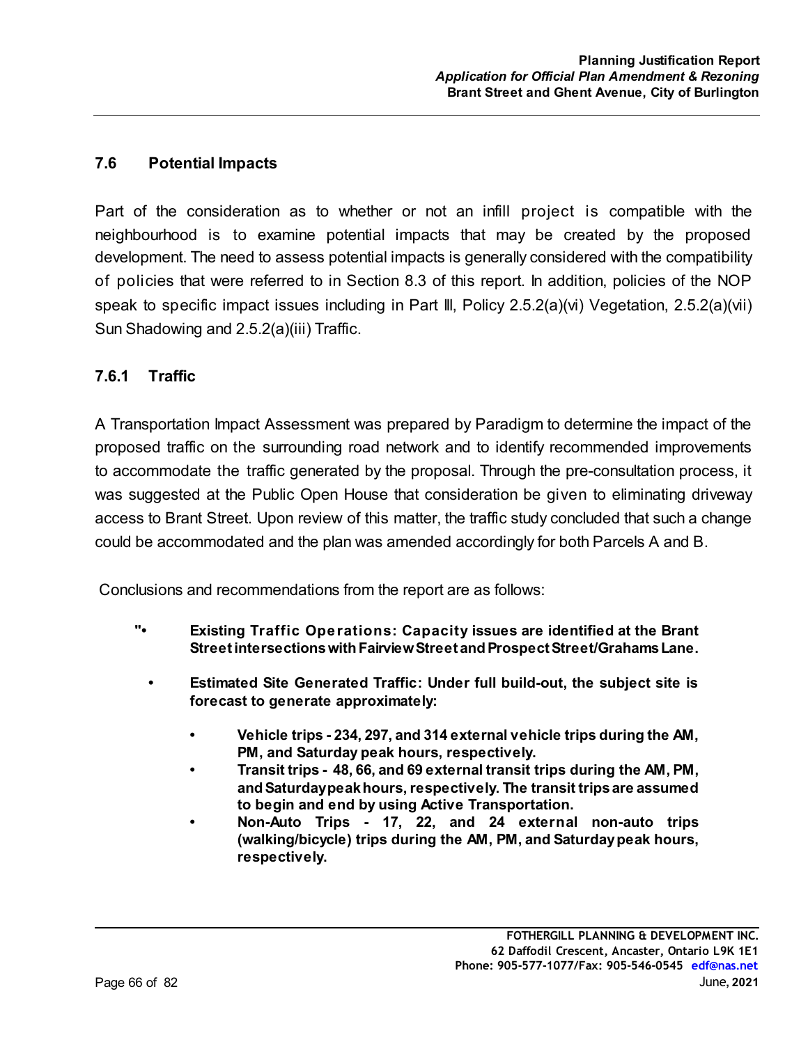## 7.6 Potential Impacts

Part of the consideration as to whether or not an infill project is compatible with the neighbourhood is to examine potential impacts that may be created by the proposed development. The need to assess potential impacts is generally considered with the compatibility of policies that were referred to in Section 8.3 of this report. In addition, policies of the NOP speak to specific impact issues including in Part III, Policy 2.5.2(a)(vi) Vegetation, 2.5.2(a)(vii) Sun Shadowing and 2.5.2(a)(iii) Traffic.

### 7.6.1 Traffic

A Transportation Impact Assessment was prepared by Paradigm to determine the impact of the proposed traffic on the surrounding road network and to identify recommended improvements to accommodate the traffic generated by the proposal. Through the pre-consultation process, it was suggested at the Public Open House that consideration be given to eliminating driveway access to Brant Street. Upon review of this matter, the traffic study concluded that such a change could be accommodated and the plan was amended accordingly for both Parcels A and B.

Conclusions and recommendations from the report are as follows:

"• **Existing Traffic Operations: Capacity issues are identified at the Brant Street intersections with Fairview Street and Prospect Street/Grahams Lane.**

- **Estimated Site Generated Traffic: Under full build-out, the subject site is forecast to generate approximately:**
  - **Vehicle trips - 234, 297, and 314 external vehicle trips during the AM, PM, and Saturday peak hours, respectively.**
  - **Transit trips - 48, 66, and 69 external transit trips during the AM, PM, and Saturday peak hours, respectively. The transit trips are assumed to begin and end by using Active Transportation.**
  - **Non-Auto Trips - 17, 22, and 24 external non-auto trips (walking/bicycle) trips during the AM, PM, and Saturday peak hours, respectively.**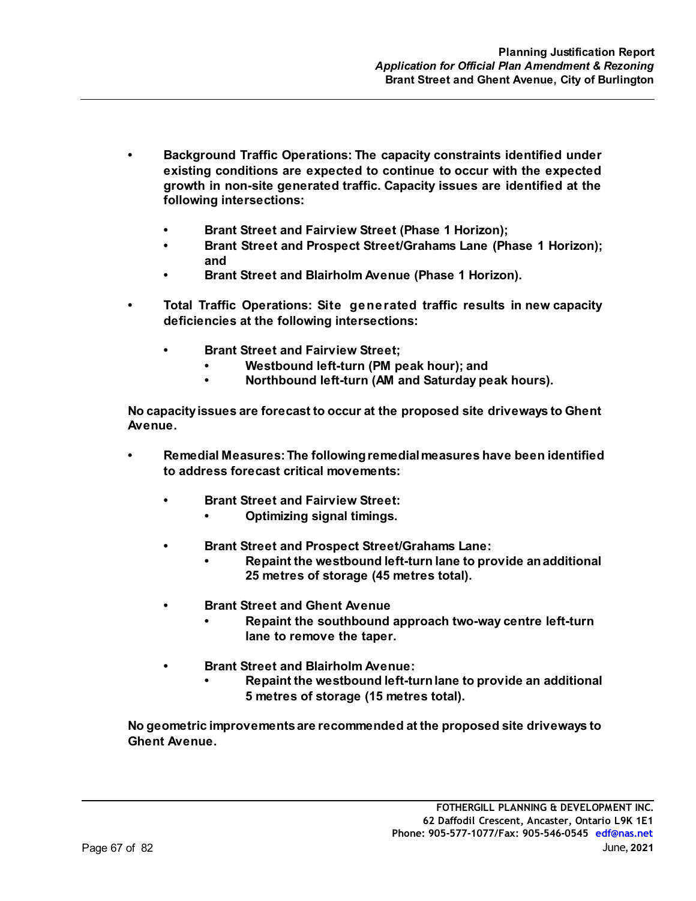- **Background Traffic Operations: The capacity constraints identified under existing conditions are expected to continue to occur with the expected growth in non-site generated traffic. Capacity issues are identified at the following intersections:**
  - **Brant Street and Fairview Street (Phase 1 Horizon);**
  - **Brant Street and Prospect Street/Grahams Lane (Phase 1 Horizon); and**
  - **Brant Street and Blairholm Avenue (Phase 1 Horizon).**

- **Total Traffic Operations: Site generated traffic results in new capacity deficiencies at the following intersections:**
  - **Brant Street and Fairview Street;**
    - **Westbound left-turn (PM peak hour); and**
    - **Northbound left-turn (AM and Saturday peak hours).**

**No capacity issues are forecast to occur at the proposed site driveways to Ghent Avenue.**

- **Remedial Measures: The following remedial measures have been identified to address forecast critical movements:**
  - **Brant Street and Fairview Street:**
    - **Optimizing signal timings.**
  - **Brant Street and Prospect Street/Grahams Lane:**
    - **Repaint the westbound left-turn lane to provide an additional 25 metres of storage (45 metres total).**
  - **Brant Street and Ghent Avenue**
    - **Repaint the southbound approach two-way centre left-turn lane to remove the taper.**
  - **Brant Street and Blairholm Avenue:**
    - **Repaint the westbound left-turn lane to provide an additional 5 metres of storage (15 metres total).**

**No geometric improvements are recommended at the proposed site driveways to Ghent Avenue.**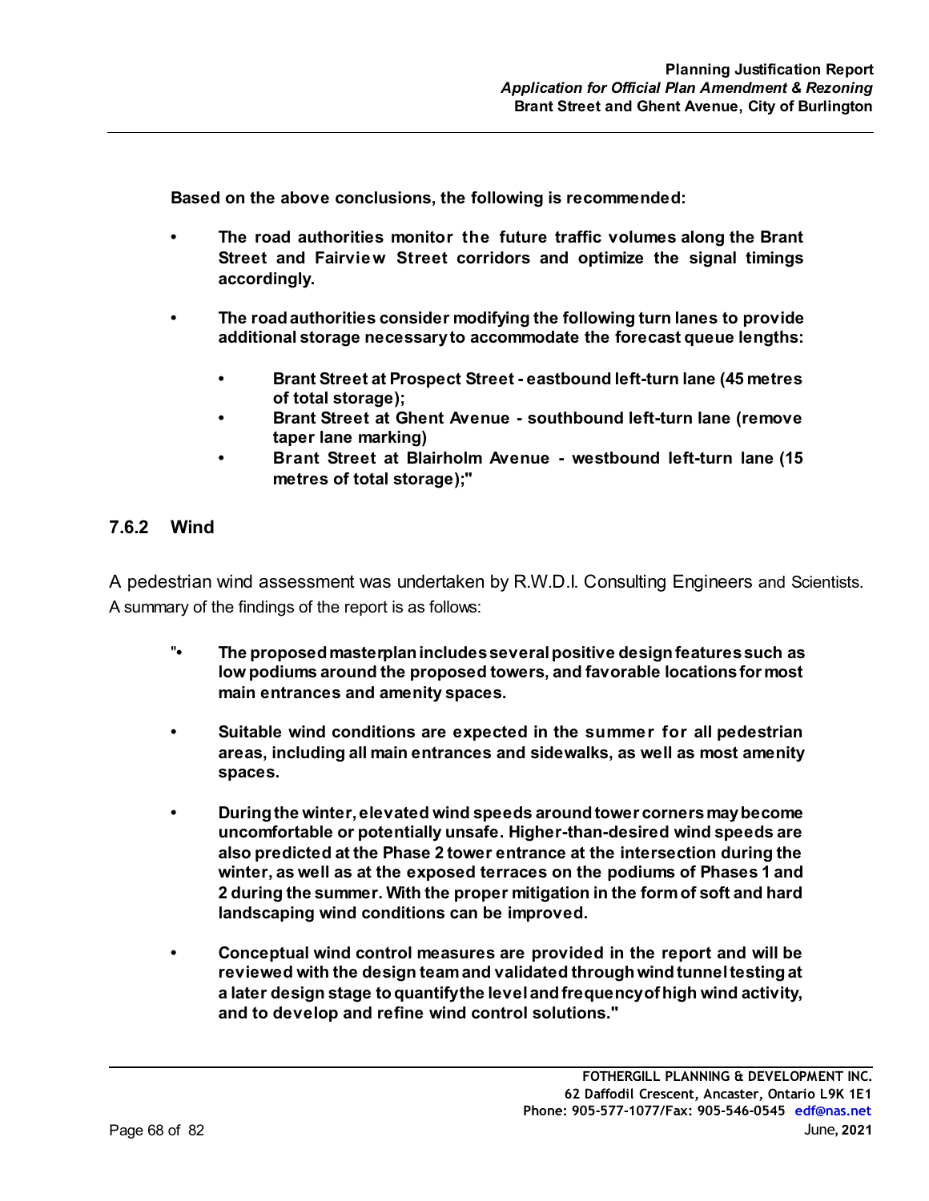**Based on the above conclusions, the following is recommended:**

- **The road authorities monitor the future traffic volumes along the Brant Street and Fairview Street corridors and optimize the signal timings accordingly.**

- **The road authorities consider modifying the following turn lanes to provide additional storage necessary to accommodate the forecast queue lengths:**

  - **Brant Street at Prospect Street - eastbound left-turn lane (45 metres of total storage);**
  - **Brant Street at Ghent Avenue - southbound left-turn lane (remove taper lane marking)**
  - **Brant Street at Blairholm Avenue - westbound left-turn lane (15 metres of total storage);"**

### 7.6.2 Wind

A pedestrian wind assessment was undertaken by R.W.D.I. Consulting Engineers and Scientists. A summary of the findings of the report is as follows:

"• **The proposed masterplan includes several positive design features such as low podiums around the proposed towers, and favorable locations for most main entrances and amenity spaces.**

- **Suitable wind conditions are expected in the summer for all pedestrian areas, including all main entrances and sidewalks, as well as most amenity spaces.**

- **During the winter, elevated wind speeds around tower corners may become uncomfortable or potentially unsafe. Higher-than-desired wind speeds are also predicted at the Phase 2 tower entrance at the intersection during the winter, as well as at the exposed terraces on the podiums of Phases 1 and 2 during the summer. With the proper mitigation in the form of soft and hard landscaping wind conditions can be improved.**

- **Conceptual wind control measures are provided in the report and will be reviewed with the design team and validated through wind tunnel testing at a later design stage to quantify the level and frequency of high wind activity, and to develop and refine wind control solutions."**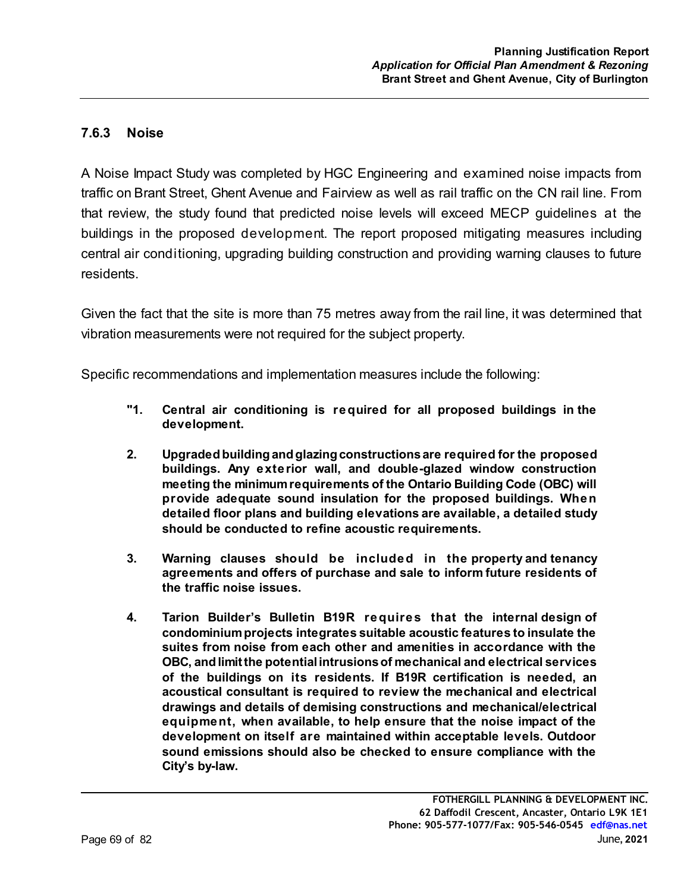### 7.6.3 Noise

A Noise Impact Study was completed by HGC Engineering and examined noise impacts from traffic on Brant Street, Ghent Avenue and Fairview as well as rail traffic on the CN rail line. From that review, the study found that predicted noise levels will exceed MECP guidelines at the buildings in the proposed development. The report proposed mitigating measures including central air conditioning, upgrading building construction and providing warning clauses to future residents.

Given the fact that the site is more than 75 metres away from the rail line, it was determined that vibration measurements were not required for the subject property.

Specific recommendations and implementation measures include the following:

> **"1. Central air conditioning is required for all proposed buildings in the development.**
>
> **2. Upgraded building and glazing constructions are required for the proposed buildings. Any exterior wall, and double-glazed window construction meeting the minimum requirements of the Ontario Building Code (OBC) will provide adequate sound insulation for the proposed buildings. When detailed floor plans and building elevations are available, a detailed study should be conducted to refine acoustic requirements.**
>
> **3. Warning clauses should be included in the property and tenancy agreements and offers of purchase and sale to inform future residents of the traffic noise issues.**
>
> **4. Tarion Builder's Bulletin B19R requires that the internal design of condominium projects integrates suitable acoustic features to insulate the suites from noise from each other and amenities in accordance with the OBC, and limit the potential intrusions of mechanical and electrical services of the buildings on its residents. If B19R certification is needed, an acoustical consultant is required to review the mechanical and electrical drawings and details of demising constructions and mechanical/electrical equipment, when available, to help ensure that the noise impact of the development on itself are maintained within acceptable levels. Outdoor sound emissions should also be checked to ensure compliance with the City's by-law.**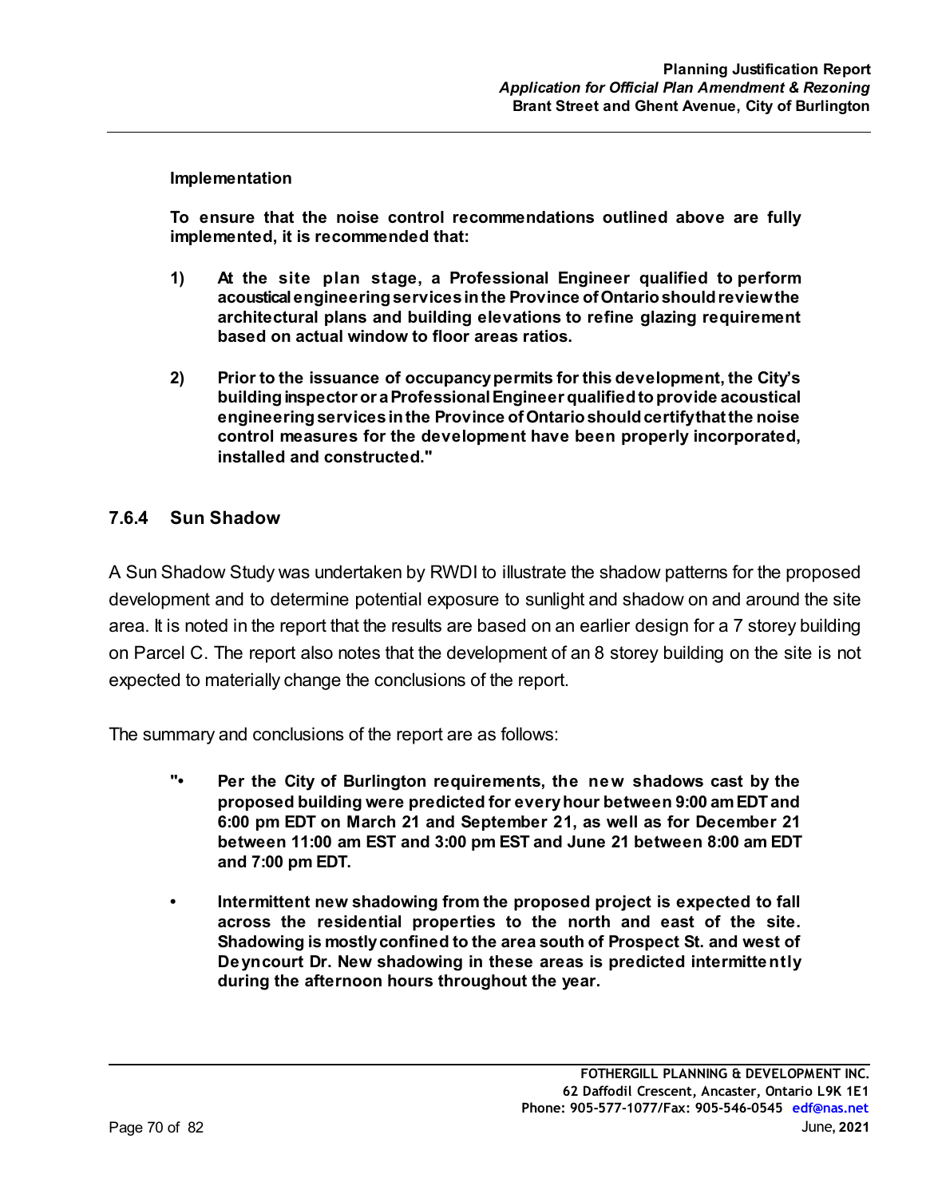**Implementation**

**To ensure that the noise control recommendations outlined above are fully implemented, it is recommended that:**

1) **At the site plan stage, a Professional Engineer qualified to perform acoustical engineering services in the Province of Ontario should review the architectural plans and building elevations to refine glazing requirement based on actual window to floor areas ratios.**

2) **Prior to the issuance of occupancy permits for this development, the City's building inspector or a Professional Engineer qualified to provide acoustical engineering services in the Province of Ontario should certify that the noise control measures for the development have been properly incorporated, installed and constructed."**

### 7.6.4 Sun Shadow

A Sun Shadow Study was undertaken by RWDI to illustrate the shadow patterns for the proposed development and to determine potential exposure to sunlight and shadow on and around the site area. It is noted in the report that the results are based on an earlier design for a 7 storey building on Parcel C. The report also notes that the development of an 8 storey building on the site is not expected to materially change the conclusions of the report.

The summary and conclusions of the report are as follows:

- **"Per the City of Burlington requirements, the new shadows cast by the proposed building were predicted for every hour between 9:00 am EDT and 6:00 pm EDT on March 21 and September 21, as well as for December 21 between 11:00 am EST and 3:00 pm EST and June 21 between 8:00 am EDT and 7:00 pm EDT.**

- **Intermittent new shadowing from the proposed project is expected to fall across the residential properties to the north and east of the site. Shadowing is mostly confined to the area south of Prospect St. and west of Deyncourt Dr. New shadowing in these areas is predicted intermittently during the afternoon hours throughout the year.**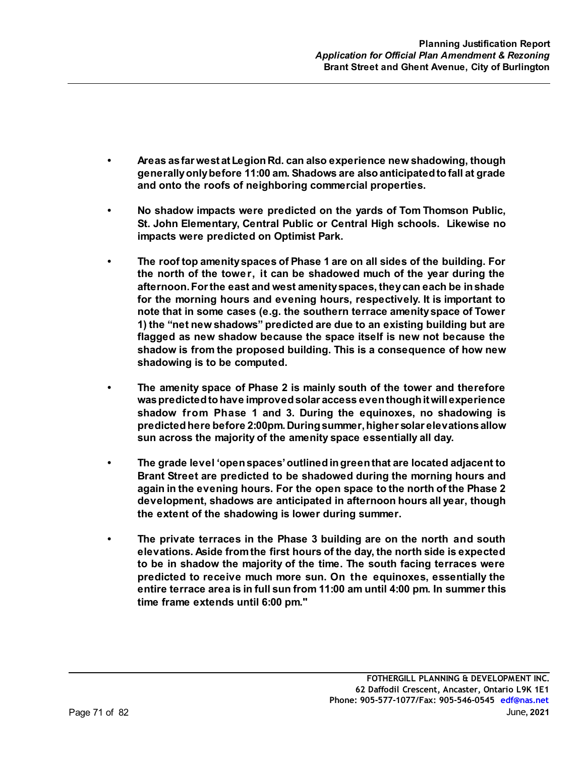- **Areas as far west at Legion Rd. can also experience new shadowing, though generally only before 11:00 am. Shadows are also anticipated to fall at grade and onto the roofs of neighboring commercial properties.**

- **No shadow impacts were predicted on the yards of Tom Thomson Public, St. John Elementary, Central Public or Central High schools. Likewise no impacts were predicted on Optimist Park.**

- **The roof top amenity spaces of Phase 1 are on all sides of the building. For the north of the tower, it can be shadowed much of the year during the afternoon. For the east and west amenity spaces, they can each be in shade for the morning hours and evening hours, respectively. It is important to note that in some cases (e.g. the southern terrace amenity space of Tower 1) the "net new shadows" predicted are due to an existing building but are flagged as new shadow because the space itself is new not because the shadow is from the proposed building. This is a consequence of how new shadowing is to be computed.**

- **The amenity space of Phase 2 is mainly south of the tower and therefore was predicted to have improved solar access even though it will experience shadow from Phase 1 and 3. During the equinoxes, no shadowing is predicted here before 2:00pm. During summer, higher solar elevations allow sun across the majority of the amenity space essentially all day.**

- **The grade level 'open spaces' outlined in green that are located adjacent to Brant Street are predicted to be shadowed during the morning hours and again in the evening hours. For the open space to the north of the Phase 2 development, shadows are anticipated in afternoon hours all year, though the extent of the shadowing is lower during summer.**

- **The private terraces in the Phase 3 building are on the north and south elevations. Aside from the first hours of the day, the north side is expected to be in shadow the majority of the time. The south facing terraces were predicted to receive much more sun. On the equinoxes, essentially the entire terrace area is in full sun from 11:00 am until 4:00 pm. In summer this time frame extends until 6:00 pm."**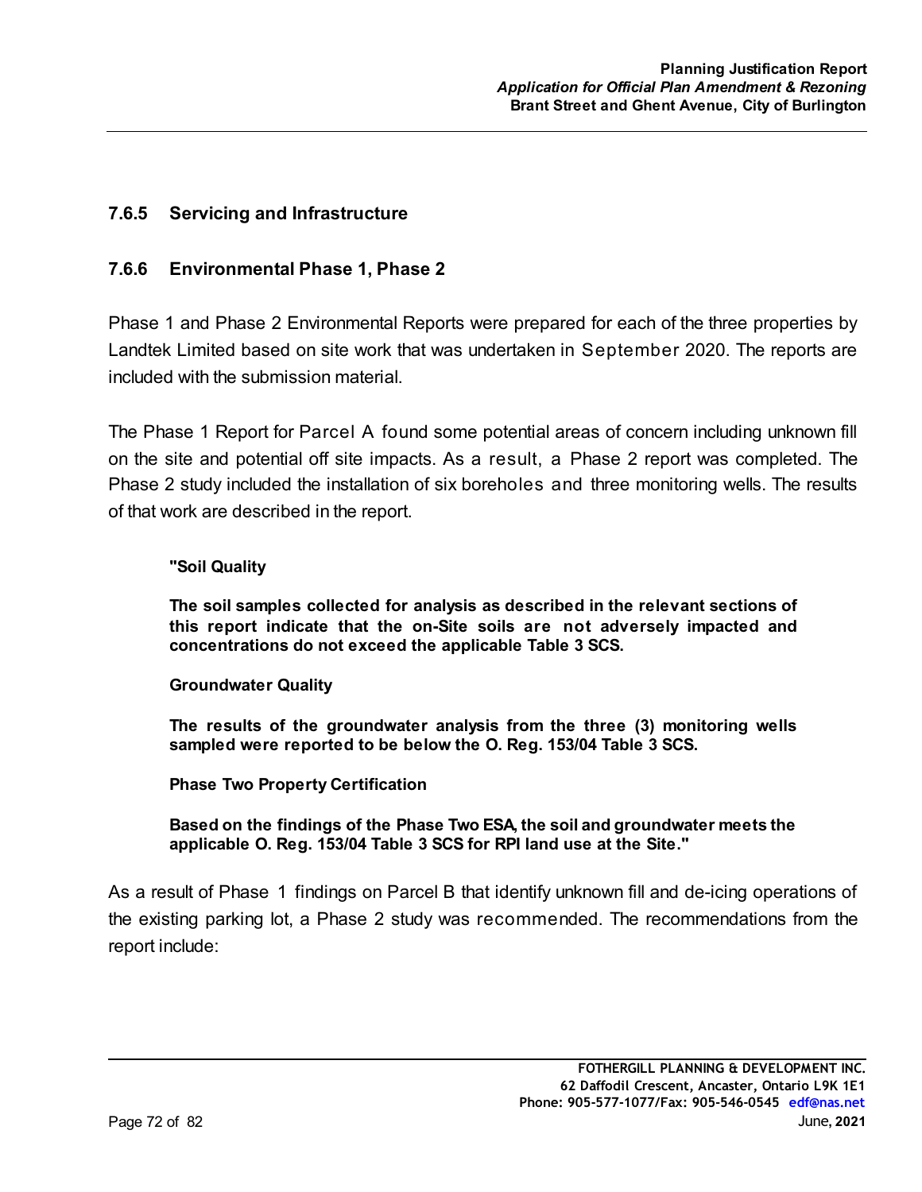### 7.6.5 Servicing and Infrastructure

### 7.6.6 Environmental Phase 1, Phase 2

Phase 1 and Phase 2 Environmental Reports were prepared for each of the three properties by Landtek Limited based on site work that was undertaken in September 2020. The reports are included with the submission material.

The Phase 1 Report for Parcel A found some potential areas of concern including unknown fill on the site and potential off site impacts. As a result, a Phase 2 report was completed. The Phase 2 study included the installation of six boreholes and three monitoring wells. The results of that work are described in the report.

> **"Soil Quality**
>
> **The soil samples collected for analysis as described in the relevant sections of this report indicate that the on-Site soils are not adversely impacted and concentrations do not exceed the applicable Table 3 SCS.**
>
> **Groundwater Quality**
>
> **The results of the groundwater analysis from the three (3) monitoring wells sampled were reported to be below the O. Reg. 153/04 Table 3 SCS.**
>
> **Phase Two Property Certification**
>
> **Based on the findings of the Phase Two ESA, the soil and groundwater meets the applicable O. Reg. 153/04 Table 3 SCS for RPI land use at the Site."**

As a result of Phase 1 findings on Parcel B that identify unknown fill and de-icing operations of the existing parking lot, a Phase 2 study was recommended. The recommendations from the report include: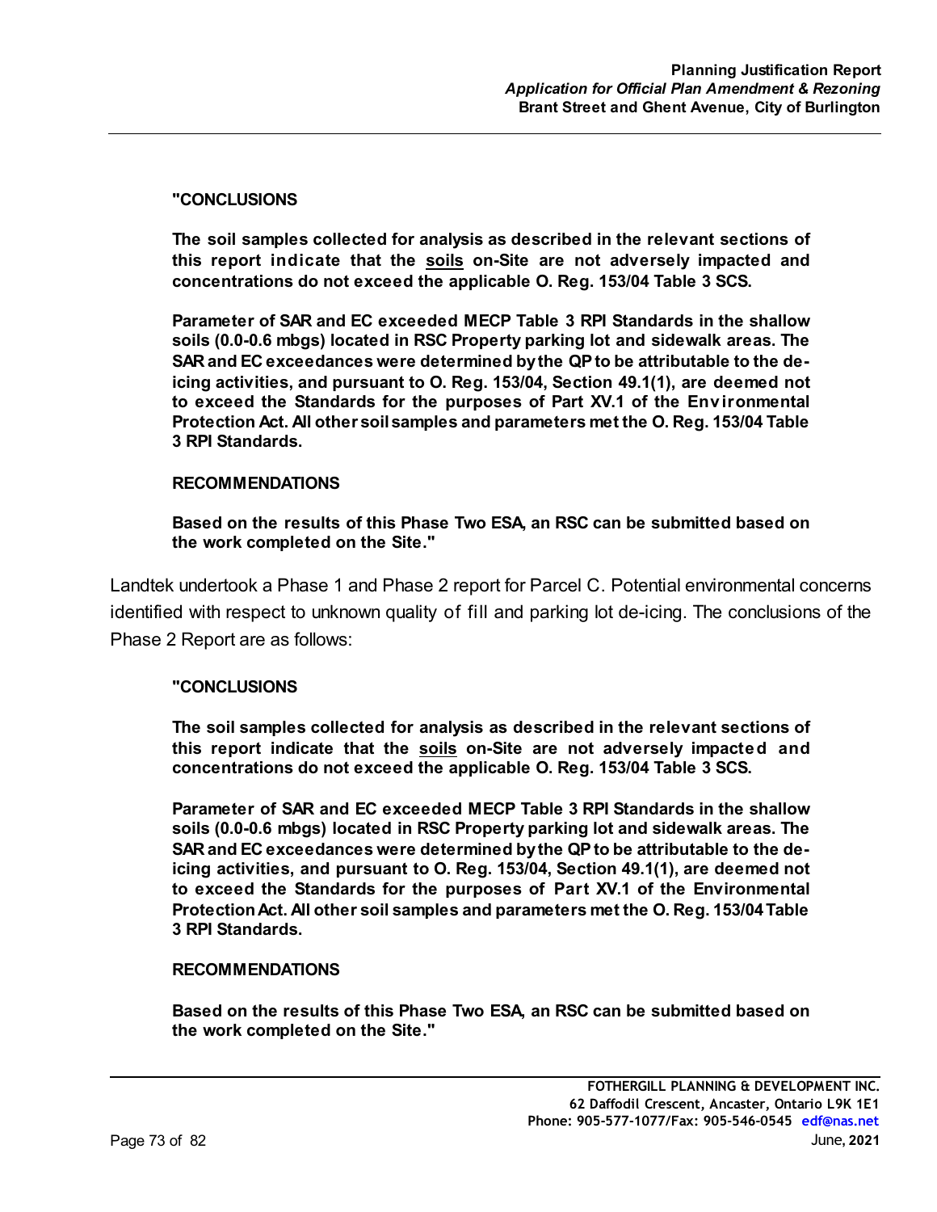> **"CONCLUSIONS**
>
> **The soil samples collected for analysis as described in the relevant sections of this report indicate that the <u>soils</u> on-Site are not adversely impacted and concentrations do not exceed the applicable O. Reg. 153/04 Table 3 SCS.**
>
> **Parameter of SAR and EC exceeded MECP Table 3 RPI Standards in the shallow soils (0.0-0.6 mbgs) located in RSC Property parking lot and sidewalk areas. The SAR and EC exceedances were determined by the QP to be attributable to the de-icing activities, and pursuant to O. Reg. 153/04, Section 49.1(1), are deemed not to exceed the Standards for the purposes of Part XV.1 of the Environmental Protection Act. All other soil samples and parameters met the O. Reg. 153/04 Table 3 RPI Standards.**
>
> **RECOMMENDATIONS**
>
> **Based on the results of this Phase Two ESA, an RSC can be submitted based on the work completed on the Site."**

Landtek undertook a Phase 1 and Phase 2 report for Parcel C. Potential environmental concerns identified with respect to unknown quality of fill and parking lot de-icing. The conclusions of the Phase 2 Report are as follows:

> **"CONCLUSIONS**
>
> **The soil samples collected for analysis as described in the relevant sections of this report indicate that the <u>soils</u> on-Site are not adversely impacted and concentrations do not exceed the applicable O. Reg. 153/04 Table 3 SCS.**
>
> **Parameter of SAR and EC exceeded MECP Table 3 RPI Standards in the shallow soils (0.0-0.6 mbgs) located in RSC Property parking lot and sidewalk areas. The SAR and EC exceedances were determined by the QP to be attributable to the de-icing activities, and pursuant to O. Reg. 153/04, Section 49.1(1), are deemed not to exceed the Standards for the purposes of Part XV.1 of the Environmental Protection Act. All other soil samples and parameters met the O. Reg. 153/04 Table 3 RPI Standards.**
>
> **RECOMMENDATIONS**
>
> **Based on the results of this Phase Two ESA, an RSC can be submitted based on the work completed on the Site."**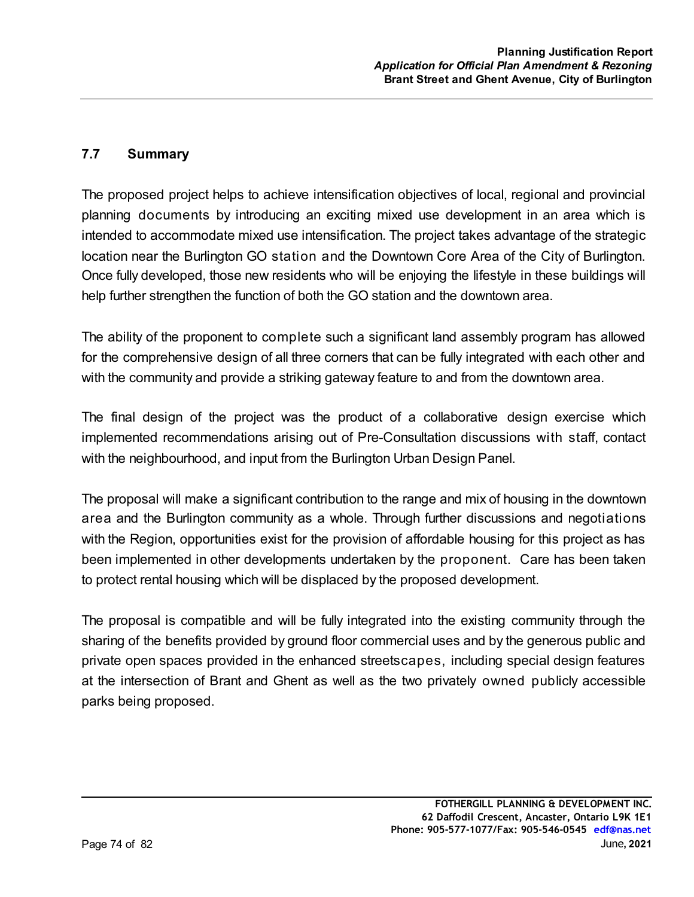### 7.7 Summary

The proposed project helps to achieve intensification objectives of local, regional and provincial planning documents by introducing an exciting mixed use development in an area which is intended to accommodate mixed use intensification. The project takes advantage of the strategic location near the Burlington GO station and the Downtown Core Area of the City of Burlington. Once fully developed, those new residents who will be enjoying the lifestyle in these buildings will help further strengthen the function of both the GO station and the downtown area.

The ability of the proponent to complete such a significant land assembly program has allowed for the comprehensive design of all three corners that can be fully integrated with each other and with the community and provide a striking gateway feature to and from the downtown area.

The final design of the project was the product of a collaborative design exercise which implemented recommendations arising out of Pre-Consultation discussions with staff, contact with the neighbourhood, and input from the Burlington Urban Design Panel.

The proposal will make a significant contribution to the range and mix of housing in the downtown area and the Burlington community as a whole. Through further discussions and negotiations with the Region, opportunities exist for the provision of affordable housing for this project as has been implemented in other developments undertaken by the proponent. Care has been taken to protect rental housing which will be displaced by the proposed development.

The proposal is compatible and will be fully integrated into the existing community through the sharing of the benefits provided by ground floor commercial uses and by the generous public and private open spaces provided in the enhanced streetscapes, including special design features at the intersection of Brant and Ghent as well as the two privately owned publicly accessible parks being proposed.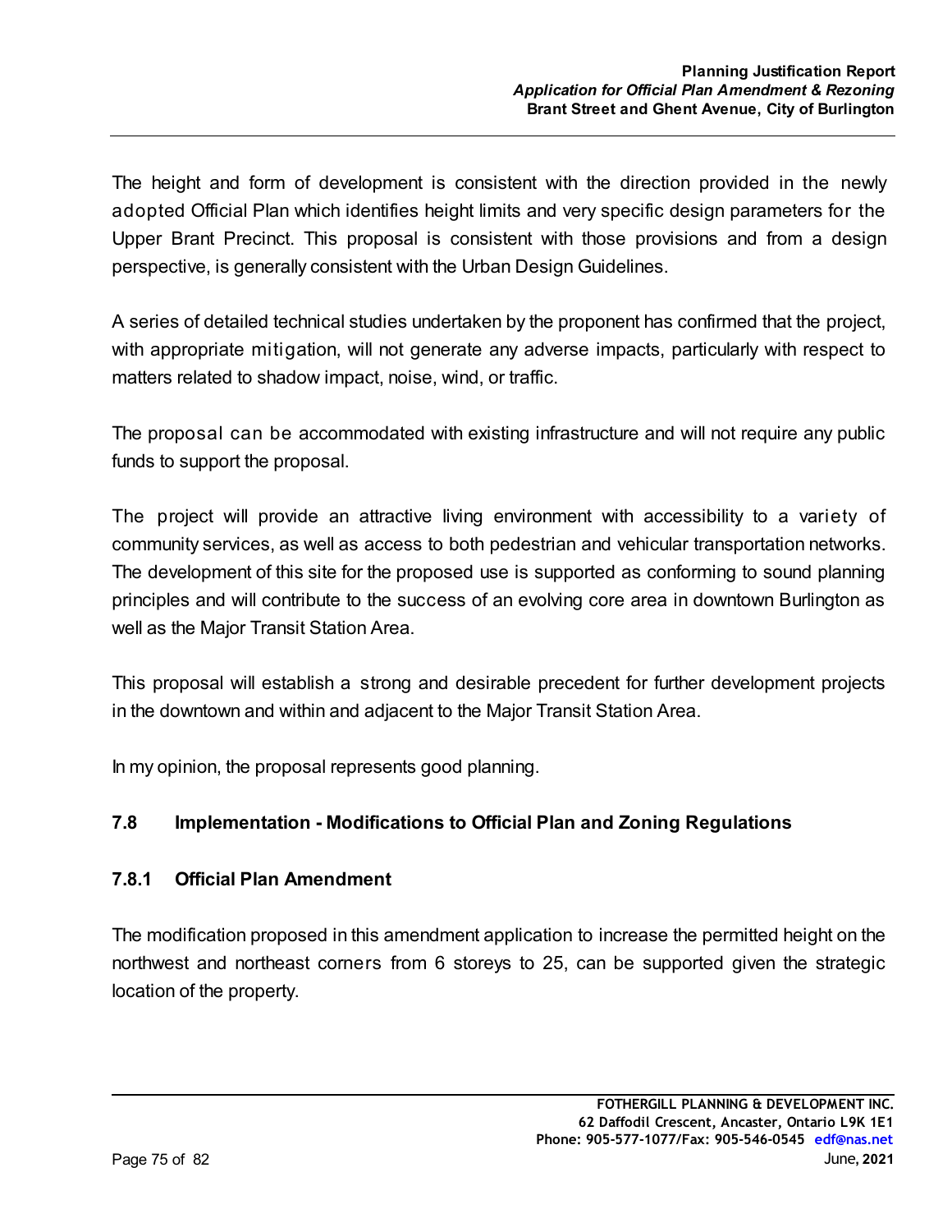The height and form of development is consistent with the direction provided in the newly adopted Official Plan which identifies height limits and very specific design parameters for the Upper Brant Precinct. This proposal is consistent with those provisions and from a design perspective, is generally consistent with the Urban Design Guidelines.

A series of detailed technical studies undertaken by the proponent has confirmed that the project, with appropriate mitigation, will not generate any adverse impacts, particularly with respect to matters related to shadow impact, noise, wind, or traffic.

The proposal can be accommodated with existing infrastructure and will not require any public funds to support the proposal.

The project will provide an attractive living environment with accessibility to a variety of community services, as well as access to both pedestrian and vehicular transportation networks. The development of this site for the proposed use is supported as conforming to sound planning principles and will contribute to the success of an evolving core area in downtown Burlington as well as the Major Transit Station Area.

This proposal will establish a strong and desirable precedent for further development projects in the downtown and within and adjacent to the Major Transit Station Area.

In my opinion, the proposal represents good planning.

## 7.8 Implementation - Modifications to Official Plan and Zoning Regulations

### 7.8.1 Official Plan Amendment

The modification proposed in this amendment application to increase the permitted height on the northwest and northeast corners from 6 storeys to 25, can be supported given the strategic location of the property.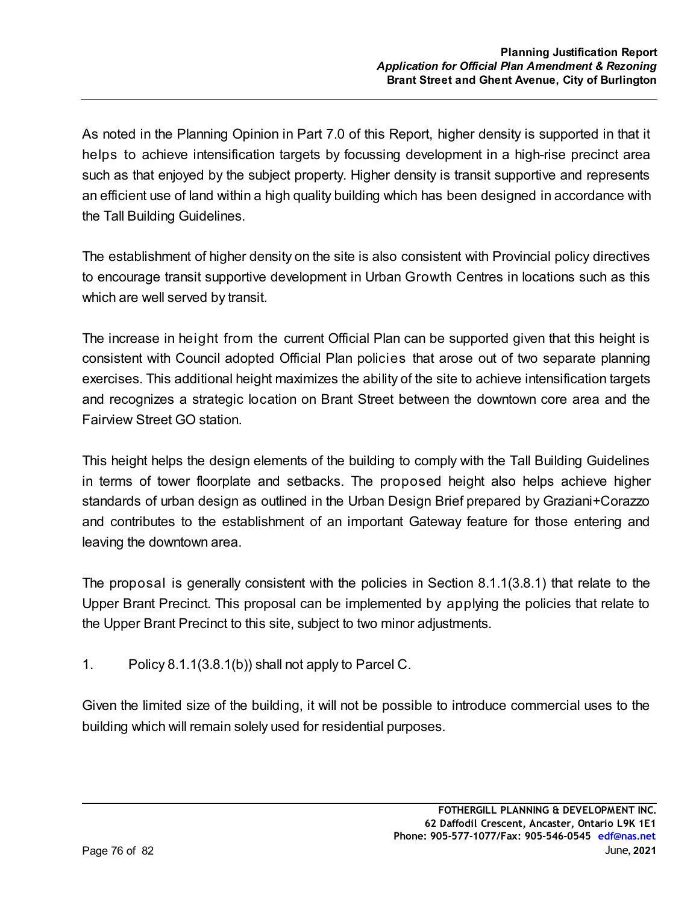As noted in the Planning Opinion in Part 7.0 of this Report, higher density is supported in that it helps to achieve intensification targets by focussing development in a high-rise precinct area such as that enjoyed by the subject property. Higher density is transit supportive and represents an efficient use of land within a high quality building which has been designed in accordance with the Tall Building Guidelines.

The establishment of higher density on the site is also consistent with Provincial policy directives to encourage transit supportive development in Urban Growth Centres in locations such as this which are well served by transit.

The increase in height from the current Official Plan can be supported given that this height is consistent with Council adopted Official Plan policies that arose out of two separate planning exercises. This additional height maximizes the ability of the site to achieve intensification targets and recognizes a strategic location on Brant Street between the downtown core area and the Fairview Street GO station.

This height helps the design elements of the building to comply with the Tall Building Guidelines in terms of tower floorplate and setbacks. The proposed height also helps achieve higher standards of urban design as outlined in the Urban Design Brief prepared by Graziani+Corazzo and contributes to the establishment of an important Gateway feature for those entering and leaving the downtown area.

The proposal is generally consistent with the policies in Section 8.1.1(3.8.1) that relate to the Upper Brant Precinct. This proposal can be implemented by applying the policies that relate to the Upper Brant Precinct to this site, subject to two minor adjustments.

1. Policy 8.1.1(3.8.1(b)) shall not apply to Parcel C.

Given the limited size of the building, it will not be possible to introduce commercial uses to the building which will remain solely used for residential purposes.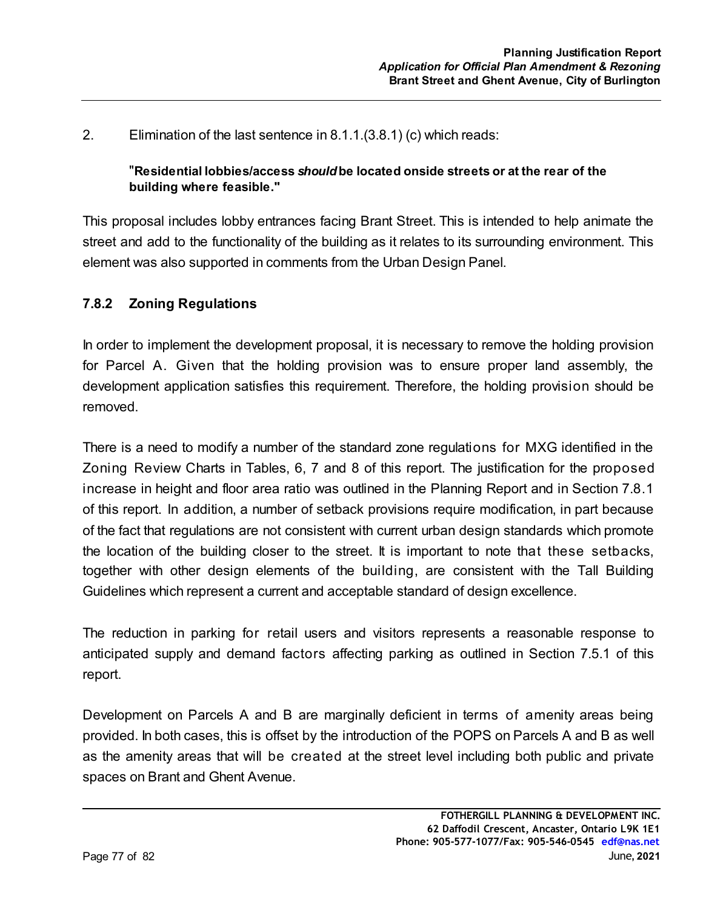2. Elimination of the last sentence in 8.1.1.(3.8.1) (c) which reads:

> "**Residential lobbies/access *should* be located onside streets or at the rear of the building where feasible.**"

This proposal includes lobby entrances facing Brant Street. This is intended to help animate the street and add to the functionality of the building as it relates to its surrounding environment. This element was also supported in comments from the Urban Design Panel.

### 7.8.2 Zoning Regulations

In order to implement the development proposal, it is necessary to remove the holding provision for Parcel A. Given that the holding provision was to ensure proper land assembly, the development application satisfies this requirement. Therefore, the holding provision should be removed.

There is a need to modify a number of the standard zone regulations for MXG identified in the Zoning Review Charts in Tables, 6, 7 and 8 of this report. The justification for the proposed increase in height and floor area ratio was outlined in the Planning Report and in Section 7.8.1 of this report. In addition, a number of setback provisions require modification, in part because of the fact that regulations are not consistent with current urban design standards which promote the location of the building closer to the street. It is important to note that these setbacks, together with other design elements of the building, are consistent with the Tall Building Guidelines which represent a current and acceptable standard of design excellence.

The reduction in parking for retail users and visitors represents a reasonable response to anticipated supply and demand factors affecting parking as outlined in Section 7.5.1 of this report.

Development on Parcels A and B are marginally deficient in terms of amenity areas being provided. In both cases, this is offset by the introduction of the POPS on Parcels A and B as well as the amenity areas that will be created at the street level including both public and private spaces on Brant and Ghent Avenue.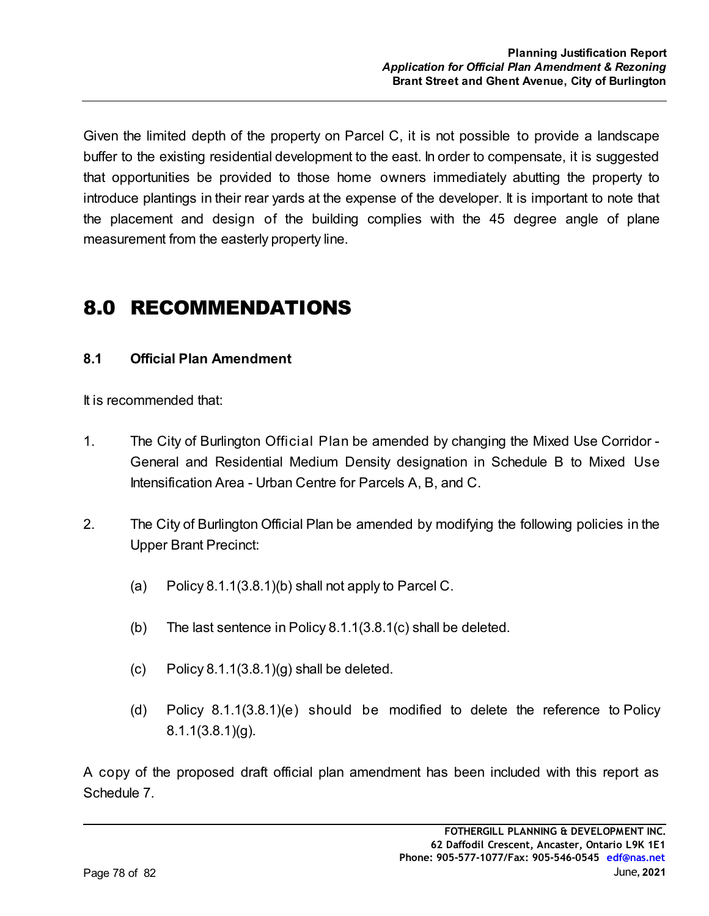Given the limited depth of the property on Parcel C, it is not possible to provide a landscape buffer to the existing residential development to the east. In order to compensate, it is suggested that opportunities be provided to those home owners immediately abutting the property to introduce plantings in their rear yards at the expense of the developer. It is important to note that the placement and design of the building complies with the 45 degree angle of plane measurement from the easterly property line.

# 8.0 RECOMMENDATIONS

## 8.1 Official Plan Amendment

It is recommended that:

1. The City of Burlington Official Plan be amended by changing the Mixed Use Corridor - General and Residential Medium Density designation in Schedule B to Mixed Use Intensification Area - Urban Centre for Parcels A, B, and C.

2. The City of Burlington Official Plan be amended by modifying the following policies in the Upper Brant Precinct:

   (a) Policy 8.1.1(3.8.1)(b) shall not apply to Parcel C.

   (b) The last sentence in Policy 8.1.1(3.8.1(c) shall be deleted.

   (c) Policy 8.1.1(3.8.1)(g) shall be deleted.

   (d) Policy 8.1.1(3.8.1)(e) should be modified to delete the reference to Policy 8.1.1(3.8.1)(g).

A copy of the proposed draft official plan amendment has been included with this report as Schedule 7.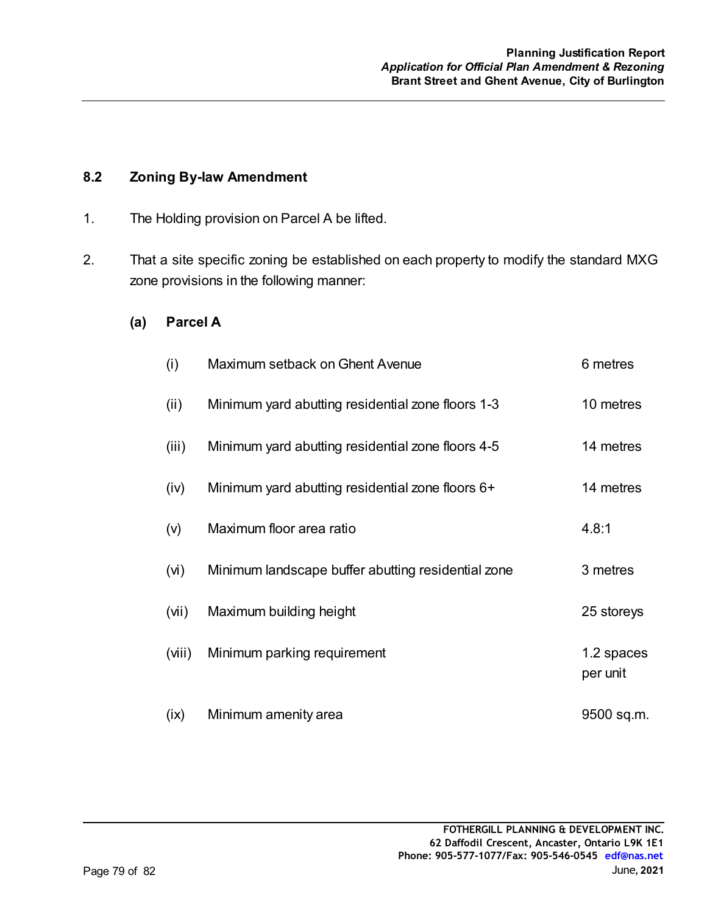## 8.2 Zoning By-law Amendment

1. The Holding provision on Parcel A be lifted.

2. That a site specific zoning be established on each property to modify the standard MXG zone provisions in the following manner:

   **(a) Parcel A**

   | | | |
   |---|---|---|
   | (i) | Maximum setback on Ghent Avenue | 6 metres |
   | (ii) | Minimum yard abutting residential zone floors 1-3 | 10 metres |
   | (iii) | Minimum yard abutting residential zone floors 4-5 | 14 metres |
   | (iv) | Minimum yard abutting residential zone floors 6+ | 14 metres |
   | (v) | Maximum floor area ratio | 4.8:1 |
   | (vi) | Minimum landscape buffer abutting residential zone | 3 metres |
   | (vii) | Maximum building height | 25 storeys |
   | (viii) | Minimum parking requirement | 1.2 spaces per unit |
   | (ix) | Minimum amenity area | 9500 sq.m. |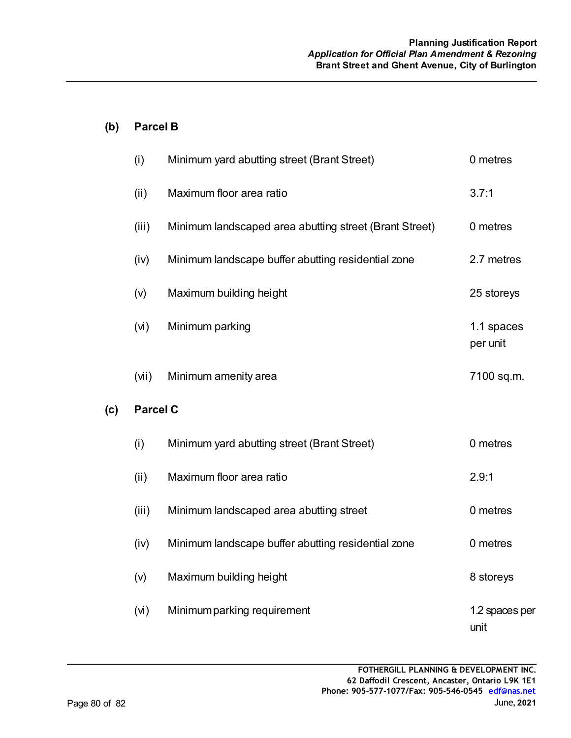**(b) Parcel B**

| | | |
|---|---|---|
| (i) | Minimum yard abutting street (Brant Street) | 0 metres |
| (ii) | Maximum floor area ratio | 3.7:1 |
| (iii) | Minimum landscaped area abutting street (Brant Street) | 0 metres |
| (iv) | Minimum landscape buffer abutting residential zone | 2.7 metres |
| (v) | Maximum building height | 25 storeys |
| (vi) | Minimum parking | 1.1 spaces per unit |
| (vii) | Minimum amenity area | 7100 sq.m. |

**(c) Parcel C**

| | | |
|---|---|---|
| (i) | Minimum yard abutting street (Brant Street) | 0 metres |
| (ii) | Maximum floor area ratio | 2.9:1 |
| (iii) | Minimum landscaped area abutting street | 0 metres |
| (iv) | Minimum landscape buffer abutting residential zone | 0 metres |
| (v) | Maximum building height | 8 storeys |
| (vi) | Minimum parking requirement | 1.2 spaces per unit |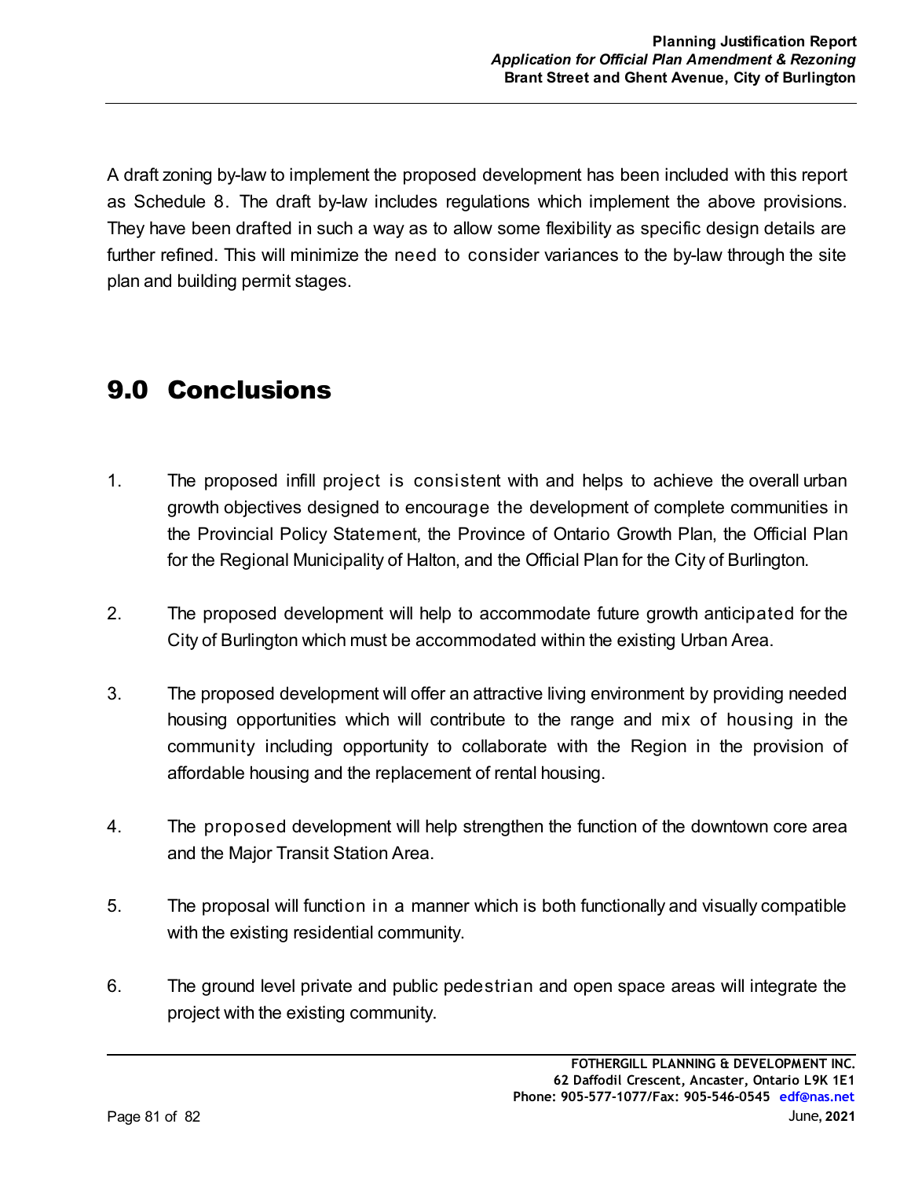A draft zoning by-law to implement the proposed development has been included with this report as Schedule 8. The draft by-law includes regulations which implement the above provisions. They have been drafted in such a way as to allow some flexibility as specific design details are further refined. This will minimize the need to consider variances to the by-law through the site plan and building permit stages.

# 9.0 Conclusions

1. The proposed infill project is consistent with and helps to achieve the overall urban growth objectives designed to encourage the development of complete communities in the Provincial Policy Statement, the Province of Ontario Growth Plan, the Official Plan for the Regional Municipality of Halton, and the Official Plan for the City of Burlington.

2. The proposed development will help to accommodate future growth anticipated for the City of Burlington which must be accommodated within the existing Urban Area.

3. The proposed development will offer an attractive living environment by providing needed housing opportunities which will contribute to the range and mix of housing in the community including opportunity to collaborate with the Region in the provision of affordable housing and the replacement of rental housing.

4. The proposed development will help strengthen the function of the downtown core area and the Major Transit Station Area.

5. The proposal will function in a manner which is both functionally and visually compatible with the existing residential community.

6. The ground level private and public pedestrian and open space areas will integrate the project with the existing community.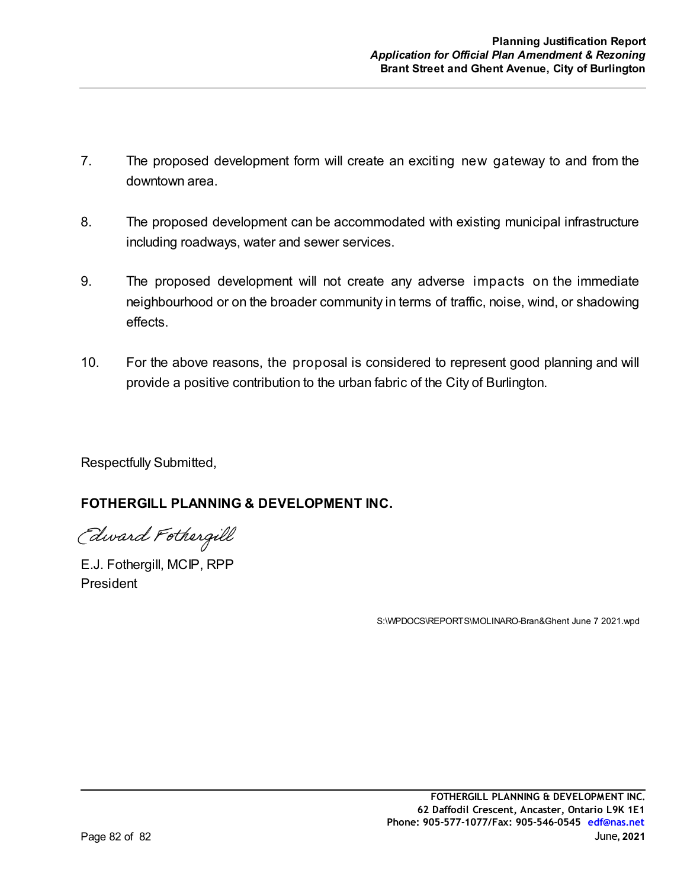7. The proposed development form will create an exciting new gateway to and from the downtown area.

8. The proposed development can be accommodated with existing municipal infrastructure including roadways, water and sewer services.

9. The proposed development will not create any adverse impacts on the immediate neighbourhood or on the broader community in terms of traffic, noise, wind, or shadowing effects.

10. For the above reasons, the proposal is considered to represent good planning and will provide a positive contribution to the urban fabric of the City of Burlington.

Respectfully Submitted,

**FOTHERGILL PLANNING & DEVELOPMENT INC.**

Edward Fothergill

E.J. Fothergill, MCIP, RPP
President

S:\WPDOCS\REPORTS\MOLINARO-Bran&Ghent June 7 2021.wpd